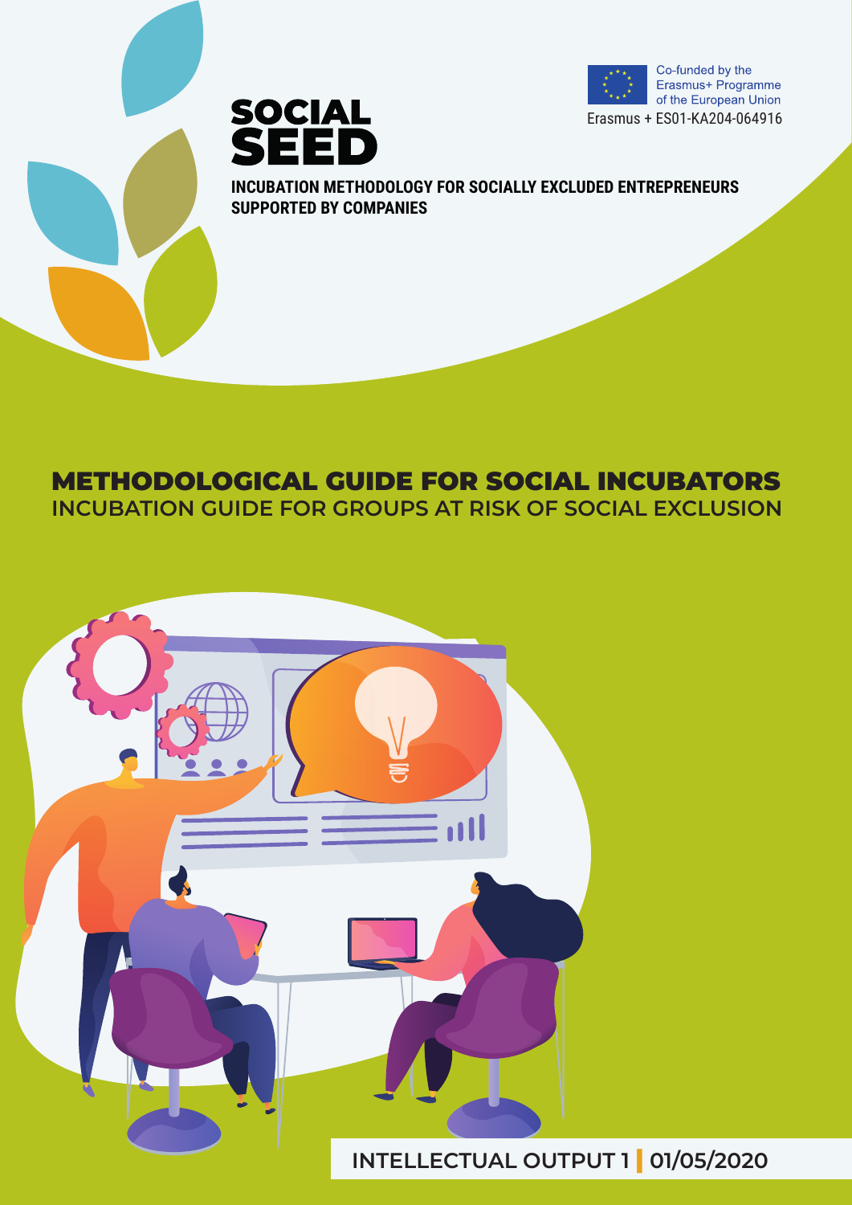# SOCIAL SEED

Co-funded by the Erasmus+ Programme of the European Union

Erasmus + ES01-KA204-064916

**INCUBATION METHODOLOGY FOR SOCIALLY EXCLUDED ENTREPRENEURS SUPPORTED BY COMPANIES**

## METHODOLOGICAL GUIDE FOR SOCIAL INCUBATORS

INCUBATION GUIDE FOR GROUPS AT RISK OF SOCIAL EXCLUSION

INTELLECTUAL OUTPUT 1 | 01/05/2020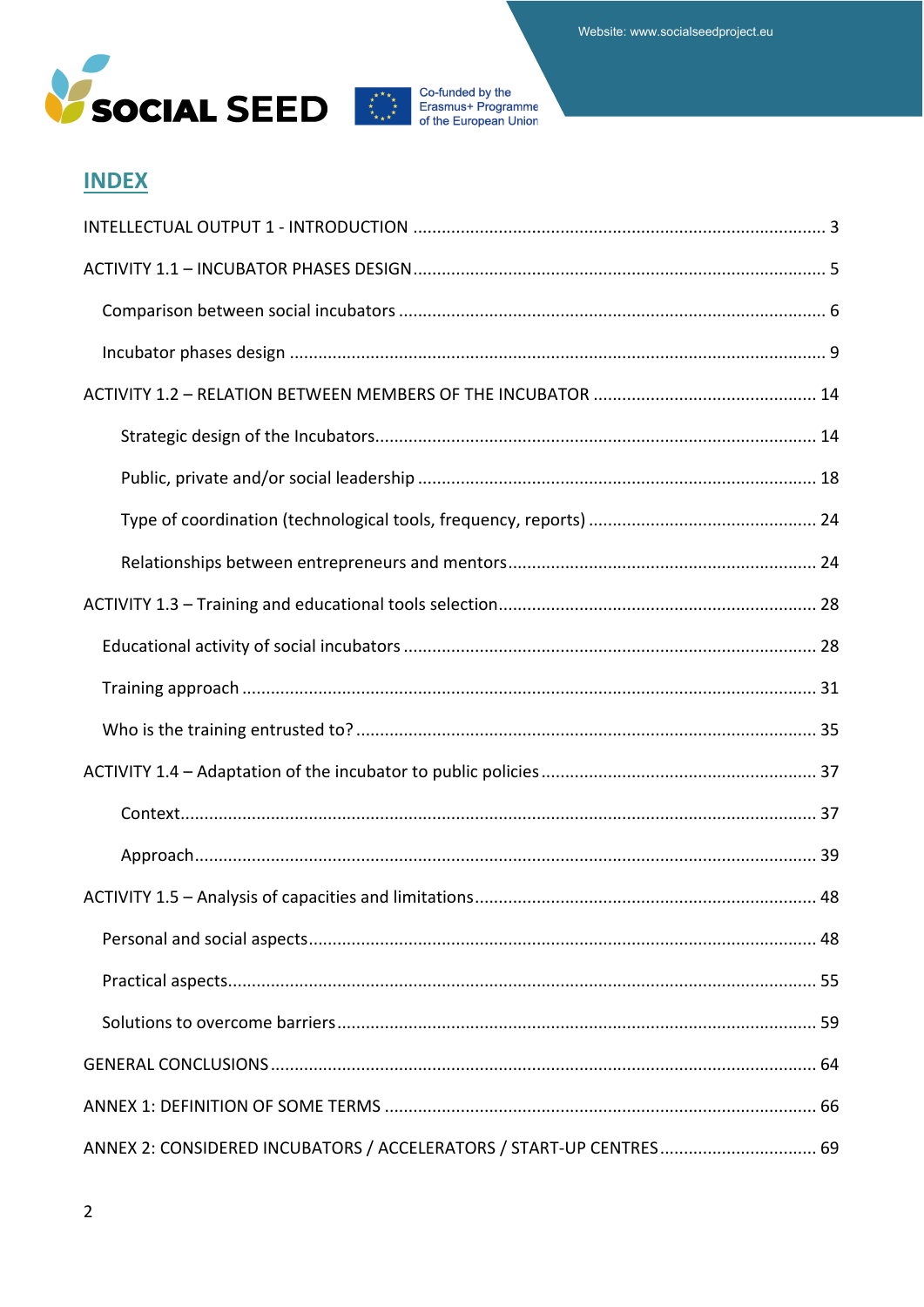## INDEX

INTELLECTUAL OUTPUT 1 - INTRODUCTION ........................................................................................ 3

ACTIVITY 1.1 – INCUBATOR PHASES DESIGN ........................................................................................ 5

- Comparison between social incubators ........................................................................................ 6
- Incubator phases design ........................................................................................ 9

ACTIVITY 1.2 – RELATION BETWEEN MEMBERS OF THE INCUBATOR ........................................................ 14

- Strategic design of the Incubators ........................................................................................ 14
- Public, private and/or social leadership ........................................................................................ 18
- Type of coordination (technological tools, frequency, reports) ................................................ 24
- Relationships between entrepreneurs and mentors ........................................................................ 24

ACTIVITY 1.3 – Training and educational tools selection ........................................................................ 28

- Educational activity of social incubators ........................................................................................ 28
- Training approach ........................................................................................ 31
- Who is the training entrusted to? ........................................................................................ 35

ACTIVITY 1.4 – Adaptation of the incubator to public policies ................................................................ 37

- Context ........................................................................................ 37
- Approach ........................................................................................ 39

ACTIVITY 1.5 – Analysis of capacities and limitations ........................................................................ 48

- Personal and social aspects ........................................................................................ 48
- Practical aspects ........................................................................................ 55
- Solutions to overcome barriers ........................................................................................ 59

GENERAL CONCLUSIONS ........................................................................................ 64

ANNEX 1: DEFINITION OF SOME TERMS ........................................................................................ 66

ANNEX 2: CONSIDERED INCUBATORS / ACCELERATORS / START-UP CENTRES ........................................ 69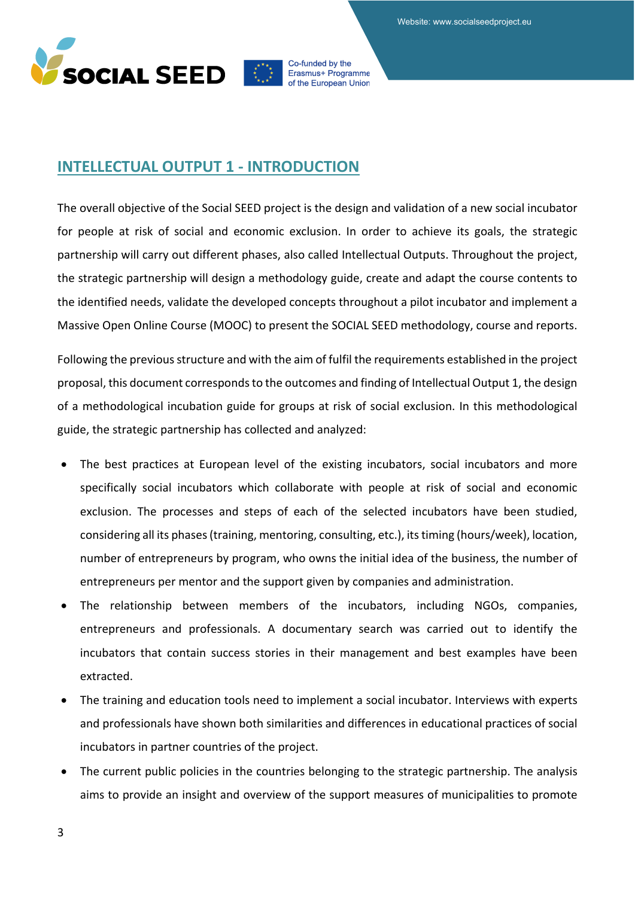## INTELLECTUAL OUTPUT 1 - INTRODUCTION

The overall objective of the Social SEED project is the design and validation of a new social incubator for people at risk of social and economic exclusion. In order to achieve its goals, the strategic partnership will carry out different phases, also called Intellectual Outputs. Throughout the project, the strategic partnership will design a methodology guide, create and adapt the course contents to the identified needs, validate the developed concepts throughout a pilot incubator and implement a Massive Open Online Course (MOOC) to present the SOCIAL SEED methodology, course and reports.

Following the previous structure and with the aim of fulfil the requirements established in the project proposal, this document corresponds to the outcomes and finding of Intellectual Output 1, the design of a methodological incubation guide for groups at risk of social exclusion. In this methodological guide, the strategic partnership has collected and analyzed:

- The best practices at European level of the existing incubators, social incubators and more specifically social incubators which collaborate with people at risk of social and economic exclusion. The processes and steps of each of the selected incubators have been studied, considering all its phases (training, mentoring, consulting, etc.), its timing (hours/week), location, number of entrepreneurs by program, who owns the initial idea of the business, the number of entrepreneurs per mentor and the support given by companies and administration.
- The relationship between members of the incubators, including NGOs, companies, entrepreneurs and professionals. A documentary search was carried out to identify the incubators that contain success stories in their management and best examples have been extracted.
- The training and education tools need to implement a social incubator. Interviews with experts and professionals have shown both similarities and differences in educational practices of social incubators in partner countries of the project.
- The current public policies in the countries belonging to the strategic partnership. The analysis aims to provide an insight and overview of the support measures of municipalities to promote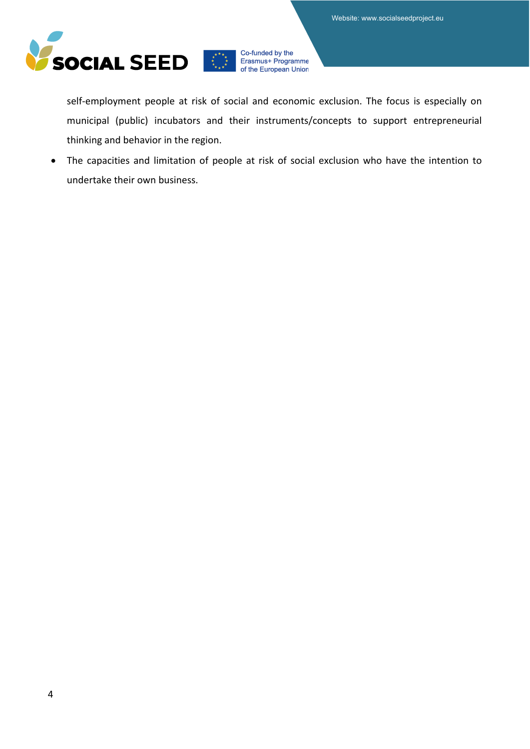self-employment people at risk of social and economic exclusion. The focus is especially on municipal (public) incubators and their instruments/concepts to support entrepreneurial thinking and behavior in the region.

- The capacities and limitation of people at risk of social exclusion who have the intention to undertake their own business.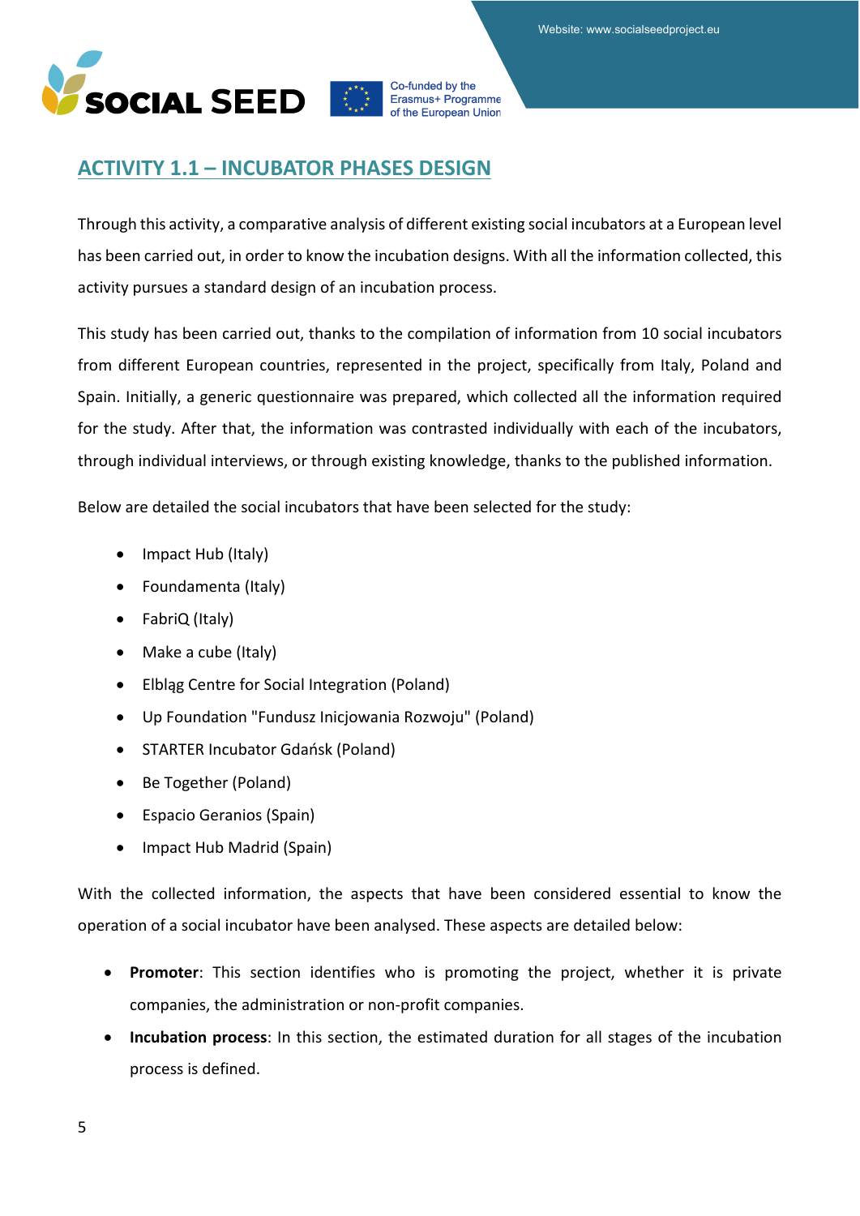## ACTIVITY 1.1 – INCUBATOR PHASES DESIGN

Through this activity, a comparative analysis of different existing social incubators at a European level has been carried out, in order to know the incubation designs. With all the information collected, this activity pursues a standard design of an incubation process.

This study has been carried out, thanks to the compilation of information from 10 social incubators from different European countries, represented in the project, specifically from Italy, Poland and Spain. Initially, a generic questionnaire was prepared, which collected all the information required for the study. After that, the information was contrasted individually with each of the incubators, through individual interviews, or through existing knowledge, thanks to the published information.

Below are detailed the social incubators that have been selected for the study:

- Impact Hub (Italy)
- Foundamenta (Italy)
- FabriQ (Italy)
- Make a cube (Italy)
- Elbląg Centre for Social Integration (Poland)
- Up Foundation "Fundusz Inicjowania Rozwoju" (Poland)
- STARTER Incubator Gdańsk (Poland)
- Be Together (Poland)
- Espacio Geranios (Spain)
- Impact Hub Madrid (Spain)

With the collected information, the aspects that have been considered essential to know the operation of a social incubator have been analysed. These aspects are detailed below:

- **Promoter**: This section identifies who is promoting the project, whether it is private companies, the administration or non-profit companies.
- **Incubation process**: In this section, the estimated duration for all stages of the incubation process is defined.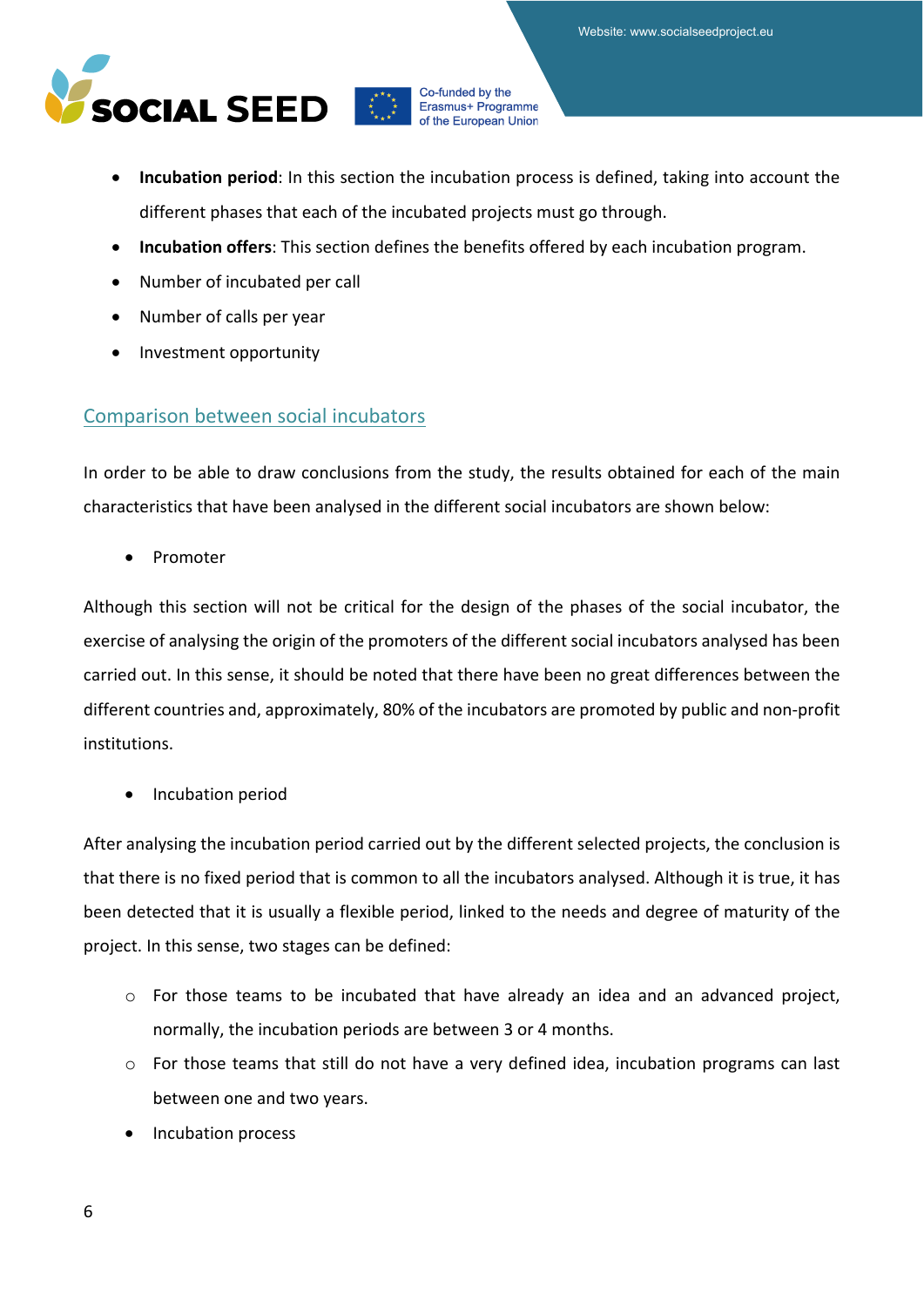- **Incubation period**: In this section the incubation process is defined, taking into account the different phases that each of the incubated projects must go through.
- **Incubation offers**: This section defines the benefits offered by each incubation program.
- Number of incubated per call
- Number of calls per year
- Investment opportunity

## Comparison between social incubators

In order to be able to draw conclusions from the study, the results obtained for each of the main characteristics that have been analysed in the different social incubators are shown below:

- Promoter

Although this section will not be critical for the design of the phases of the social incubator, the exercise of analysing the origin of the promoters of the different social incubators analysed has been carried out. In this sense, it should be noted that there have been no great differences between the different countries and, approximately, 80% of the incubators are promoted by public and non-profit institutions.

- Incubation period

After analysing the incubation period carried out by the different selected projects, the conclusion is that there is no fixed period that is common to all the incubators analysed. Although it is true, it has been detected that it is usually a flexible period, linked to the needs and degree of maturity of the project. In this sense, two stages can be defined:

  - For those teams to be incubated that have already an idea and an advanced project, normally, the incubation periods are between 3 or 4 months.
  - For those teams that still do not have a very defined idea, incubation programs can last between one and two years.

- Incubation process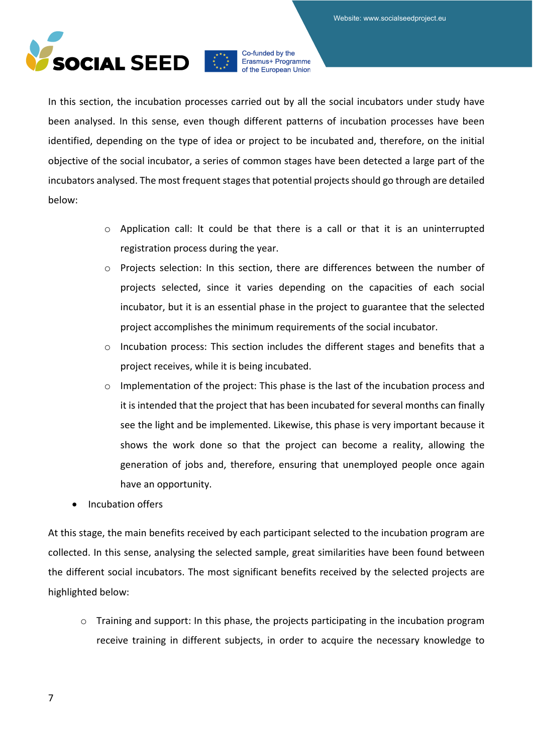In this section, the incubation processes carried out by all the social incubators under study have been analysed. In this sense, even though different patterns of incubation processes have been identified, depending on the type of idea or project to be incubated and, therefore, on the initial objective of the social incubator, a series of common stages have been detected a large part of the incubators analysed. The most frequent stages that potential projects should go through are detailed below:

- Application call: It could be that there is a call or that it is an uninterrupted registration process during the year.
- Projects selection: In this section, there are differences between the number of projects selected, since it varies depending on the capacities of each social incubator, but it is an essential phase in the project to guarantee that the selected project accomplishes the minimum requirements of the social incubator.
- Incubation process: This section includes the different stages and benefits that a project receives, while it is being incubated.
- Implementation of the project: This phase is the last of the incubation process and it is intended that the project that has been incubated for several months can finally see the light and be implemented. Likewise, this phase is very important because it shows the work done so that the project can become a reality, allowing the generation of jobs and, therefore, ensuring that unemployed people once again have an opportunity.

- Incubation offers

At this stage, the main benefits received by each participant selected to the incubation program are collected. In this sense, analysing the selected sample, great similarities have been found between the different social incubators. The most significant benefits received by the selected projects are highlighted below:

- Training and support: In this phase, the projects participating in the incubation program receive training in different subjects, in order to acquire the necessary knowledge to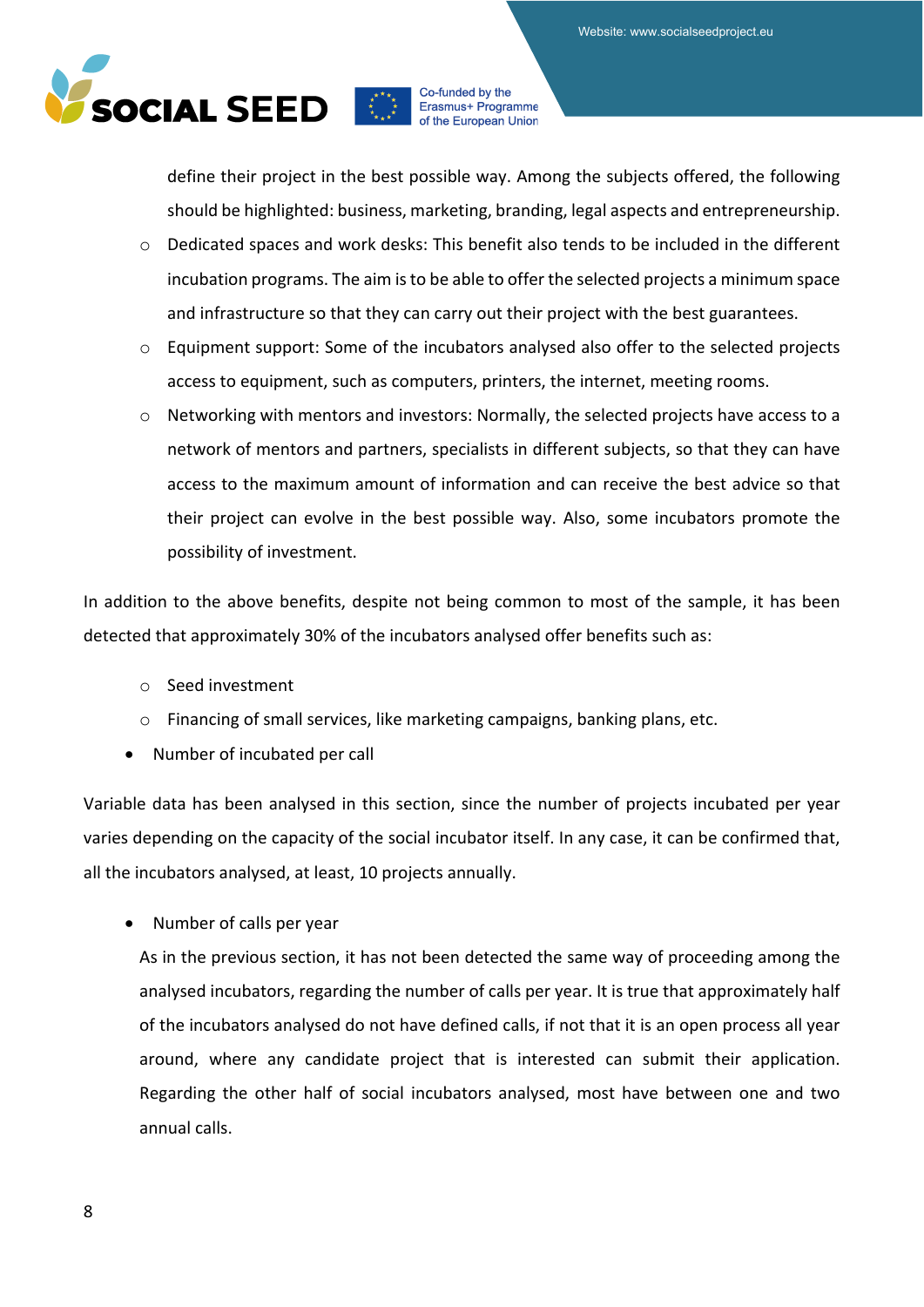define their project in the best possible way. Among the subjects offered, the following should be highlighted: business, marketing, branding, legal aspects and entrepreneurship.

  - Dedicated spaces and work desks: This benefit also tends to be included in the different incubation programs. The aim is to be able to offer the selected projects a minimum space and infrastructure so that they can carry out their project with the best guarantees.
  - Equipment support: Some of the incubators analysed also offer to the selected projects access to equipment, such as computers, printers, the internet, meeting rooms.
  - Networking with mentors and investors: Normally, the selected projects have access to a network of mentors and partners, specialists in different subjects, so that they can have access to the maximum amount of information and can receive the best advice so that their project can evolve in the best possible way. Also, some incubators promote the possibility of investment.

In addition to the above benefits, despite not being common to most of the sample, it has been detected that approximately 30% of the incubators analysed offer benefits such as:

  - Seed investment
  - Financing of small services, like marketing campaigns, banking plans, etc.

- Number of incubated per call

Variable data has been analysed in this section, since the number of projects incubated per year varies depending on the capacity of the social incubator itself. In any case, it can be confirmed that, all the incubators analysed, at least, 10 projects annually.

- Number of calls per year

  As in the previous section, it has not been detected the same way of proceeding among the analysed incubators, regarding the number of calls per year. It is true that approximately half of the incubators analysed do not have defined calls, if not that it is an open process all year around, where any candidate project that is interested can submit their application. Regarding the other half of social incubators analysed, most have between one and two annual calls.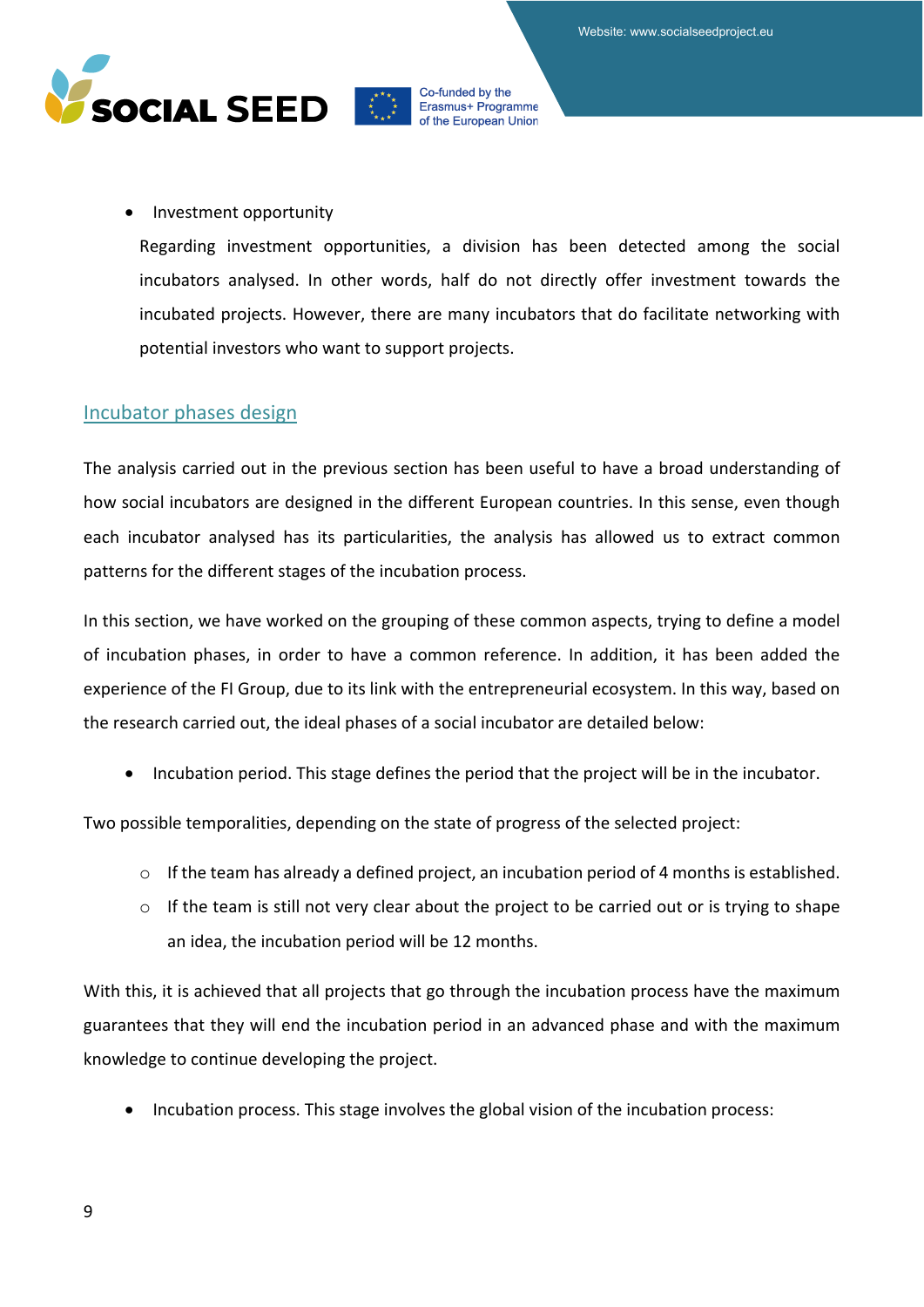- Investment opportunity

  Regarding investment opportunities, a division has been detected among the social incubators analysed. In other words, half do not directly offer investment towards the incubated projects. However, there are many incubators that do facilitate networking with potential investors who want to support projects.

## Incubator phases design

The analysis carried out in the previous section has been useful to have a broad understanding of how social incubators are designed in the different European countries. In this sense, even though each incubator analysed has its particularities, the analysis has allowed us to extract common patterns for the different stages of the incubation process.

In this section, we have worked on the grouping of these common aspects, trying to define a model of incubation phases, in order to have a common reference. In addition, it has been added the experience of the FI Group, due to its link with the entrepreneurial ecosystem. In this way, based on the research carried out, the ideal phases of a social incubator are detailed below:

- Incubation period. This stage defines the period that the project will be in the incubator.

Two possible temporalities, depending on the state of progress of the selected project:

- If the team has already a defined project, an incubation period of 4 months is established.
- If the team is still not very clear about the project to be carried out or is trying to shape an idea, the incubation period will be 12 months.

With this, it is achieved that all projects that go through the incubation process have the maximum guarantees that they will end the incubation period in an advanced phase and with the maximum knowledge to continue developing the project.

- Incubation process. This stage involves the global vision of the incubation process: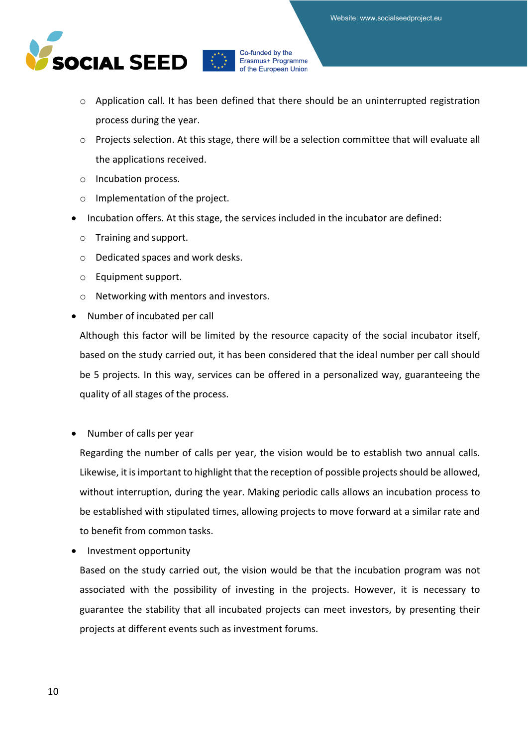- Application call. It has been defined that there should be an uninterrupted registration process during the year.
  - Projects selection. At this stage, there will be a selection committee that will evaluate all the applications received.
  - Incubation process.
  - Implementation of the project.
- Incubation offers. At this stage, the services included in the incubator are defined:
  - Training and support.
  - Dedicated spaces and work desks.
  - Equipment support.
  - Networking with mentors and investors.
- Number of incubated per call

  Although this factor will be limited by the resource capacity of the social incubator itself, based on the study carried out, it has been considered that the ideal number per call should be 5 projects. In this way, services can be offered in a personalized way, guaranteeing the quality of all stages of the process.

- Number of calls per year

  Regarding the number of calls per year, the vision would be to establish two annual calls. Likewise, it is important to highlight that the reception of possible projects should be allowed, without interruption, during the year. Making periodic calls allows an incubation process to be established with stipulated times, allowing projects to move forward at a similar rate and to benefit from common tasks.

- Investment opportunity

  Based on the study carried out, the vision would be that the incubation program was not associated with the possibility of investing in the projects. However, it is necessary to guarantee the stability that all incubated projects can meet investors, by presenting their projects at different events such as investment forums.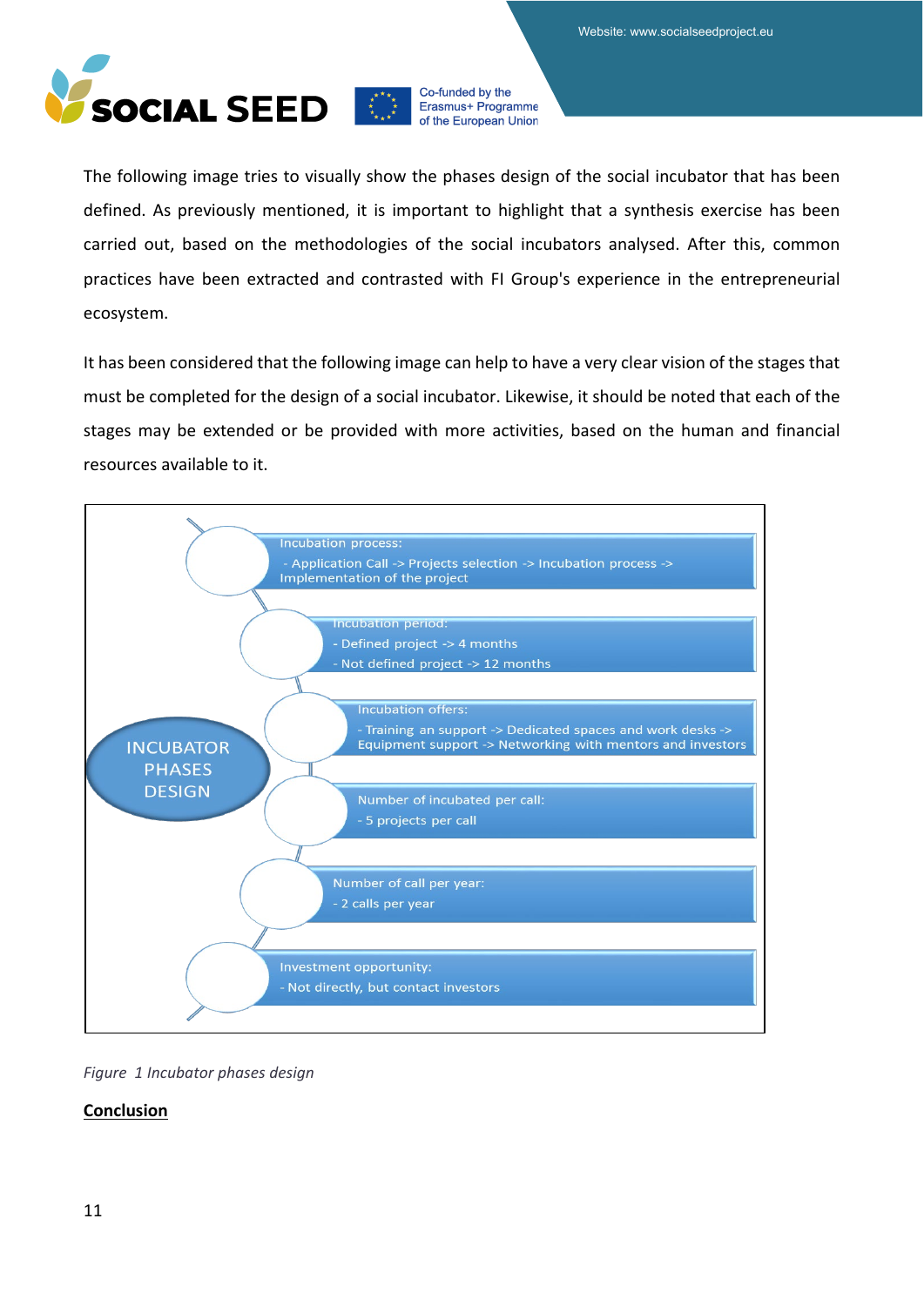The following image tries to visually show the phases design of the social incubator that has been defined. As previously mentioned, it is important to highlight that a synthesis exercise has been carried out, based on the methodologies of the social incubators analysed. After this, common practices have been extracted and contrasted with FI Group's experience in the entrepreneurial ecosystem.

It has been considered that the following image can help to have a very clear vision of the stages that must be completed for the design of a social incubator. Likewise, it should be noted that each of the stages may be extended or be provided with more activities, based on the human and financial resources available to it.

INCUBATOR PHASES DESIGN

- Incubation process:
  - Application Call -> Projects selection -> Incubation process -> Implementation of the project
- Incubation period:
  - Defined project -> 4 months
  - Not defined project -> 12 months
- Incubation offers:
  - Training an support -> Dedicated spaces and work desks -> Equipment support -> Networking with mentors and investors
- Number of incubated per call:
  - 5 projects per call
- Number of call per year:
  - 2 calls per year
- Investment opportunity:
  - Not directly, but contact investors

*Figure 1 Incubator phases design*

**Conclusion**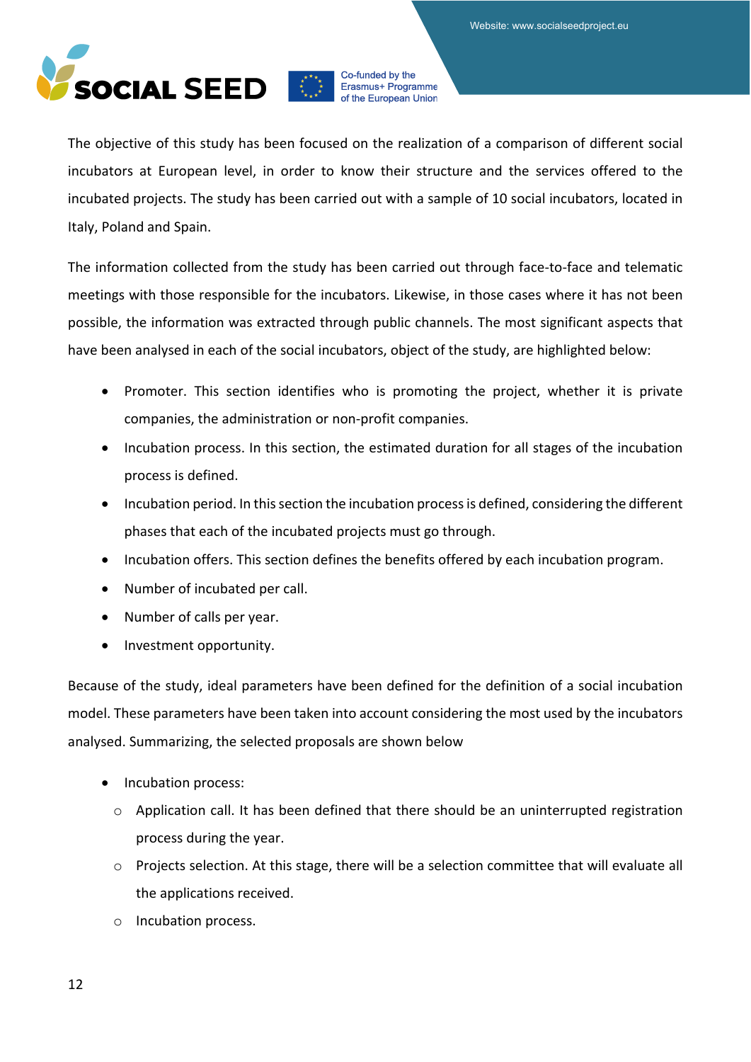The objective of this study has been focused on the realization of a comparison of different social incubators at European level, in order to know their structure and the services offered to the incubated projects. The study has been carried out with a sample of 10 social incubators, located in Italy, Poland and Spain.

The information collected from the study has been carried out through face-to-face and telematic meetings with those responsible for the incubators. Likewise, in those cases where it has not been possible, the information was extracted through public channels. The most significant aspects that have been analysed in each of the social incubators, object of the study, are highlighted below:

- Promoter. This section identifies who is promoting the project, whether it is private companies, the administration or non-profit companies.
- Incubation process. In this section, the estimated duration for all stages of the incubation process is defined.
- Incubation period. In this section the incubation process is defined, considering the different phases that each of the incubated projects must go through.
- Incubation offers. This section defines the benefits offered by each incubation program.
- Number of incubated per call.
- Number of calls per year.
- Investment opportunity.

Because of the study, ideal parameters have been defined for the definition of a social incubation model. These parameters have been taken into account considering the most used by the incubators analysed. Summarizing, the selected proposals are shown below

- Incubation process:
  - Application call. It has been defined that there should be an uninterrupted registration process during the year.
  - Projects selection. At this stage, there will be a selection committee that will evaluate all the applications received.
  - Incubation process.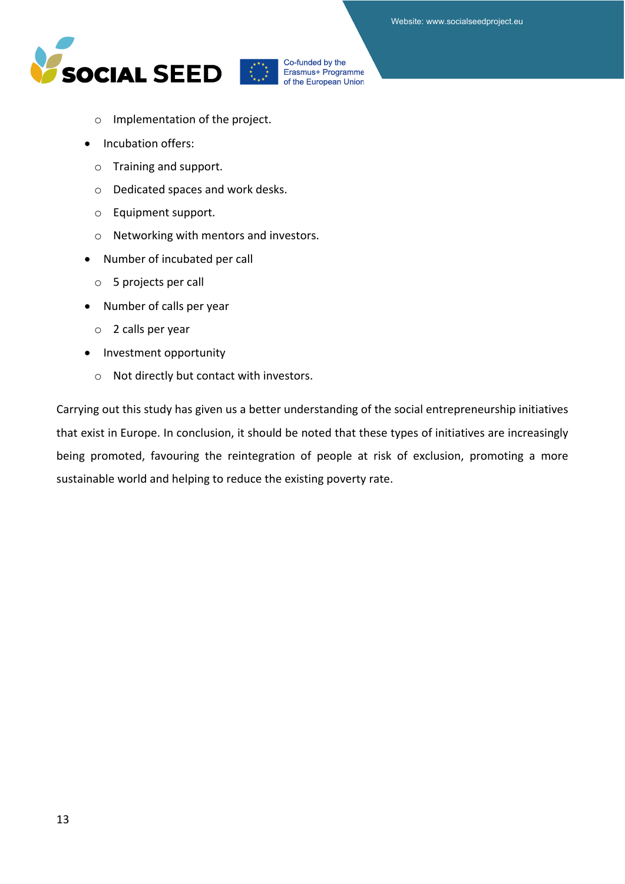- Implementation of the project.
- Incubation offers:
  - Training and support.
  - Dedicated spaces and work desks.
  - Equipment support.
  - Networking with mentors and investors.
- Number of incubated per call
  - 5 projects per call
- Number of calls per year
  - 2 calls per year
- Investment opportunity
  - Not directly but contact with investors.

Carrying out this study has given us a better understanding of the social entrepreneurship initiatives that exist in Europe. In conclusion, it should be noted that these types of initiatives are increasingly being promoted, favouring the reintegration of people at risk of exclusion, promoting a more sustainable world and helping to reduce the existing poverty rate.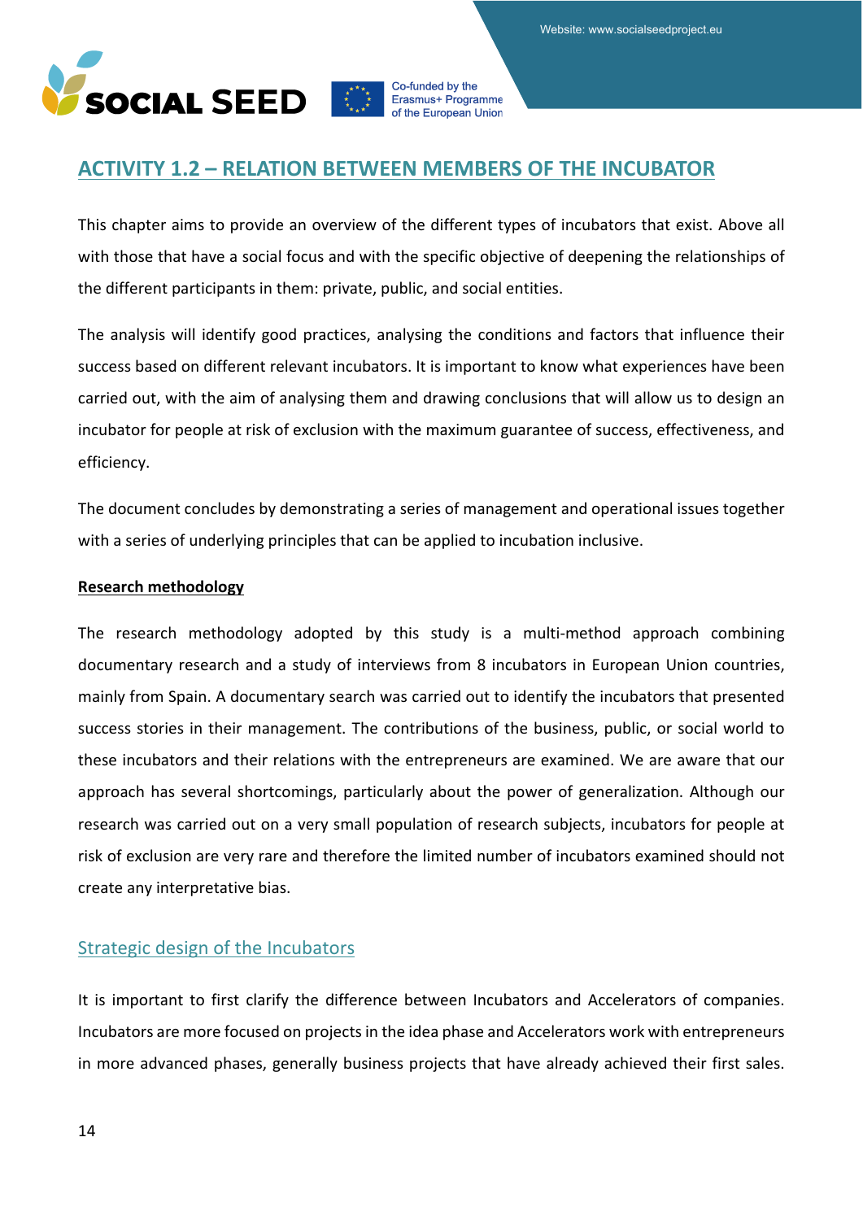## ACTIVITY 1.2 – RELATION BETWEEN MEMBERS OF THE INCUBATOR

This chapter aims to provide an overview of the different types of incubators that exist. Above all with those that have a social focus and with the specific objective of deepening the relationships of the different participants in them: private, public, and social entities.

The analysis will identify good practices, analysing the conditions and factors that influence their success based on different relevant incubators. It is important to know what experiences have been carried out, with the aim of analysing them and drawing conclusions that will allow us to design an incubator for people at risk of exclusion with the maximum guarantee of success, effectiveness, and efficiency.

The document concludes by demonstrating a series of management and operational issues together with a series of underlying principles that can be applied to incubation inclusive.

**Research methodology**

The research methodology adopted by this study is a multi-method approach combining documentary research and a study of interviews from 8 incubators in European Union countries, mainly from Spain. A documentary search was carried out to identify the incubators that presented success stories in their management. The contributions of the business, public, or social world to these incubators and their relations with the entrepreneurs are examined. We are aware that our approach has several shortcomings, particularly about the power of generalization. Although our research was carried out on a very small population of research subjects, incubators for people at risk of exclusion are very rare and therefore the limited number of incubators examined should not create any interpretative bias.

### Strategic design of the Incubators

It is important to first clarify the difference between Incubators and Accelerators of companies. Incubators are more focused on projects in the idea phase and Accelerators work with entrepreneurs in more advanced phases, generally business projects that have already achieved their first sales.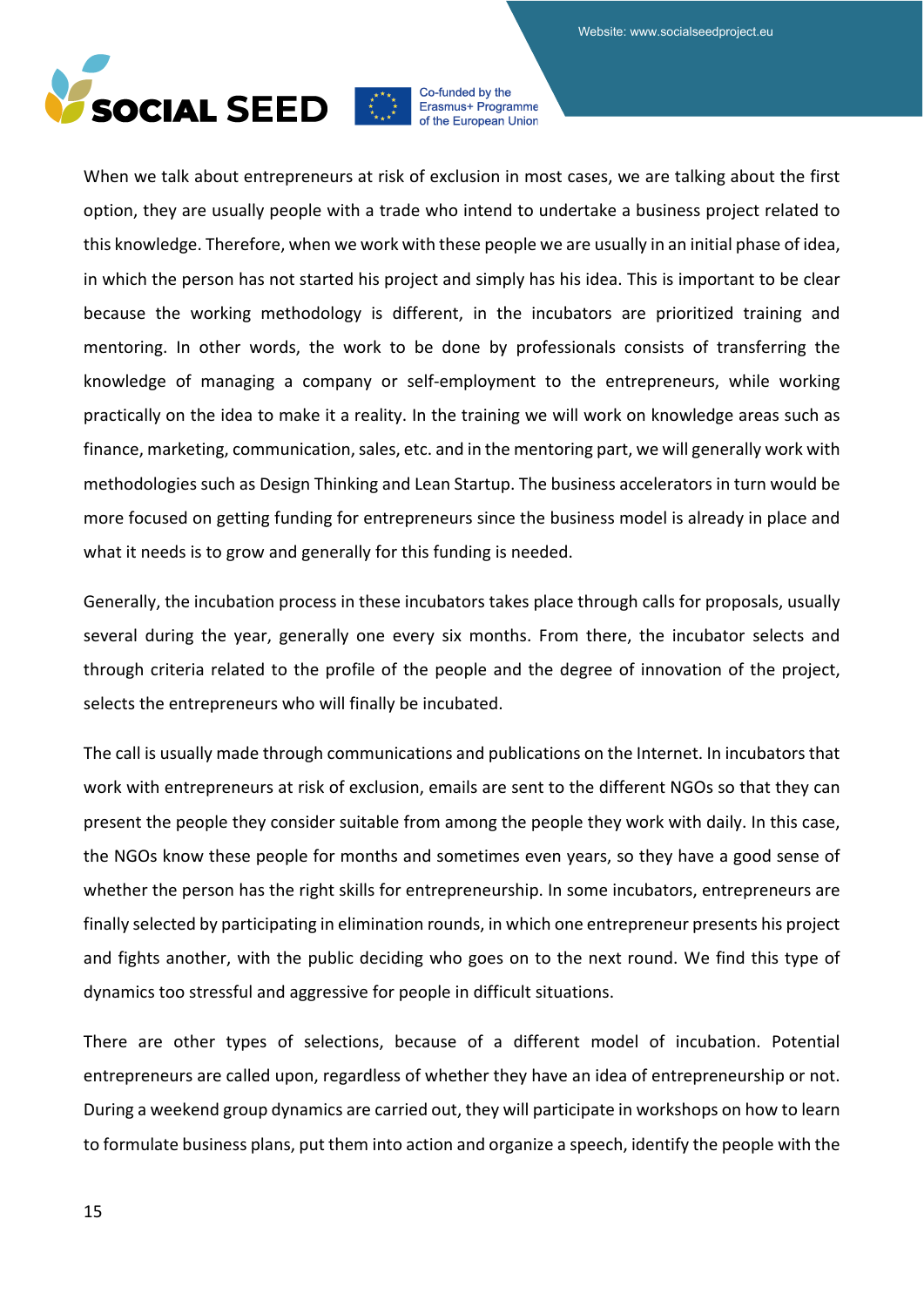When we talk about entrepreneurs at risk of exclusion in most cases, we are talking about the first option, they are usually people with a trade who intend to undertake a business project related to this knowledge. Therefore, when we work with these people we are usually in an initial phase of idea, in which the person has not started his project and simply has his idea. This is important to be clear because the working methodology is different, in the incubators are prioritized training and mentoring. In other words, the work to be done by professionals consists of transferring the knowledge of managing a company or self-employment to the entrepreneurs, while working practically on the idea to make it a reality. In the training we will work on knowledge areas such as finance, marketing, communication, sales, etc. and in the mentoring part, we will generally work with methodologies such as Design Thinking and Lean Startup. The business accelerators in turn would be more focused on getting funding for entrepreneurs since the business model is already in place and what it needs is to grow and generally for this funding is needed.

Generally, the incubation process in these incubators takes place through calls for proposals, usually several during the year, generally one every six months. From there, the incubator selects and through criteria related to the profile of the people and the degree of innovation of the project, selects the entrepreneurs who will finally be incubated.

The call is usually made through communications and publications on the Internet. In incubators that work with entrepreneurs at risk of exclusion, emails are sent to the different NGOs so that they can present the people they consider suitable from among the people they work with daily. In this case, the NGOs know these people for months and sometimes even years, so they have a good sense of whether the person has the right skills for entrepreneurship. In some incubators, entrepreneurs are finally selected by participating in elimination rounds, in which one entrepreneur presents his project and fights another, with the public deciding who goes on to the next round. We find this type of dynamics too stressful and aggressive for people in difficult situations.

There are other types of selections, because of a different model of incubation. Potential entrepreneurs are called upon, regardless of whether they have an idea of entrepreneurship or not. During a weekend group dynamics are carried out, they will participate in workshops on how to learn to formulate business plans, put them into action and organize a speech, identify the people with the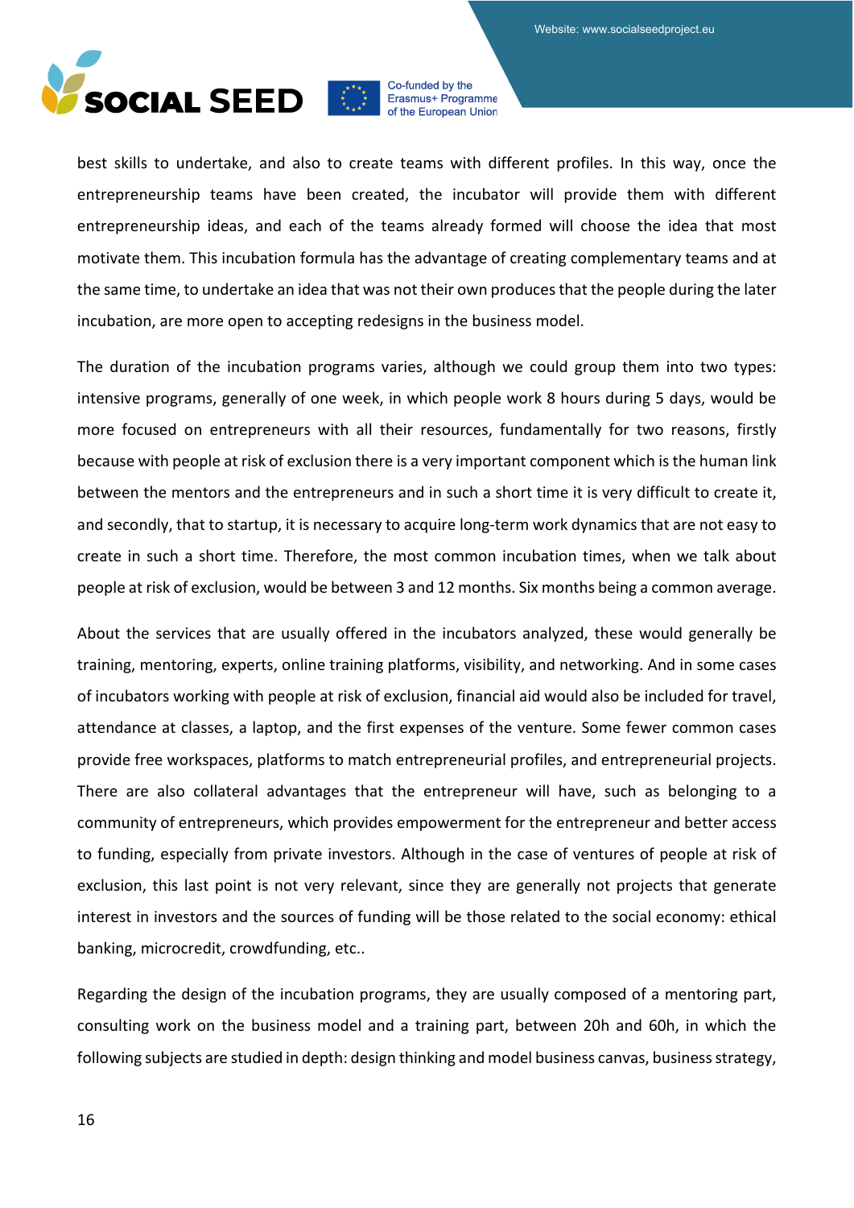best skills to undertake, and also to create teams with different profiles. In this way, once the entrepreneurship teams have been created, the incubator will provide them with different entrepreneurship ideas, and each of the teams already formed will choose the idea that most motivate them. This incubation formula has the advantage of creating complementary teams and at the same time, to undertake an idea that was not their own produces that the people during the later incubation, are more open to accepting redesigns in the business model.

The duration of the incubation programs varies, although we could group them into two types: intensive programs, generally of one week, in which people work 8 hours during 5 days, would be more focused on entrepreneurs with all their resources, fundamentally for two reasons, firstly because with people at risk of exclusion there is a very important component which is the human link between the mentors and the entrepreneurs and in such a short time it is very difficult to create it, and secondly, that to startup, it is necessary to acquire long-term work dynamics that are not easy to create in such a short time. Therefore, the most common incubation times, when we talk about people at risk of exclusion, would be between 3 and 12 months. Six months being a common average.

About the services that are usually offered in the incubators analyzed, these would generally be training, mentoring, experts, online training platforms, visibility, and networking. And in some cases of incubators working with people at risk of exclusion, financial aid would also be included for travel, attendance at classes, a laptop, and the first expenses of the venture. Some fewer common cases provide free workspaces, platforms to match entrepreneurial profiles, and entrepreneurial projects. There are also collateral advantages that the entrepreneur will have, such as belonging to a community of entrepreneurs, which provides empowerment for the entrepreneur and better access to funding, especially from private investors. Although in the case of ventures of people at risk of exclusion, this last point is not very relevant, since they are generally not projects that generate interest in investors and the sources of funding will be those related to the social economy: ethical banking, microcredit, crowdfunding, etc..

Regarding the design of the incubation programs, they are usually composed of a mentoring part, consulting work on the business model and a training part, between 20h and 60h, in which the following subjects are studied in depth: design thinking and model business canvas, business strategy,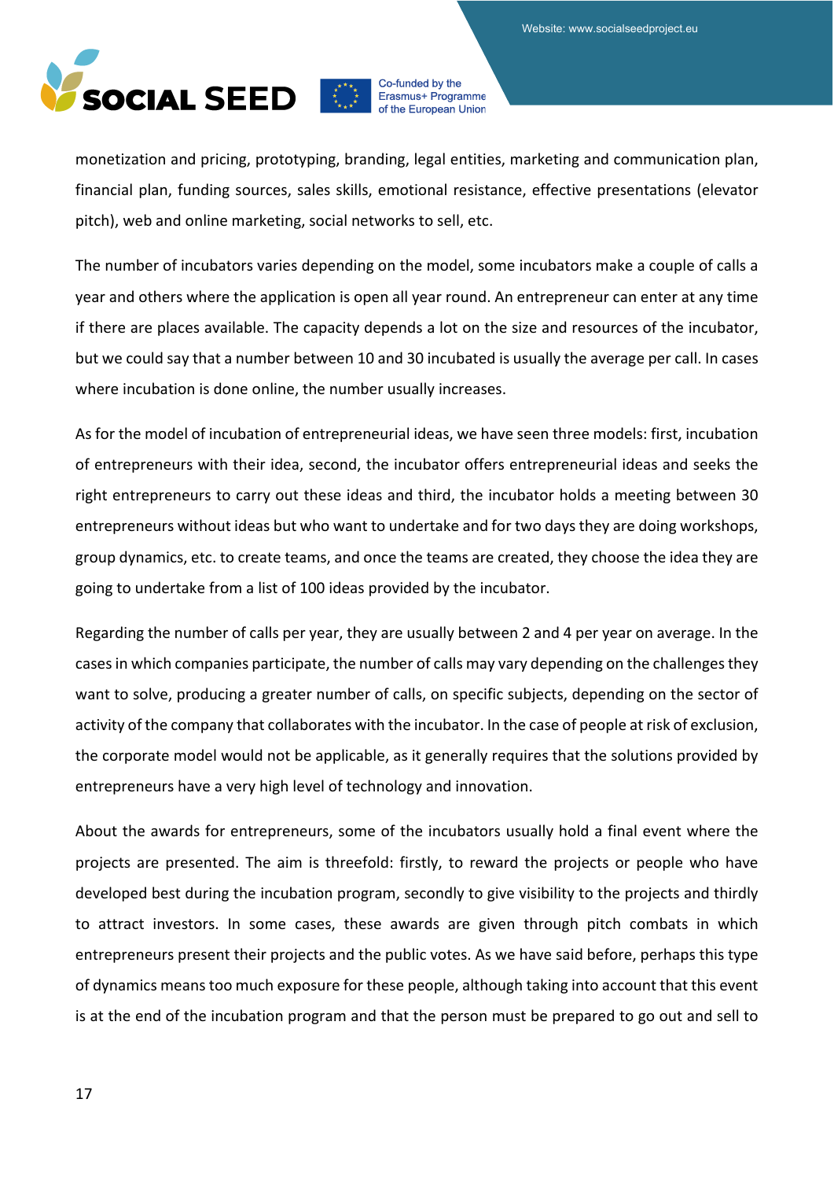monetization and pricing, prototyping, branding, legal entities, marketing and communication plan, financial plan, funding sources, sales skills, emotional resistance, effective presentations (elevator pitch), web and online marketing, social networks to sell, etc.

The number of incubators varies depending on the model, some incubators make a couple of calls a year and others where the application is open all year round. An entrepreneur can enter at any time if there are places available. The capacity depends a lot on the size and resources of the incubator, but we could say that a number between 10 and 30 incubated is usually the average per call. In cases where incubation is done online, the number usually increases.

As for the model of incubation of entrepreneurial ideas, we have seen three models: first, incubation of entrepreneurs with their idea, second, the incubator offers entrepreneurial ideas and seeks the right entrepreneurs to carry out these ideas and third, the incubator holds a meeting between 30 entrepreneurs without ideas but who want to undertake and for two days they are doing workshops, group dynamics, etc. to create teams, and once the teams are created, they choose the idea they are going to undertake from a list of 100 ideas provided by the incubator.

Regarding the number of calls per year, they are usually between 2 and 4 per year on average. In the cases in which companies participate, the number of calls may vary depending on the challenges they want to solve, producing a greater number of calls, on specific subjects, depending on the sector of activity of the company that collaborates with the incubator. In the case of people at risk of exclusion, the corporate model would not be applicable, as it generally requires that the solutions provided by entrepreneurs have a very high level of technology and innovation.

About the awards for entrepreneurs, some of the incubators usually hold a final event where the projects are presented. The aim is threefold: firstly, to reward the projects or people who have developed best during the incubation program, secondly to give visibility to the projects and thirdly to attract investors. In some cases, these awards are given through pitch combats in which entrepreneurs present their projects and the public votes. As we have said before, perhaps this type of dynamics means too much exposure for these people, although taking into account that this event is at the end of the incubation program and that the person must be prepared to go out and sell to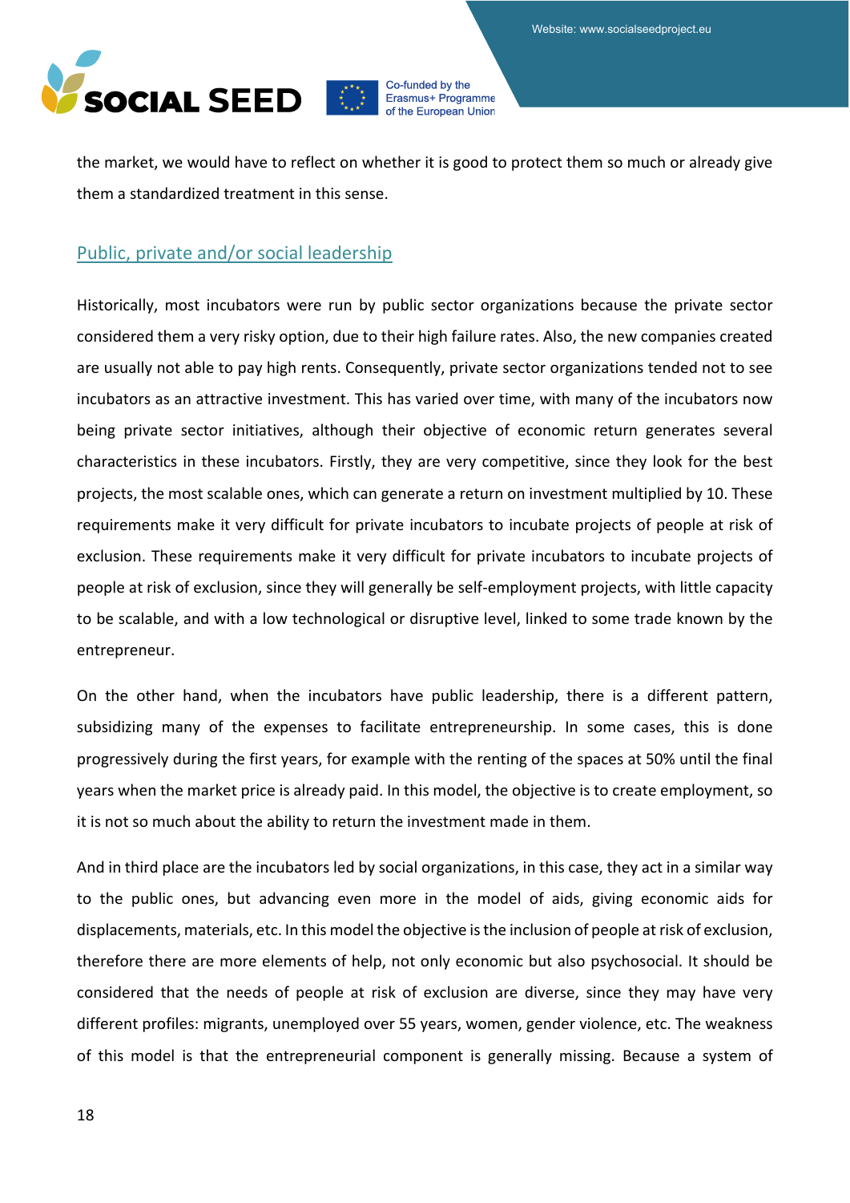the market, we would have to reflect on whether it is good to protect them so much or already give them a standardized treatment in this sense.

## Public, private and/or social leadership

Historically, most incubators were run by public sector organizations because the private sector considered them a very risky option, due to their high failure rates. Also, the new companies created are usually not able to pay high rents. Consequently, private sector organizations tended not to see incubators as an attractive investment. This has varied over time, with many of the incubators now being private sector initiatives, although their objective of economic return generates several characteristics in these incubators. Firstly, they are very competitive, since they look for the best projects, the most scalable ones, which can generate a return on investment multiplied by 10. These requirements make it very difficult for private incubators to incubate projects of people at risk of exclusion. These requirements make it very difficult for private incubators to incubate projects of people at risk of exclusion, since they will generally be self-employment projects, with little capacity to be scalable, and with a low technological or disruptive level, linked to some trade known by the entrepreneur.

On the other hand, when the incubators have public leadership, there is a different pattern, subsidizing many of the expenses to facilitate entrepreneurship. In some cases, this is done progressively during the first years, for example with the renting of the spaces at 50% until the final years when the market price is already paid. In this model, the objective is to create employment, so it is not so much about the ability to return the investment made in them.

And in third place are the incubators led by social organizations, in this case, they act in a similar way to the public ones, but advancing even more in the model of aids, giving economic aids for displacements, materials, etc. In this model the objective is the inclusion of people at risk of exclusion, therefore there are more elements of help, not only economic but also psychosocial. It should be considered that the needs of people at risk of exclusion are diverse, since they may have very different profiles: migrants, unemployed over 55 years, women, gender violence, etc. The weakness of this model is that the entrepreneurial component is generally missing. Because a system of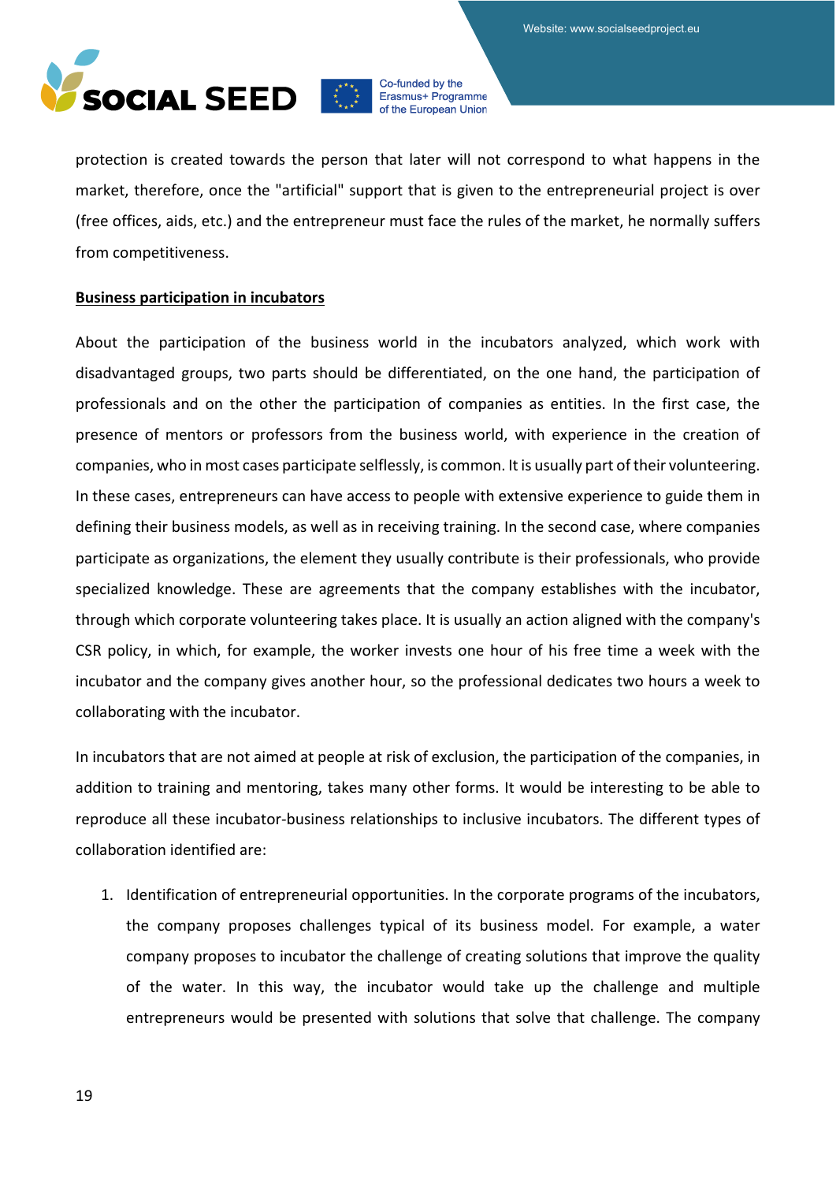protection is created towards the person that later will not correspond to what happens in the market, therefore, once the "artificial" support that is given to the entrepreneurial project is over (free offices, aids, etc.) and the entrepreneur must face the rules of the market, he normally suffers from competitiveness.

**Business participation in incubators**

About the participation of the business world in the incubators analyzed, which work with disadvantaged groups, two parts should be differentiated, on the one hand, the participation of professionals and on the other the participation of companies as entities. In the first case, the presence of mentors or professors from the business world, with experience in the creation of companies, who in most cases participate selflessly, is common. It is usually part of their volunteering. In these cases, entrepreneurs can have access to people with extensive experience to guide them in defining their business models, as well as in receiving training. In the second case, where companies participate as organizations, the element they usually contribute is their professionals, who provide specialized knowledge. These are agreements that the company establishes with the incubator, through which corporate volunteering takes place. It is usually an action aligned with the company's CSR policy, in which, for example, the worker invests one hour of his free time a week with the incubator and the company gives another hour, so the professional dedicates two hours a week to collaborating with the incubator.

In incubators that are not aimed at people at risk of exclusion, the participation of the companies, in addition to training and mentoring, takes many other forms. It would be interesting to be able to reproduce all these incubator-business relationships to inclusive incubators. The different types of collaboration identified are:

1. Identification of entrepreneurial opportunities. In the corporate programs of the incubators, the company proposes challenges typical of its business model. For example, a water company proposes to incubator the challenge of creating solutions that improve the quality of the water. In this way, the incubator would take up the challenge and multiple entrepreneurs would be presented with solutions that solve that challenge. The company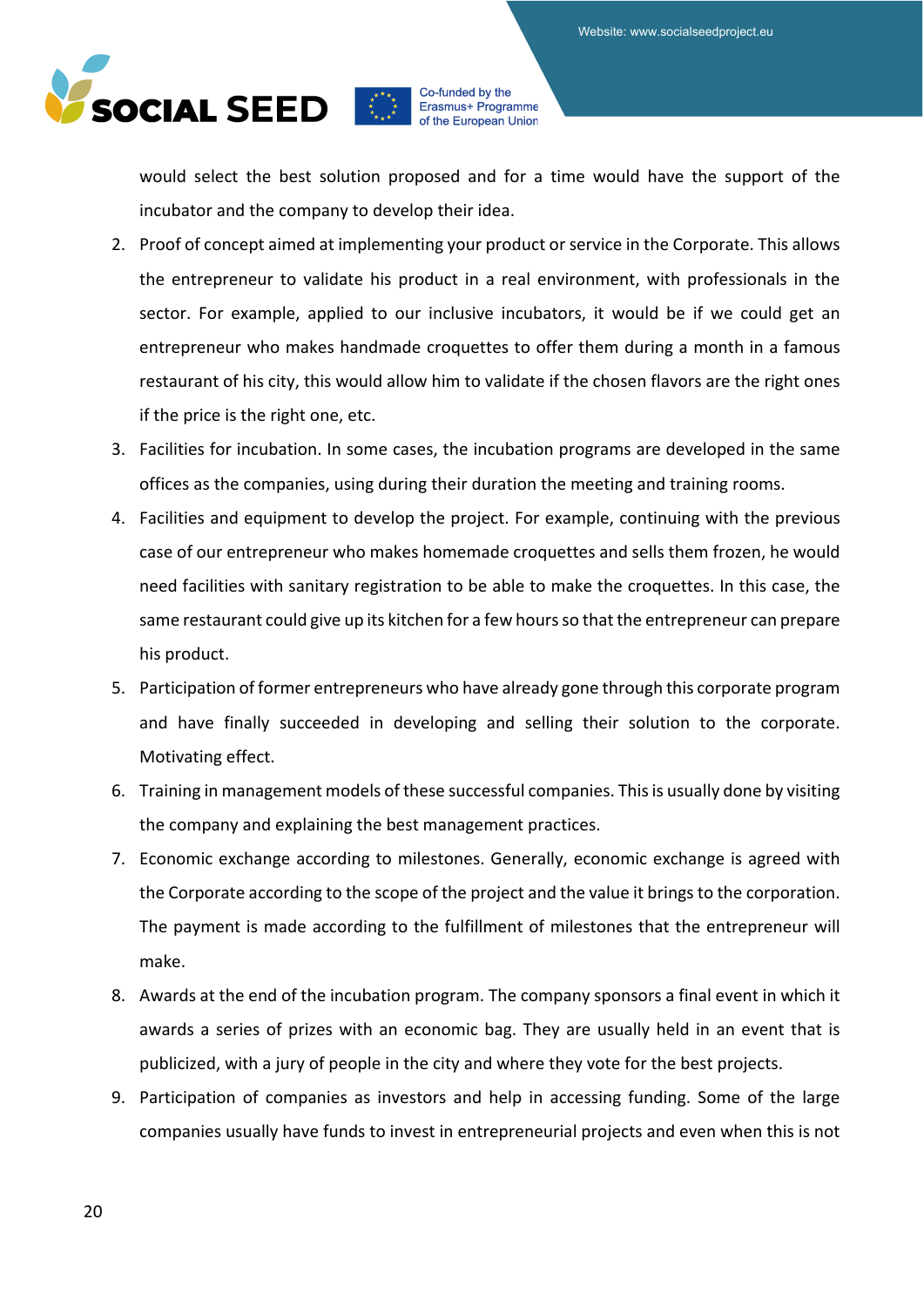would select the best solution proposed and for a time would have the support of the incubator and the company to develop their idea.

2. Proof of concept aimed at implementing your product or service in the Corporate. This allows the entrepreneur to validate his product in a real environment, with professionals in the sector. For example, applied to our inclusive incubators, it would be if we could get an entrepreneur who makes handmade croquettes to offer them during a month in a famous restaurant of his city, this would allow him to validate if the chosen flavors are the right ones if the price is the right one, etc.
3. Facilities for incubation. In some cases, the incubation programs are developed in the same offices as the companies, using during their duration the meeting and training rooms.
4. Facilities and equipment to develop the project. For example, continuing with the previous case of our entrepreneur who makes homemade croquettes and sells them frozen, he would need facilities with sanitary registration to be able to make the croquettes. In this case, the same restaurant could give up its kitchen for a few hours so that the entrepreneur can prepare his product.
5. Participation of former entrepreneurs who have already gone through this corporate program and have finally succeeded in developing and selling their solution to the corporate. Motivating effect.
6. Training in management models of these successful companies. This is usually done by visiting the company and explaining the best management practices.
7. Economic exchange according to milestones. Generally, economic exchange is agreed with the Corporate according to the scope of the project and the value it brings to the corporation. The payment is made according to the fulfillment of milestones that the entrepreneur will make.
8. Awards at the end of the incubation program. The company sponsors a final event in which it awards a series of prizes with an economic bag. They are usually held in an event that is publicized, with a jury of people in the city and where they vote for the best projects.
9. Participation of companies as investors and help in accessing funding. Some of the large companies usually have funds to invest in entrepreneurial projects and even when this is not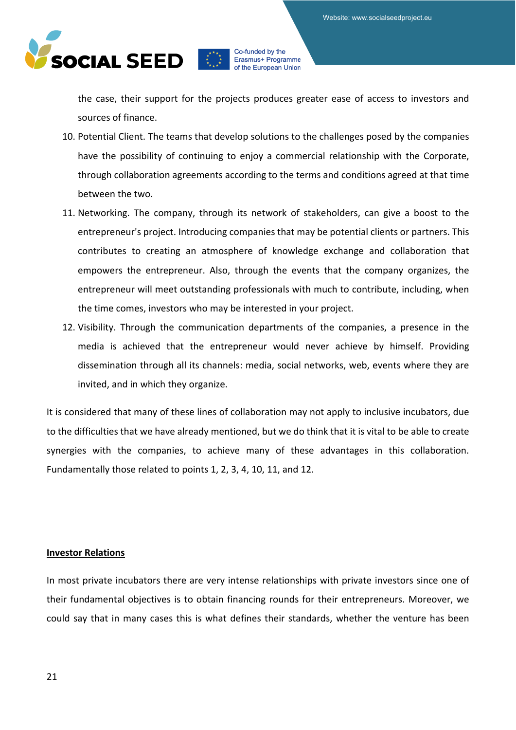the case, their support for the projects produces greater ease of access to investors and sources of finance.

10. Potential Client. The teams that develop solutions to the challenges posed by the companies have the possibility of continuing to enjoy a commercial relationship with the Corporate, through collaboration agreements according to the terms and conditions agreed at that time between the two.
11. Networking. The company, through its network of stakeholders, can give a boost to the entrepreneur's project. Introducing companies that may be potential clients or partners. This contributes to creating an atmosphere of knowledge exchange and collaboration that empowers the entrepreneur. Also, through the events that the company organizes, the entrepreneur will meet outstanding professionals with much to contribute, including, when the time comes, investors who may be interested in your project.
12. Visibility. Through the communication departments of the companies, a presence in the media is achieved that the entrepreneur would never achieve by himself. Providing dissemination through all its channels: media, social networks, web, events where they are invited, and in which they organize.

It is considered that many of these lines of collaboration may not apply to inclusive incubators, due to the difficulties that we have already mentioned, but we do think that it is vital to be able to create synergies with the companies, to achieve many of these advantages in this collaboration. Fundamentally those related to points 1, 2, 3, 4, 10, 11, and 12.

**Investor Relations**

In most private incubators there are very intense relationships with private investors since one of their fundamental objectives is to obtain financing rounds for their entrepreneurs. Moreover, we could say that in many cases this is what defines their standards, whether the venture has been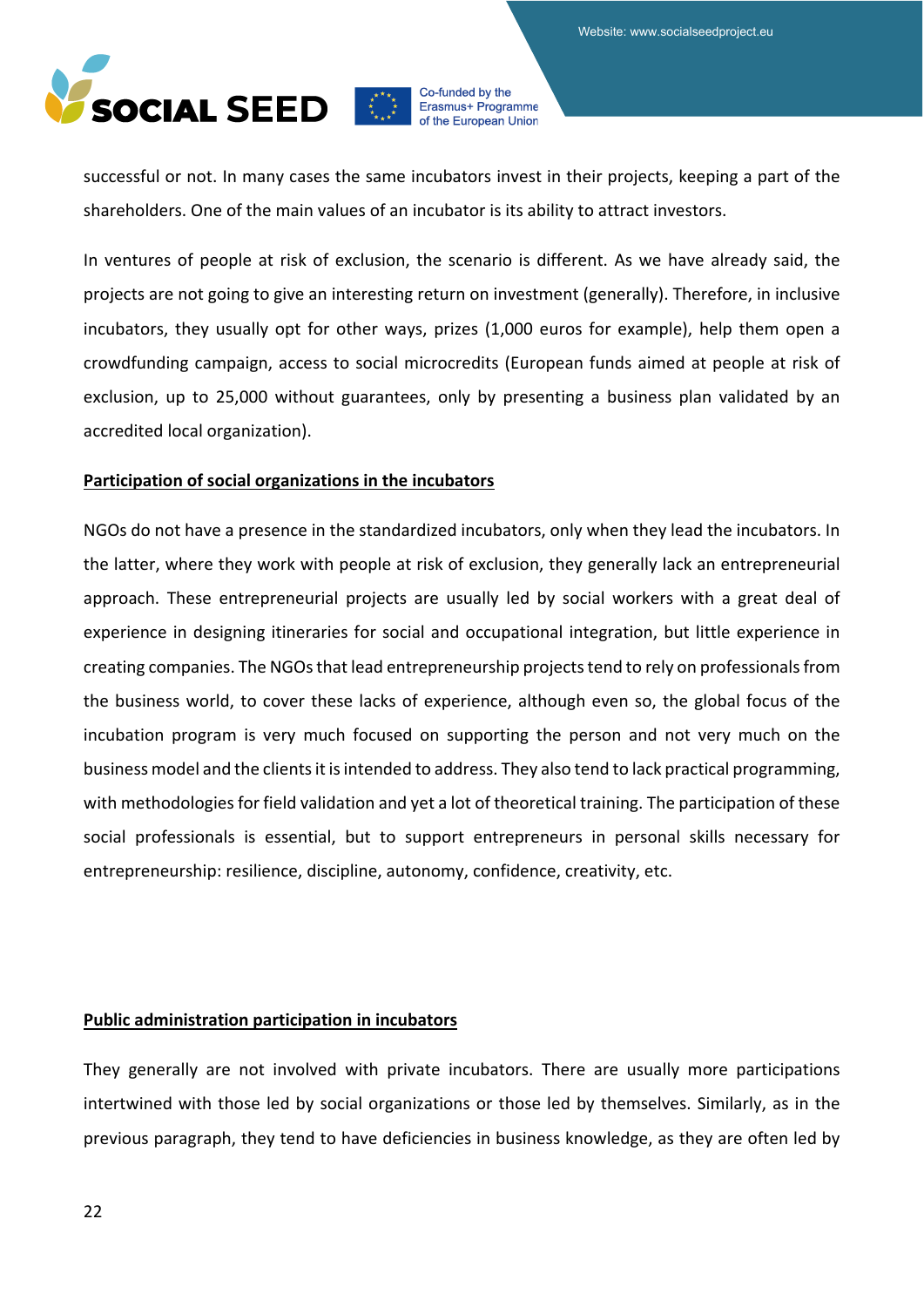successful or not. In many cases the same incubators invest in their projects, keeping a part of the shareholders. One of the main values of an incubator is its ability to attract investors.

In ventures of people at risk of exclusion, the scenario is different. As we have already said, the projects are not going to give an interesting return on investment (generally). Therefore, in inclusive incubators, they usually opt for other ways, prizes (1,000 euros for example), help them open a crowdfunding campaign, access to social microcredits (European funds aimed at people at risk of exclusion, up to 25,000 without guarantees, only by presenting a business plan validated by an accredited local organization).

**Participation of social organizations in the incubators**

NGOs do not have a presence in the standardized incubators, only when they lead the incubators. In the latter, where they work with people at risk of exclusion, they generally lack an entrepreneurial approach. These entrepreneurial projects are usually led by social workers with a great deal of experience in designing itineraries for social and occupational integration, but little experience in creating companies. The NGOs that lead entrepreneurship projects tend to rely on professionals from the business world, to cover these lacks of experience, although even so, the global focus of the incubation program is very much focused on supporting the person and not very much on the business model and the clients it is intended to address. They also tend to lack practical programming, with methodologies for field validation and yet a lot of theoretical training. The participation of these social professionals is essential, but to support entrepreneurs in personal skills necessary for entrepreneurship: resilience, discipline, autonomy, confidence, creativity, etc.

**Public administration participation in incubators**

They generally are not involved with private incubators. There are usually more participations intertwined with those led by social organizations or those led by themselves. Similarly, as in the previous paragraph, they tend to have deficiencies in business knowledge, as they are often led by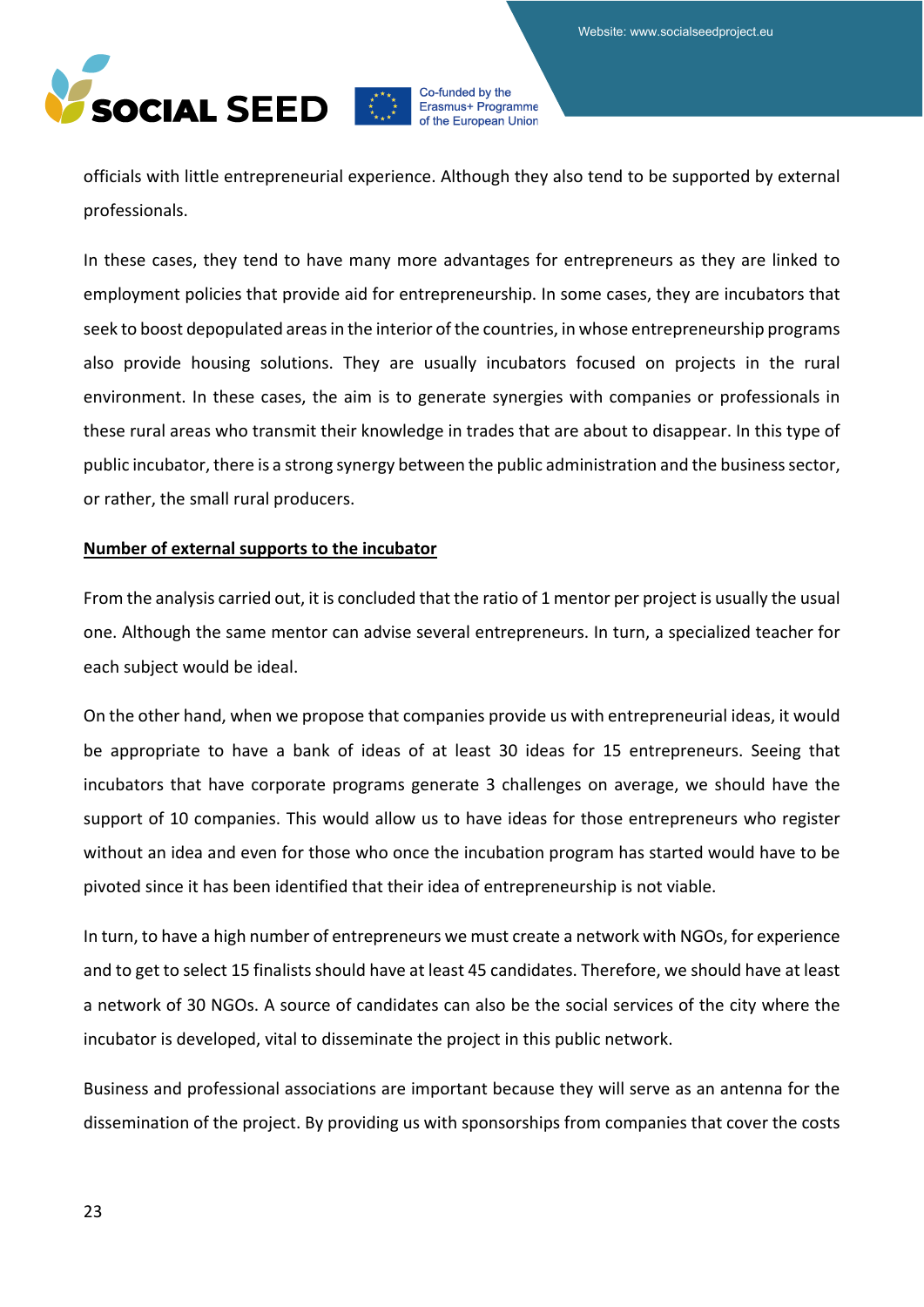officials with little entrepreneurial experience. Although they also tend to be supported by external professionals.

In these cases, they tend to have many more advantages for entrepreneurs as they are linked to employment policies that provide aid for entrepreneurship. In some cases, they are incubators that seek to boost depopulated areas in the interior of the countries, in whose entrepreneurship programs also provide housing solutions. They are usually incubators focused on projects in the rural environment. In these cases, the aim is to generate synergies with companies or professionals in these rural areas who transmit their knowledge in trades that are about to disappear. In this type of public incubator, there is a strong synergy between the public administration and the business sector, or rather, the small rural producers.

**Number of external supports to the incubator**

From the analysis carried out, it is concluded that the ratio of 1 mentor per project is usually the usual one. Although the same mentor can advise several entrepreneurs. In turn, a specialized teacher for each subject would be ideal.

On the other hand, when we propose that companies provide us with entrepreneurial ideas, it would be appropriate to have a bank of ideas of at least 30 ideas for 15 entrepreneurs. Seeing that incubators that have corporate programs generate 3 challenges on average, we should have the support of 10 companies. This would allow us to have ideas for those entrepreneurs who register without an idea and even for those who once the incubation program has started would have to be pivoted since it has been identified that their idea of entrepreneurship is not viable.

In turn, to have a high number of entrepreneurs we must create a network with NGOs, for experience and to get to select 15 finalists should have at least 45 candidates. Therefore, we should have at least a network of 30 NGOs. A source of candidates can also be the social services of the city where the incubator is developed, vital to disseminate the project in this public network.

Business and professional associations are important because they will serve as an antenna for the dissemination of the project. By providing us with sponsorships from companies that cover the costs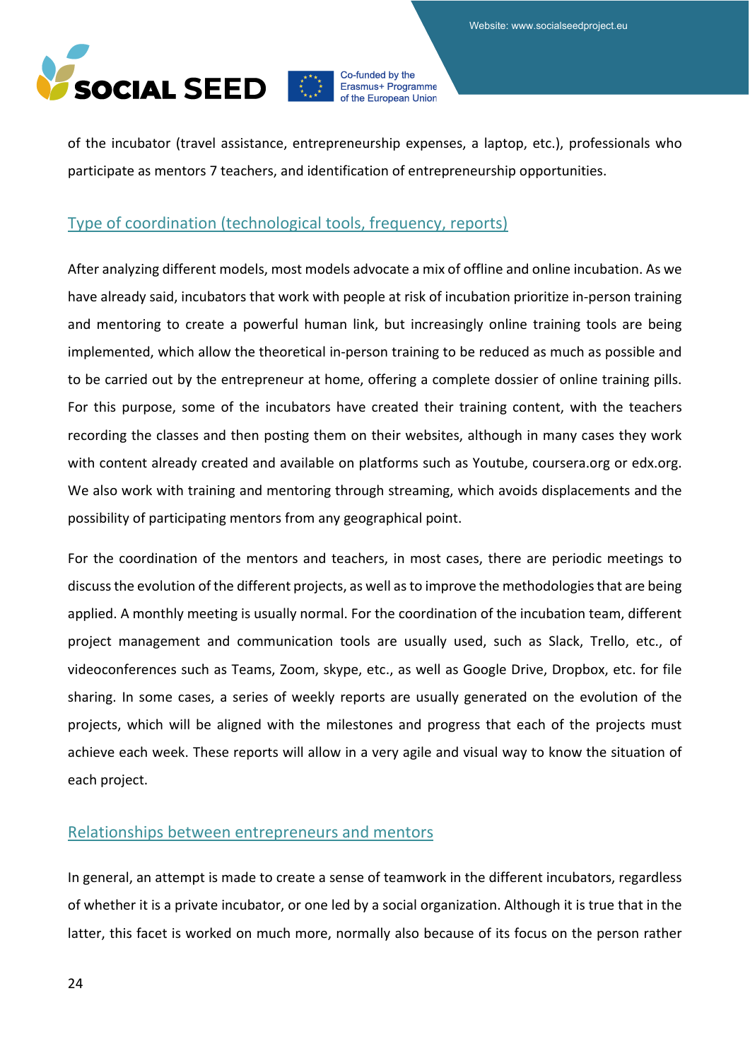of the incubator (travel assistance, entrepreneurship expenses, a laptop, etc.), professionals who participate as mentors 7 teachers, and identification of entrepreneurship opportunities.

## Type of coordination (technological tools, frequency, reports)

After analyzing different models, most models advocate a mix of offline and online incubation. As we have already said, incubators that work with people at risk of incubation prioritize in-person training and mentoring to create a powerful human link, but increasingly online training tools are being implemented, which allow the theoretical in-person training to be reduced as much as possible and to be carried out by the entrepreneur at home, offering a complete dossier of online training pills. For this purpose, some of the incubators have created their training content, with the teachers recording the classes and then posting them on their websites, although in many cases they work with content already created and available on platforms such as Youtube, coursera.org or edx.org. We also work with training and mentoring through streaming, which avoids displacements and the possibility of participating mentors from any geographical point.

For the coordination of the mentors and teachers, in most cases, there are periodic meetings to discuss the evolution of the different projects, as well as to improve the methodologies that are being applied. A monthly meeting is usually normal. For the coordination of the incubation team, different project management and communication tools are usually used, such as Slack, Trello, etc., of videoconferences such as Teams, Zoom, skype, etc., as well as Google Drive, Dropbox, etc. for file sharing. In some cases, a series of weekly reports are usually generated on the evolution of the projects, which will be aligned with the milestones and progress that each of the projects must achieve each week. These reports will allow in a very agile and visual way to know the situation of each project.

## Relationships between entrepreneurs and mentors

In general, an attempt is made to create a sense of teamwork in the different incubators, regardless of whether it is a private incubator, or one led by a social organization. Although it is true that in the latter, this facet is worked on much more, normally also because of its focus on the person rather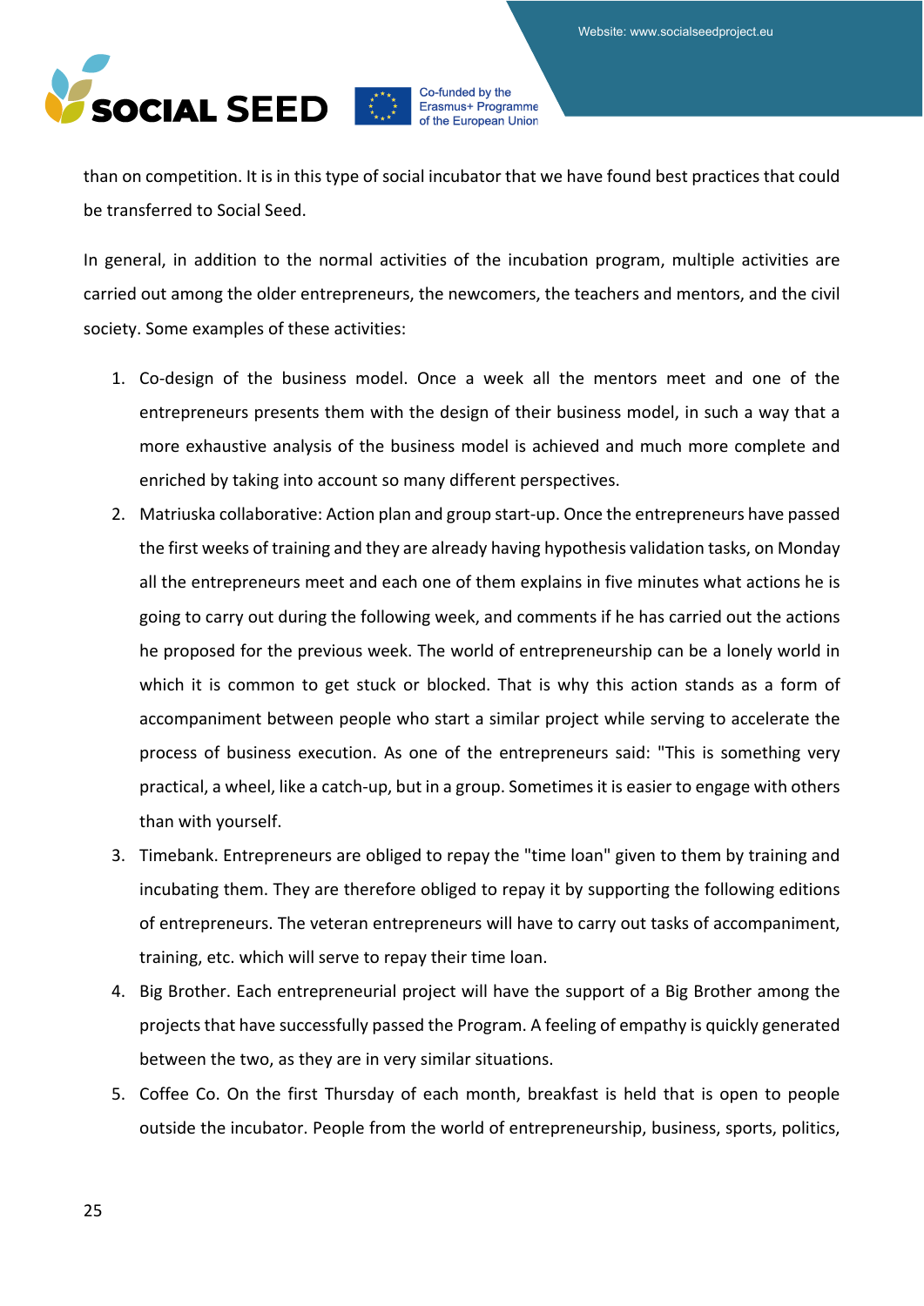than on competition. It is in this type of social incubator that we have found best practices that could be transferred to Social Seed.

In general, in addition to the normal activities of the incubation program, multiple activities are carried out among the older entrepreneurs, the newcomers, the teachers and mentors, and the civil society. Some examples of these activities:

1. Co-design of the business model. Once a week all the mentors meet and one of the entrepreneurs presents them with the design of their business model, in such a way that a more exhaustive analysis of the business model is achieved and much more complete and enriched by taking into account so many different perspectives.
2. Matriuska collaborative: Action plan and group start-up. Once the entrepreneurs have passed the first weeks of training and they are already having hypothesis validation tasks, on Monday all the entrepreneurs meet and each one of them explains in five minutes what actions he is going to carry out during the following week, and comments if he has carried out the actions he proposed for the previous week. The world of entrepreneurship can be a lonely world in which it is common to get stuck or blocked. That is why this action stands as a form of accompaniment between people who start a similar project while serving to accelerate the process of business execution. As one of the entrepreneurs said: "This is something very practical, a wheel, like a catch-up, but in a group. Sometimes it is easier to engage with others than with yourself.
3. Timebank. Entrepreneurs are obliged to repay the "time loan" given to them by training and incubating them. They are therefore obliged to repay it by supporting the following editions of entrepreneurs. The veteran entrepreneurs will have to carry out tasks of accompaniment, training, etc. which will serve to repay their time loan.
4. Big Brother. Each entrepreneurial project will have the support of a Big Brother among the projects that have successfully passed the Program. A feeling of empathy is quickly generated between the two, as they are in very similar situations.
5. Coffee Co. On the first Thursday of each month, breakfast is held that is open to people outside the incubator. People from the world of entrepreneurship, business, sports, politics,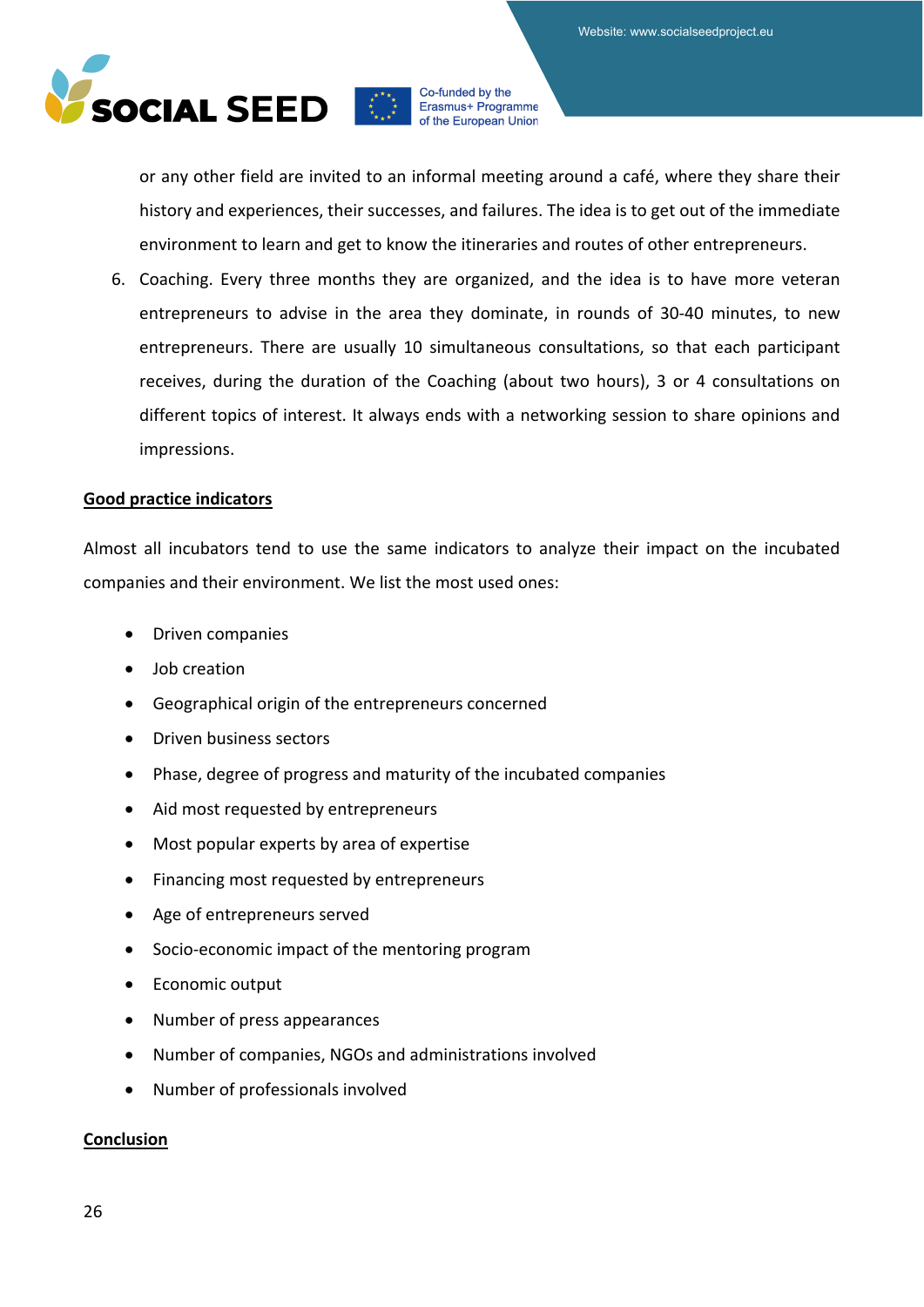or any other field are invited to an informal meeting around a café, where they share their history and experiences, their successes, and failures. The idea is to get out of the immediate environment to learn and get to know the itineraries and routes of other entrepreneurs.

6. Coaching. Every three months they are organized, and the idea is to have more veteran entrepreneurs to advise in the area they dominate, in rounds of 30-40 minutes, to new entrepreneurs. There are usually 10 simultaneous consultations, so that each participant receives, during the duration of the Coaching (about two hours), 3 or 4 consultations on different topics of interest. It always ends with a networking session to share opinions and impressions.

**Good practice indicators**

Almost all incubators tend to use the same indicators to analyze their impact on the incubated companies and their environment. We list the most used ones:

- Driven companies
- Job creation
- Geographical origin of the entrepreneurs concerned
- Driven business sectors
- Phase, degree of progress and maturity of the incubated companies
- Aid most requested by entrepreneurs
- Most popular experts by area of expertise
- Financing most requested by entrepreneurs
- Age of entrepreneurs served
- Socio-economic impact of the mentoring program
- Economic output
- Number of press appearances
- Number of companies, NGOs and administrations involved
- Number of professionals involved

**Conclusion**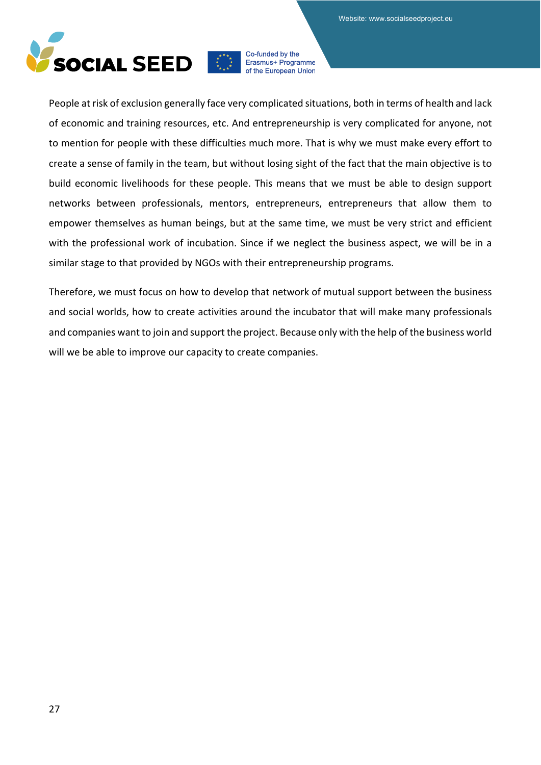People at risk of exclusion generally face very complicated situations, both in terms of health and lack of economic and training resources, etc. And entrepreneurship is very complicated for anyone, not to mention for people with these difficulties much more. That is why we must make every effort to create a sense of family in the team, but without losing sight of the fact that the main objective is to build economic livelihoods for these people. This means that we must be able to design support networks between professionals, mentors, entrepreneurs, entrepreneurs that allow them to empower themselves as human beings, but at the same time, we must be very strict and efficient with the professional work of incubation. Since if we neglect the business aspect, we will be in a similar stage to that provided by NGOs with their entrepreneurship programs.

Therefore, we must focus on how to develop that network of mutual support between the business and social worlds, how to create activities around the incubator that will make many professionals and companies want to join and support the project. Because only with the help of the business world will we be able to improve our capacity to create companies.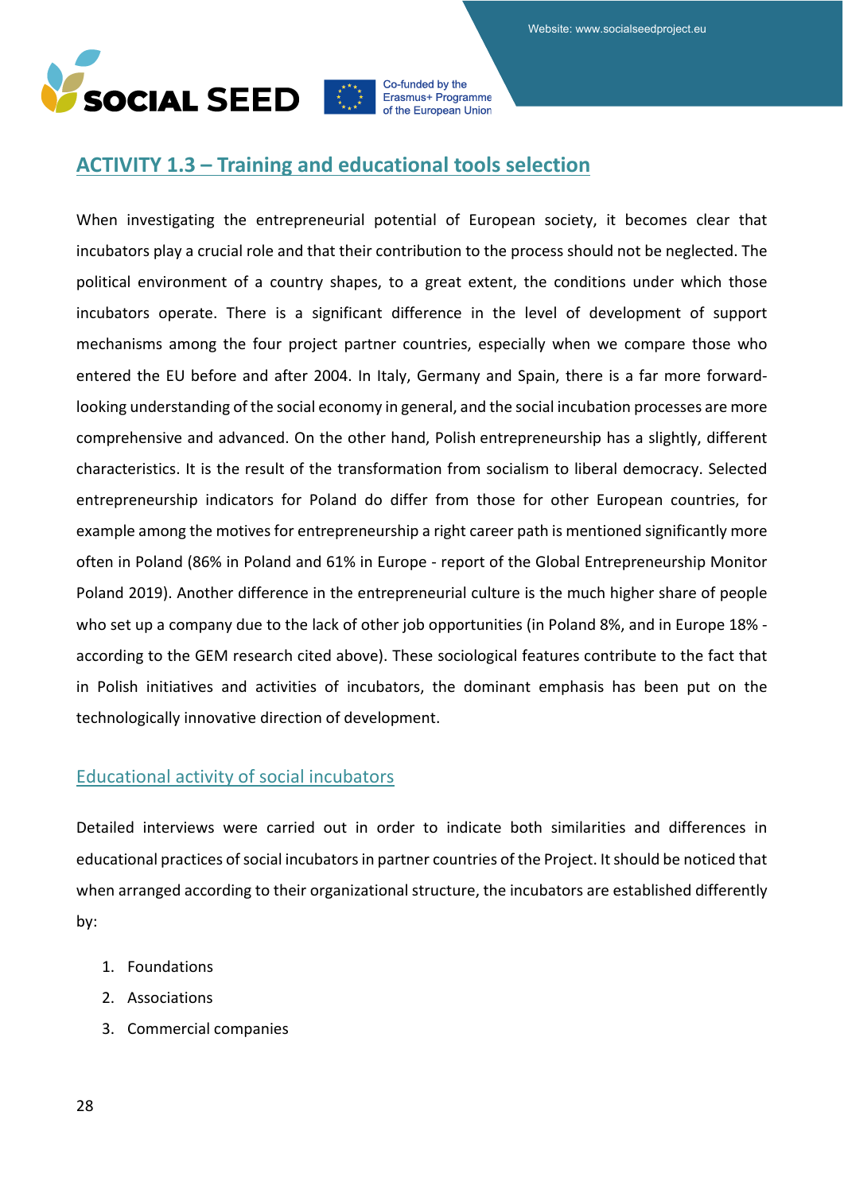## ACTIVITY 1.3 – Training and educational tools selection

When investigating the entrepreneurial potential of European society, it becomes clear that incubators play a crucial role and that their contribution to the process should not be neglected. The political environment of a country shapes, to a great extent, the conditions under which those incubators operate. There is a significant difference in the level of development of support mechanisms among the four project partner countries, especially when we compare those who entered the EU before and after 2004. In Italy, Germany and Spain, there is a far more forward-looking understanding of the social economy in general, and the social incubation processes are more comprehensive and advanced. On the other hand, Polish entrepreneurship has a slightly, different characteristics. It is the result of the transformation from socialism to liberal democracy. Selected entrepreneurship indicators for Poland do differ from those for other European countries, for example among the motives for entrepreneurship a right career path is mentioned significantly more often in Poland (86% in Poland and 61% in Europe - report of the Global Entrepreneurship Monitor Poland 2019). Another difference in the entrepreneurial culture is the much higher share of people who set up a company due to the lack of other job opportunities (in Poland 8%, and in Europe 18% - according to the GEM research cited above). These sociological features contribute to the fact that in Polish initiatives and activities of incubators, the dominant emphasis has been put on the technologically innovative direction of development.

### Educational activity of social incubators

Detailed interviews were carried out in order to indicate both similarities and differences in educational practices of social incubators in partner countries of the Project. It should be noticed that when arranged according to their organizational structure, the incubators are established differently by:

1. Foundations
2. Associations
3. Commercial companies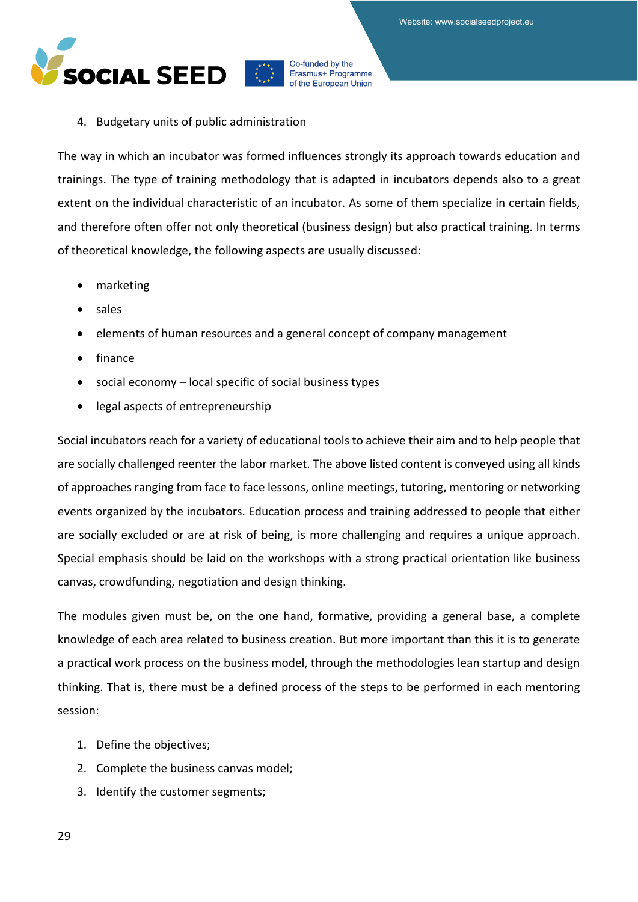4. Budgetary units of public administration

The way in which an incubator was formed influences strongly its approach towards education and trainings. The type of training methodology that is adapted in incubators depends also to a great extent on the individual characteristic of an incubator. As some of them specialize in certain fields, and therefore often offer not only theoretical (business design) but also practical training. In terms of theoretical knowledge, the following aspects are usually discussed:

- marketing
- sales
- elements of human resources and a general concept of company management
- finance
- social economy – local specific of social business types
- legal aspects of entrepreneurship

Social incubators reach for a variety of educational tools to achieve their aim and to help people that are socially challenged reenter the labor market. The above listed content is conveyed using all kinds of approaches ranging from face to face lessons, online meetings, tutoring, mentoring or networking events organized by the incubators. Education process and training addressed to people that either are socially excluded or are at risk of being, is more challenging and requires a unique approach. Special emphasis should be laid on the workshops with a strong practical orientation like business canvas, crowdfunding, negotiation and design thinking.

The modules given must be, on the one hand, formative, providing a general base, a complete knowledge of each area related to business creation. But more important than this it is to generate a practical work process on the business model, through the methodologies lean startup and design thinking. That is, there must be a defined process of the steps to be performed in each mentoring session:

1. Define the objectives;
2. Complete the business canvas model;
3. Identify the customer segments;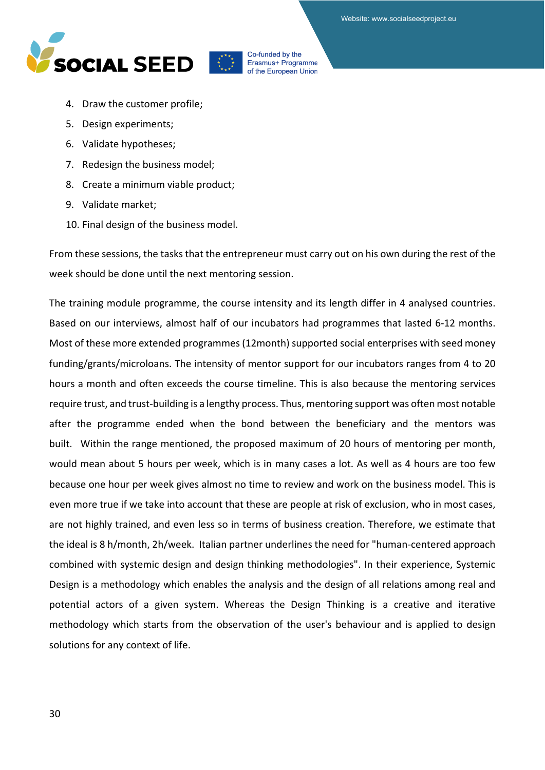4. Draw the customer profile;
5. Design experiments;
6. Validate hypotheses;
7. Redesign the business model;
8. Create a minimum viable product;
9. Validate market;
10. Final design of the business model.

From these sessions, the tasks that the entrepreneur must carry out on his own during the rest of the week should be done until the next mentoring session.

The training module programme, the course intensity and its length differ in 4 analysed countries. Based on our interviews, almost half of our incubators had programmes that lasted 6-12 months. Most of these more extended programmes (12month) supported social enterprises with seed money funding/grants/microloans. The intensity of mentor support for our incubators ranges from 4 to 20 hours a month and often exceeds the course timeline. This is also because the mentoring services require trust, and trust-building is a lengthy process. Thus, mentoring support was often most notable after the programme ended when the bond between the beneficiary and the mentors was built. Within the range mentioned, the proposed maximum of 20 hours of mentoring per month, would mean about 5 hours per week, which is in many cases a lot. As well as 4 hours are too few because one hour per week gives almost no time to review and work on the business model. This is even more true if we take into account that these are people at risk of exclusion, who in most cases, are not highly trained, and even less so in terms of business creation. Therefore, we estimate that the ideal is 8 h/month, 2h/week. Italian partner underlines the need for "human-centered approach combined with systemic design and design thinking methodologies". In their experience, Systemic Design is a methodology which enables the analysis and the design of all relations among real and potential actors of a given system. Whereas the Design Thinking is a creative and iterative methodology which starts from the observation of the user's behaviour and is applied to design solutions for any context of life.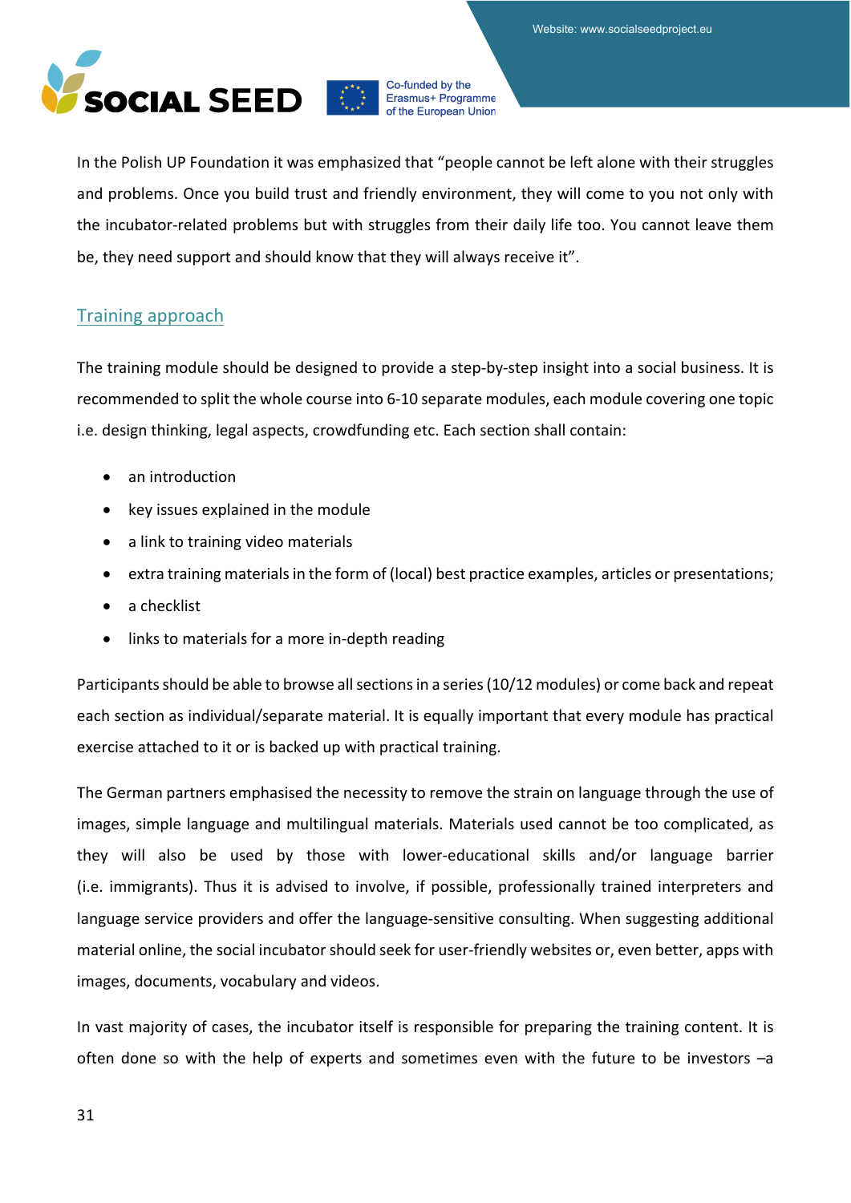In the Polish UP Foundation it was emphasized that "people cannot be left alone with their struggles and problems. Once you build trust and friendly environment, they will come to you not only with the incubator-related problems but with struggles from their daily life too. You cannot leave them be, they need support and should know that they will always receive it".

## Training approach

The training module should be designed to provide a step-by-step insight into a social business. It is recommended to split the whole course into 6-10 separate modules, each module covering one topic i.e. design thinking, legal aspects, crowdfunding etc. Each section shall contain:

- an introduction
- key issues explained in the module
- a link to training video materials
- extra training materials in the form of (local) best practice examples, articles or presentations;
- a checklist
- links to materials for a more in-depth reading

Participants should be able to browse all sections in a series (10/12 modules) or come back and repeat each section as individual/separate material. It is equally important that every module has practical exercise attached to it or is backed up with practical training.

The German partners emphasised the necessity to remove the strain on language through the use of images, simple language and multilingual materials. Materials used cannot be too complicated, as they will also be used by those with lower-educational skills and/or language barrier (i.e. immigrants). Thus it is advised to involve, if possible, professionally trained interpreters and language service providers and offer the language-sensitive consulting. When suggesting additional material online, the social incubator should seek for user-friendly websites or, even better, apps with images, documents, vocabulary and videos.

In vast majority of cases, the incubator itself is responsible for preparing the training content. It is often done so with the help of experts and sometimes even with the future to be investors –a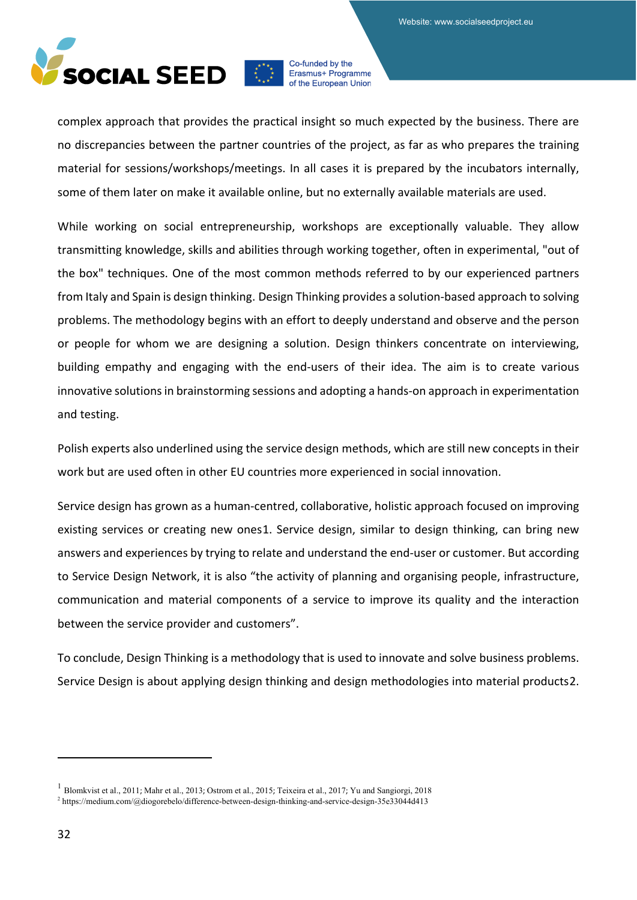complex approach that provides the practical insight so much expected by the business. There are no discrepancies between the partner countries of the project, as far as who prepares the training material for sessions/workshops/meetings. In all cases it is prepared by the incubators internally, some of them later on make it available online, but no externally available materials are used.

While working on social entrepreneurship, workshops are exceptionally valuable. They allow transmitting knowledge, skills and abilities through working together, often in experimental, "out of the box" techniques. One of the most common methods referred to by our experienced partners from Italy and Spain is design thinking. Design Thinking provides a solution-based approach to solving problems. The methodology begins with an effort to deeply understand and observe and the person or people for whom we are designing a solution. Design thinkers concentrate on interviewing, building empathy and engaging with the end-users of their idea. The aim is to create various innovative solutions in brainstorming sessions and adopting a hands-on approach in experimentation and testing.

Polish experts also underlined using the service design methods, which are still new concepts in their work but are used often in other EU countries more experienced in social innovation.

Service design has grown as a human-centred, collaborative, holistic approach focused on improving existing services or creating new ones[1]. Service design, similar to design thinking, can bring new answers and experiences by trying to relate and understand the end-user or customer. But according to Service Design Network, it is also “the activity of planning and organising people, infrastructure, communication and material components of a service to improve its quality and the interaction between the service provider and customers”.

To conclude, Design Thinking is a methodology that is used to innovate and solve business problems. Service Design is about applying design thinking and design methodologies into material products[2].

---

[1] Blomkvist et al., 2011; Mahr et al., 2013; Ostrom et al., 2015; Teixeira et al., 2017; Yu and Sangiorgi, 2018

[2] https://medium.com/@diogorebelo/difference-between-design-thinking-and-service-design-35e33044d413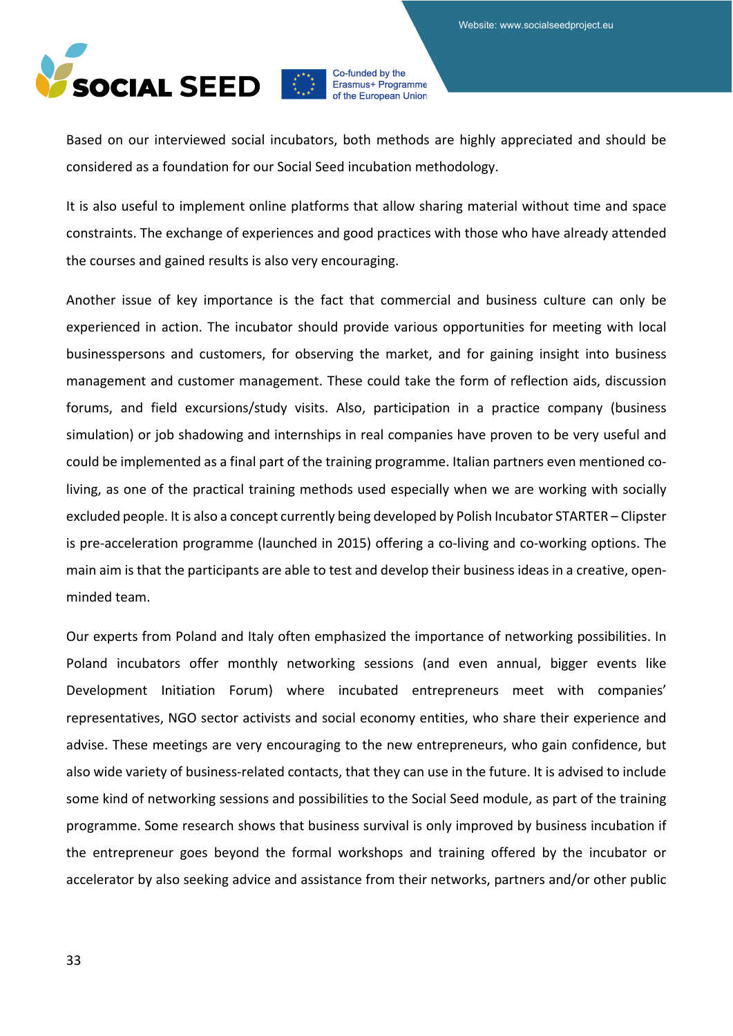Based on our interviewed social incubators, both methods are highly appreciated and should be considered as a foundation for our Social Seed incubation methodology.

It is also useful to implement online platforms that allow sharing material without time and space constraints. The exchange of experiences and good practices with those who have already attended the courses and gained results is also very encouraging.

Another issue of key importance is the fact that commercial and business culture can only be experienced in action. The incubator should provide various opportunities for meeting with local businesspersons and customers, for observing the market, and for gaining insight into business management and customer management. These could take the form of reflection aids, discussion forums, and field excursions/study visits. Also, participation in a practice company (business simulation) or job shadowing and internships in real companies have proven to be very useful and could be implemented as a final part of the training programme. Italian partners even mentioned co-living, as one of the practical training methods used especially when we are working with socially excluded people. It is also a concept currently being developed by Polish Incubator STARTER – Clipster is pre-acceleration programme (launched in 2015) offering a co-living and co-working options. The main aim is that the participants are able to test and develop their business ideas in a creative, open-minded team.

Our experts from Poland and Italy often emphasized the importance of networking possibilities. In Poland incubators offer monthly networking sessions (and even annual, bigger events like Development Initiation Forum) where incubated entrepreneurs meet with companies' representatives, NGO sector activists and social economy entities, who share their experience and advise. These meetings are very encouraging to the new entrepreneurs, who gain confidence, but also wide variety of business-related contacts, that they can use in the future. It is advised to include some kind of networking sessions and possibilities to the Social Seed module, as part of the training programme. Some research shows that business survival is only improved by business incubation if the entrepreneur goes beyond the formal workshops and training offered by the incubator or accelerator by also seeking advice and assistance from their networks, partners and/or other public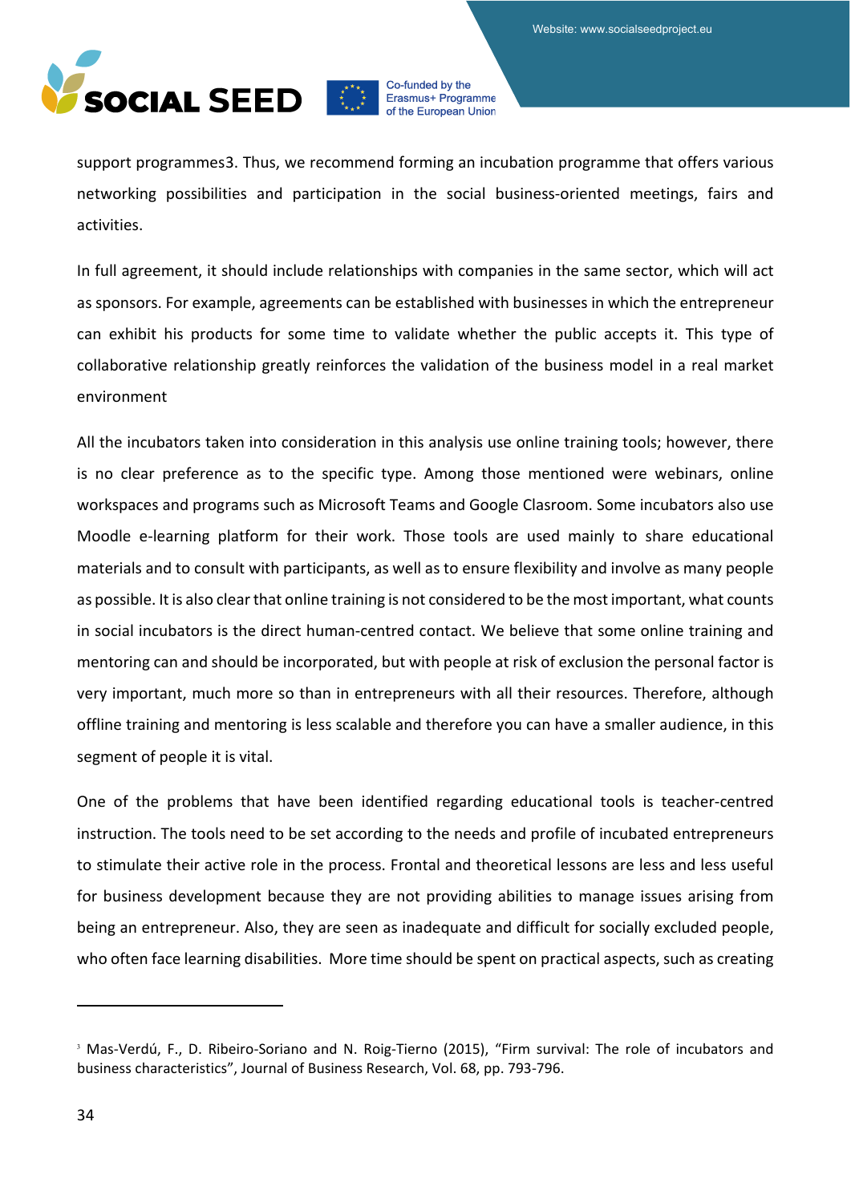support programmes[3]. Thus, we recommend forming an incubation programme that offers various networking possibilities and participation in the social business-oriented meetings, fairs and activities.

In full agreement, it should include relationships with companies in the same sector, which will act as sponsors. For example, agreements can be established with businesses in which the entrepreneur can exhibit his products for some time to validate whether the public accepts it. This type of collaborative relationship greatly reinforces the validation of the business model in a real market environment

All the incubators taken into consideration in this analysis use online training tools; however, there is no clear preference as to the specific type. Among those mentioned were webinars, online workspaces and programs such as Microsoft Teams and Google Clasroom. Some incubators also use Moodle e-learning platform for their work. Those tools are used mainly to share educational materials and to consult with participants, as well as to ensure flexibility and involve as many people as possible. It is also clear that online training is not considered to be the most important, what counts in social incubators is the direct human-centred contact. We believe that some online training and mentoring can and should be incorporated, but with people at risk of exclusion the personal factor is very important, much more so than in entrepreneurs with all their resources. Therefore, although offline training and mentoring is less scalable and therefore you can have a smaller audience, in this segment of people it is vital.

One of the problems that have been identified regarding educational tools is teacher-centred instruction. The tools need to be set according to the needs and profile of incubated entrepreneurs to stimulate their active role in the process. Frontal and theoretical lessons are less and less useful for business development because they are not providing abilities to manage issues arising from being an entrepreneur. Also, they are seen as inadequate and difficult for socially excluded people, who often face learning disabilities. More time should be spent on practical aspects, such as creating

---

[3] Mas-Verdú, F., D. Ribeiro-Soriano and N. Roig-Tierno (2015), "Firm survival: The role of incubators and business characteristics", Journal of Business Research, Vol. 68, pp. 793-796.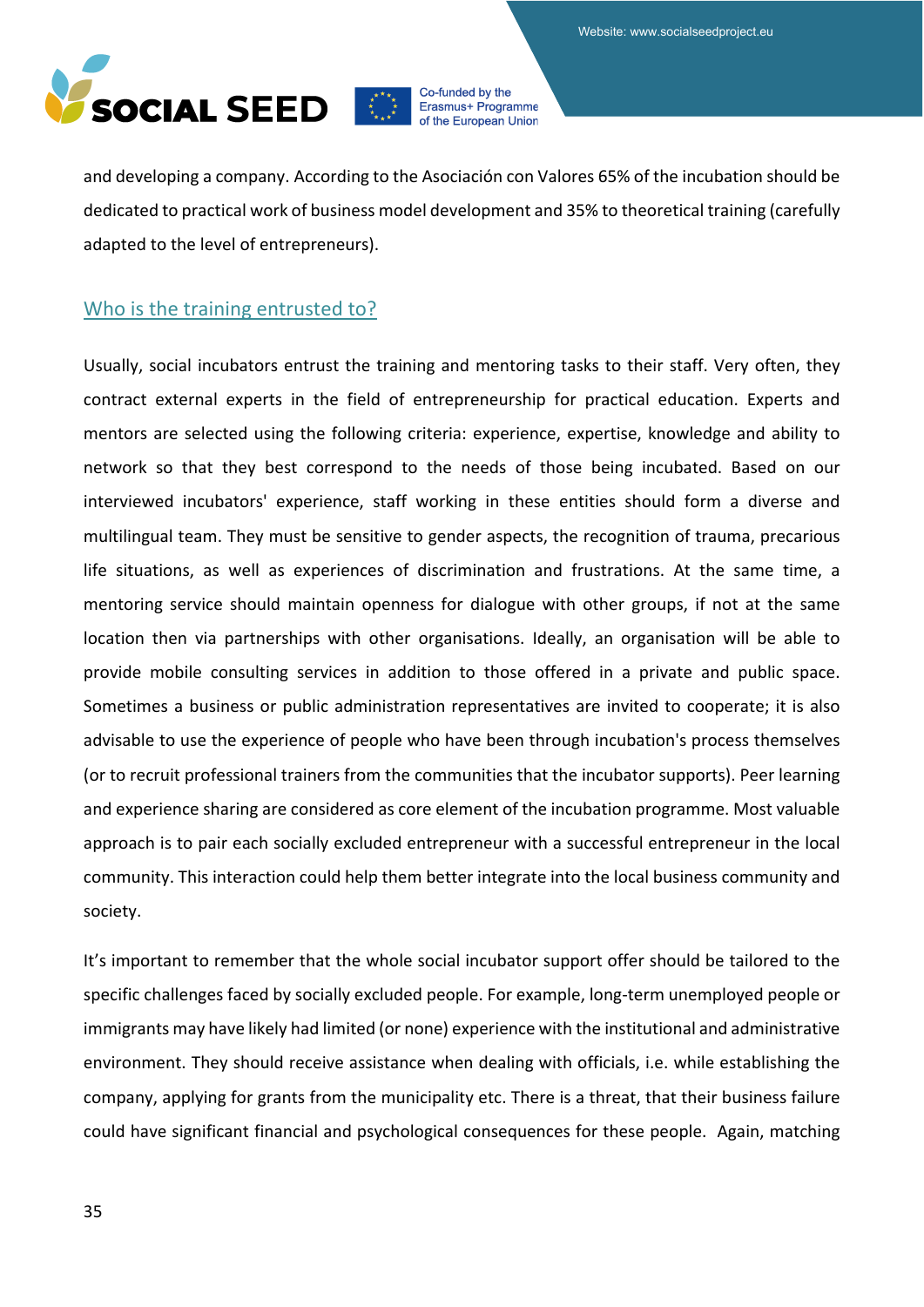and developing a company. According to the Asociación con Valores 65% of the incubation should be dedicated to practical work of business model development and 35% to theoretical training (carefully adapted to the level of entrepreneurs).

## Who is the training entrusted to?

Usually, social incubators entrust the training and mentoring tasks to their staff. Very often, they contract external experts in the field of entrepreneurship for practical education. Experts and mentors are selected using the following criteria: experience, expertise, knowledge and ability to network so that they best correspond to the needs of those being incubated. Based on our interviewed incubators' experience, staff working in these entities should form a diverse and multilingual team. They must be sensitive to gender aspects, the recognition of trauma, precarious life situations, as well as experiences of discrimination and frustrations. At the same time, a mentoring service should maintain openness for dialogue with other groups, if not at the same location then via partnerships with other organisations. Ideally, an organisation will be able to provide mobile consulting services in addition to those offered in a private and public space. Sometimes a business or public administration representatives are invited to cooperate; it is also advisable to use the experience of people who have been through incubation's process themselves (or to recruit professional trainers from the communities that the incubator supports). Peer learning and experience sharing are considered as core element of the incubation programme. Most valuable approach is to pair each socially excluded entrepreneur with a successful entrepreneur in the local community. This interaction could help them better integrate into the local business community and society.

It's important to remember that the whole social incubator support offer should be tailored to the specific challenges faced by socially excluded people. For example, long-term unemployed people or immigrants may have likely had limited (or none) experience with the institutional and administrative environment. They should receive assistance when dealing with officials, i.e. while establishing the company, applying for grants from the municipality etc. There is a threat, that their business failure could have significant financial and psychological consequences for these people. Again, matching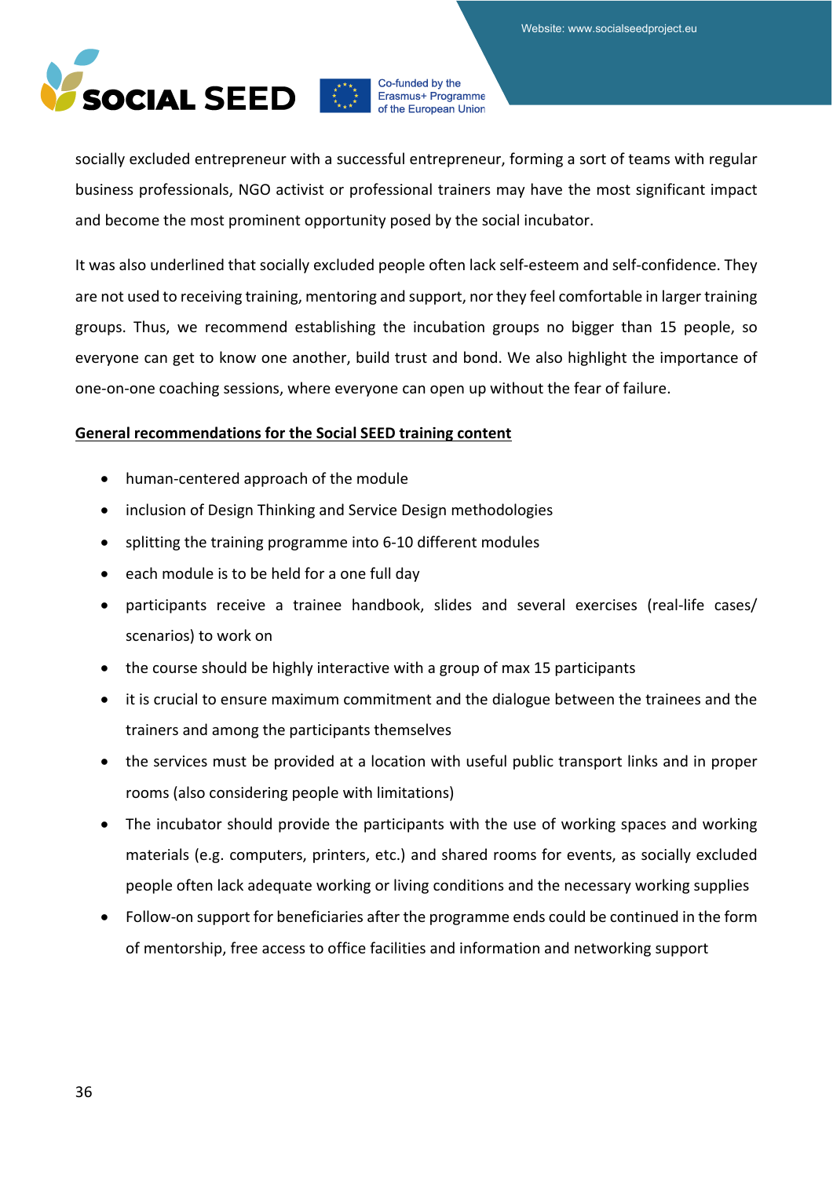socially excluded entrepreneur with a successful entrepreneur, forming a sort of teams with regular business professionals, NGO activist or professional trainers may have the most significant impact and become the most prominent opportunity posed by the social incubator.

It was also underlined that socially excluded people often lack self-esteem and self-confidence. They are not used to receiving training, mentoring and support, nor they feel comfortable in larger training groups. Thus, we recommend establishing the incubation groups no bigger than 15 people, so everyone can get to know one another, build trust and bond. We also highlight the importance of one-on-one coaching sessions, where everyone can open up without the fear of failure.

**General recommendations for the Social SEED training content**

- human-centered approach of the module
- inclusion of Design Thinking and Service Design methodologies
- splitting the training programme into 6-10 different modules
- each module is to be held for a one full day
- participants receive a trainee handbook, slides and several exercises (real-life cases/ scenarios) to work on
- the course should be highly interactive with a group of max 15 participants
- it is crucial to ensure maximum commitment and the dialogue between the trainees and the trainers and among the participants themselves
- the services must be provided at a location with useful public transport links and in proper rooms (also considering people with limitations)
- The incubator should provide the participants with the use of working spaces and working materials (e.g. computers, printers, etc.) and shared rooms for events, as socially excluded people often lack adequate working or living conditions and the necessary working supplies
- Follow-on support for beneficiaries after the programme ends could be continued in the form of mentorship, free access to office facilities and information and networking support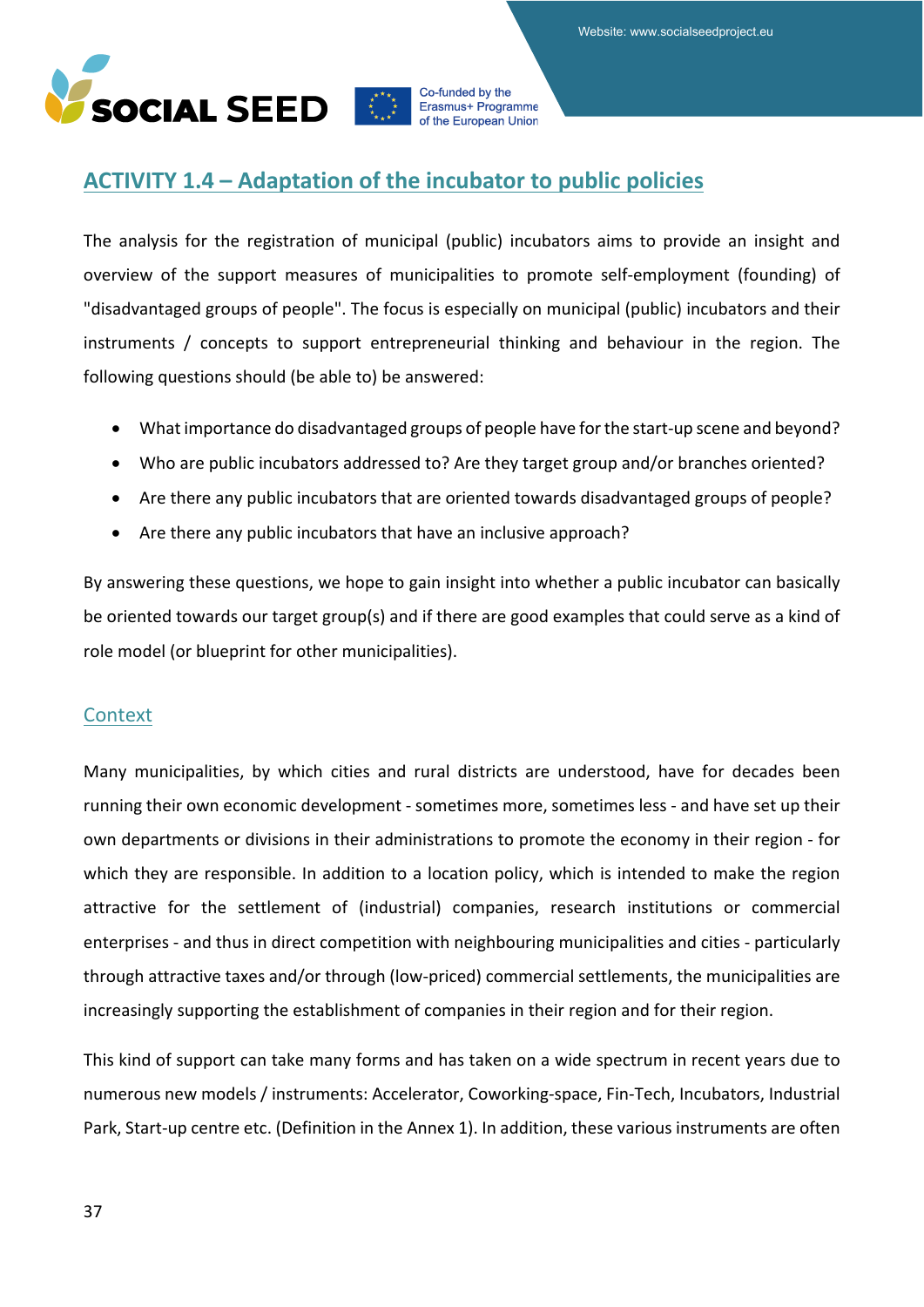## ACTIVITY 1.4 – Adaptation of the incubator to public policies

The analysis for the registration of municipal (public) incubators aims to provide an insight and overview of the support measures of municipalities to promote self-employment (founding) of "disadvantaged groups of people". The focus is especially on municipal (public) incubators and their instruments / concepts to support entrepreneurial thinking and behaviour in the region. The following questions should (be able to) be answered:

- What importance do disadvantaged groups of people have for the start-up scene and beyond?
- Who are public incubators addressed to? Are they target group and/or branches oriented?
- Are there any public incubators that are oriented towards disadvantaged groups of people?
- Are there any public incubators that have an inclusive approach?

By answering these questions, we hope to gain insight into whether a public incubator can basically be oriented towards our target group(s) and if there are good examples that could serve as a kind of role model (or blueprint for other municipalities).

### Context

Many municipalities, by which cities and rural districts are understood, have for decades been running their own economic development - sometimes more, sometimes less - and have set up their own departments or divisions in their administrations to promote the economy in their region - for which they are responsible. In addition to a location policy, which is intended to make the region attractive for the settlement of (industrial) companies, research institutions or commercial enterprises - and thus in direct competition with neighbouring municipalities and cities - particularly through attractive taxes and/or through (low-priced) commercial settlements, the municipalities are increasingly supporting the establishment of companies in their region and for their region.

This kind of support can take many forms and has taken on a wide spectrum in recent years due to numerous new models / instruments: Accelerator, Coworking-space, Fin-Tech, Incubators, Industrial Park, Start-up centre etc. (Definition in the Annex 1). In addition, these various instruments are often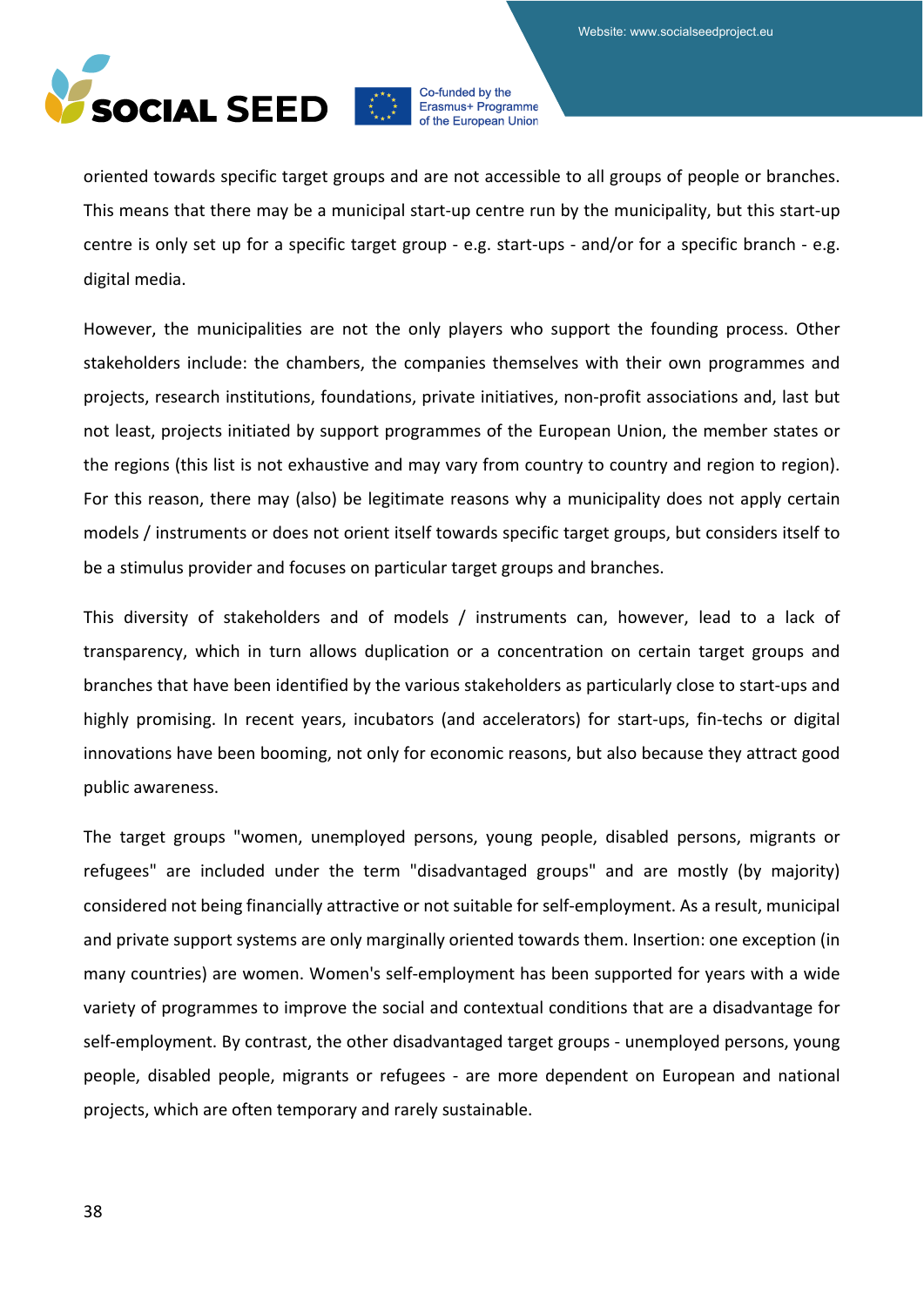oriented towards specific target groups and are not accessible to all groups of people or branches. This means that there may be a municipal start-up centre run by the municipality, but this start-up centre is only set up for a specific target group - e.g. start-ups - and/or for a specific branch - e.g. digital media.

However, the municipalities are not the only players who support the founding process. Other stakeholders include: the chambers, the companies themselves with their own programmes and projects, research institutions, foundations, private initiatives, non-profit associations and, last but not least, projects initiated by support programmes of the European Union, the member states or the regions (this list is not exhaustive and may vary from country to country and region to region). For this reason, there may (also) be legitimate reasons why a municipality does not apply certain models / instruments or does not orient itself towards specific target groups, but considers itself to be a stimulus provider and focuses on particular target groups and branches.

This diversity of stakeholders and of models / instruments can, however, lead to a lack of transparency, which in turn allows duplication or a concentration on certain target groups and branches that have been identified by the various stakeholders as particularly close to start-ups and highly promising. In recent years, incubators (and accelerators) for start-ups, fin-techs or digital innovations have been booming, not only for economic reasons, but also because they attract good public awareness.

The target groups "women, unemployed persons, young people, disabled persons, migrants or refugees" are included under the term "disadvantaged groups" and are mostly (by majority) considered not being financially attractive or not suitable for self-employment. As a result, municipal and private support systems are only marginally oriented towards them. Insertion: one exception (in many countries) are women. Women's self-employment has been supported for years with a wide variety of programmes to improve the social and contextual conditions that are a disadvantage for self-employment. By contrast, the other disadvantaged target groups - unemployed persons, young people, disabled people, migrants or refugees - are more dependent on European and national projects, which are often temporary and rarely sustainable.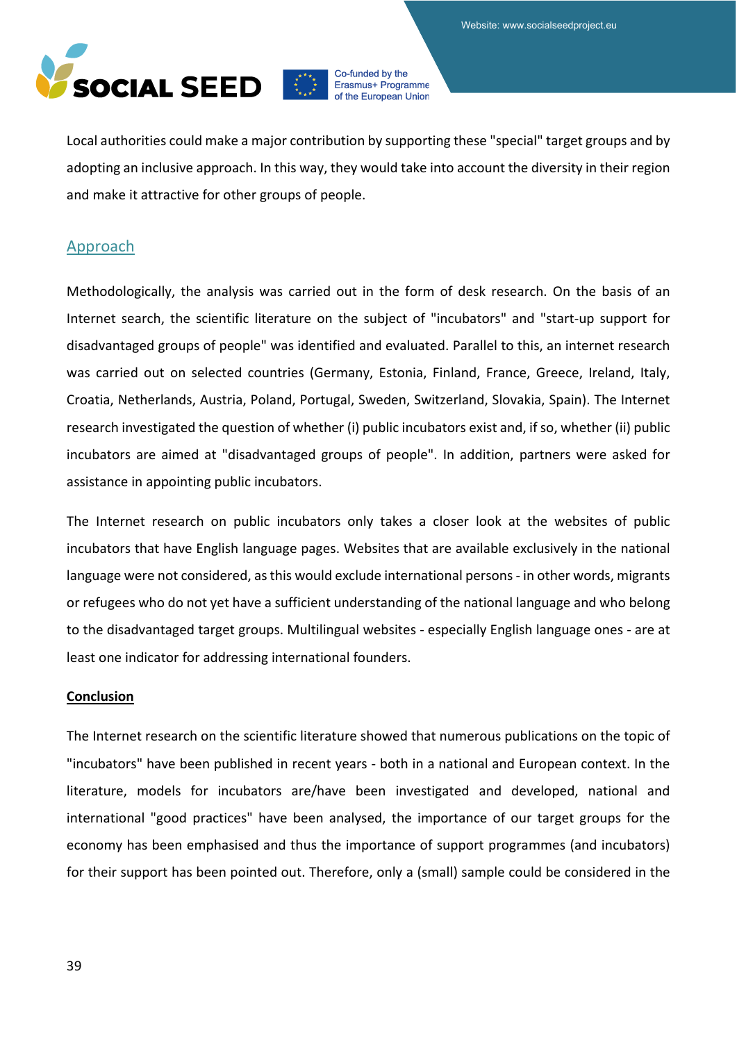Local authorities could make a major contribution by supporting these "special" target groups and by adopting an inclusive approach. In this way, they would take into account the diversity in their region and make it attractive for other groups of people.

## Approach

Methodologically, the analysis was carried out in the form of desk research. On the basis of an Internet search, the scientific literature on the subject of "incubators" and "start-up support for disadvantaged groups of people" was identified and evaluated. Parallel to this, an internet research was carried out on selected countries (Germany, Estonia, Finland, France, Greece, Ireland, Italy, Croatia, Netherlands, Austria, Poland, Portugal, Sweden, Switzerland, Slovakia, Spain). The Internet research investigated the question of whether (i) public incubators exist and, if so, whether (ii) public incubators are aimed at "disadvantaged groups of people". In addition, partners were asked for assistance in appointing public incubators.

The Internet research on public incubators only takes a closer look at the websites of public incubators that have English language pages. Websites that are available exclusively in the national language were not considered, as this would exclude international persons - in other words, migrants or refugees who do not yet have a sufficient understanding of the national language and who belong to the disadvantaged target groups. Multilingual websites - especially English language ones - are at least one indicator for addressing international founders.

### Conclusion

The Internet research on the scientific literature showed that numerous publications on the topic of "incubators" have been published in recent years - both in a national and European context. In the literature, models for incubators are/have been investigated and developed, national and international "good practices" have been analysed, the importance of our target groups for the economy has been emphasised and thus the importance of support programmes (and incubators) for their support has been pointed out. Therefore, only a (small) sample could be considered in the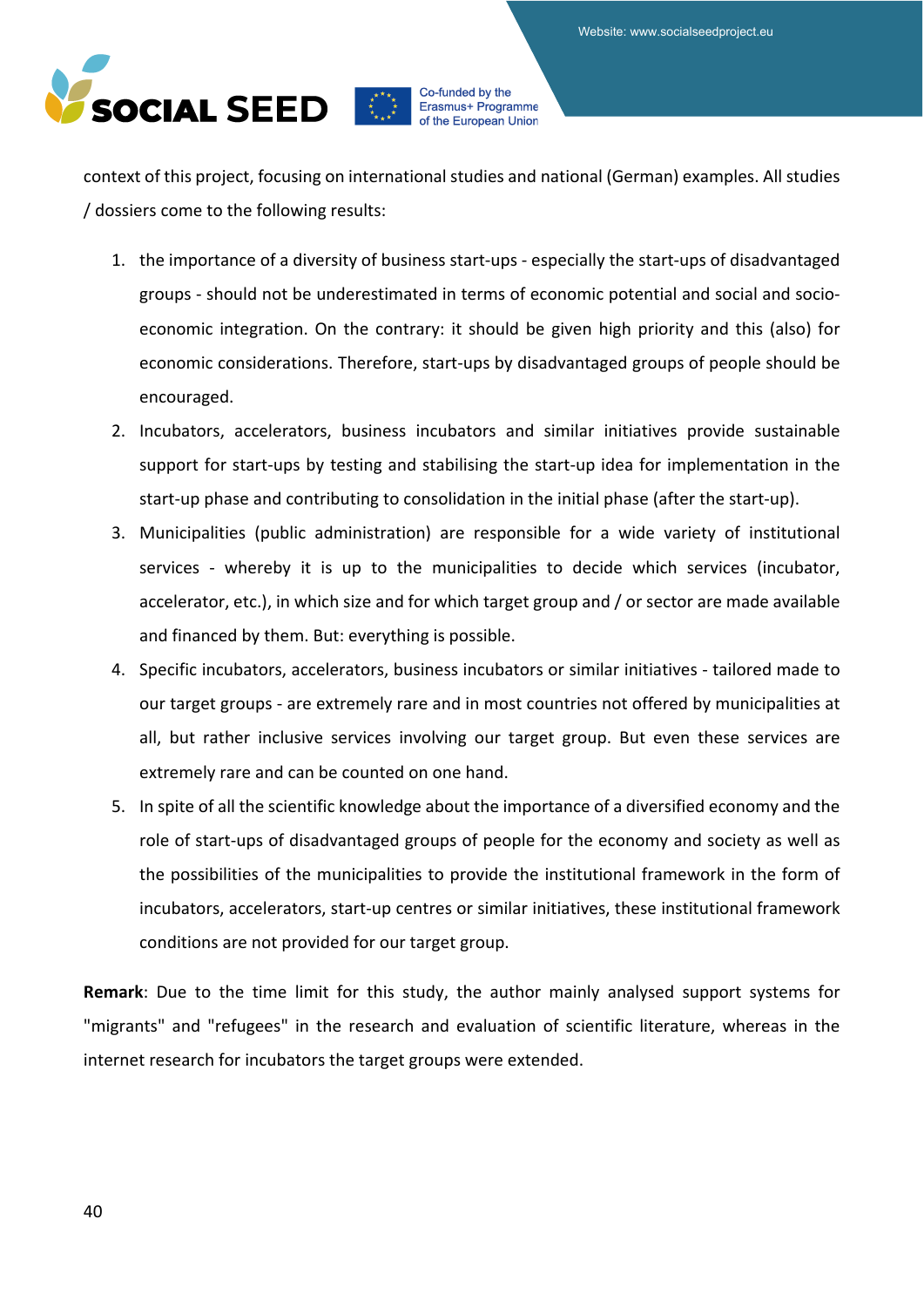context of this project, focusing on international studies and national (German) examples. All studies / dossiers come to the following results:

1. the importance of a diversity of business start-ups - especially the start-ups of disadvantaged groups - should not be underestimated in terms of economic potential and social and socio-economic integration. On the contrary: it should be given high priority and this (also) for economic considerations. Therefore, start-ups by disadvantaged groups of people should be encouraged.
2. Incubators, accelerators, business incubators and similar initiatives provide sustainable support for start-ups by testing and stabilising the start-up idea for implementation in the start-up phase and contributing to consolidation in the initial phase (after the start-up).
3. Municipalities (public administration) are responsible for a wide variety of institutional services - whereby it is up to the municipalities to decide which services (incubator, accelerator, etc.), in which size and for which target group and / or sector are made available and financed by them. But: everything is possible.
4. Specific incubators, accelerators, business incubators or similar initiatives - tailored made to our target groups - are extremely rare and in most countries not offered by municipalities at all, but rather inclusive services involving our target group. But even these services are extremely rare and can be counted on one hand.
5. In spite of all the scientific knowledge about the importance of a diversified economy and the role of start-ups of disadvantaged groups of people for the economy and society as well as the possibilities of the municipalities to provide the institutional framework in the form of incubators, accelerators, start-up centres or similar initiatives, these institutional framework conditions are not provided for our target group.

**Remark**: Due to the time limit for this study, the author mainly analysed support systems for "migrants" and "refugees" in the research and evaluation of scientific literature, whereas in the internet research for incubators the target groups were extended.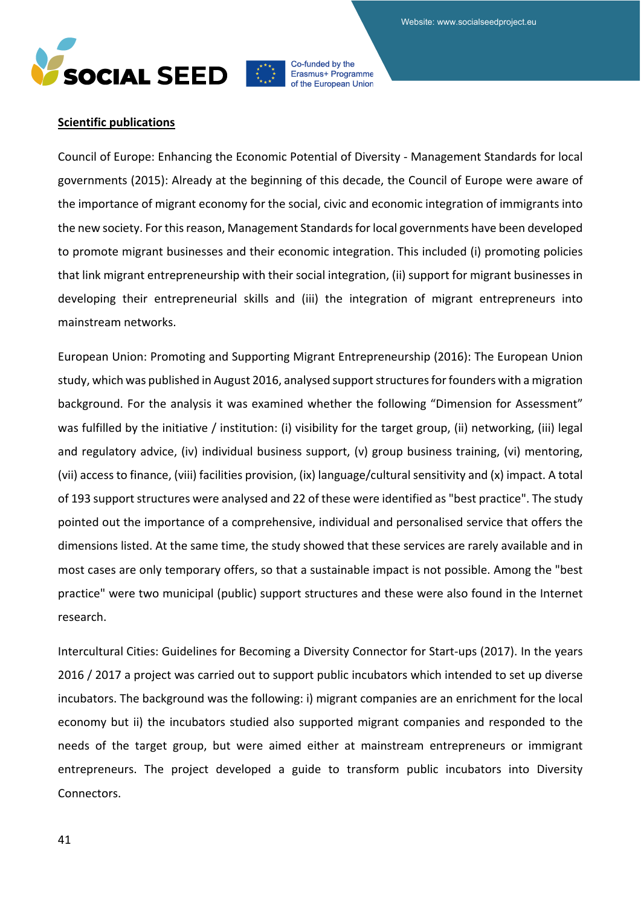**Scientific publications**

Council of Europe: Enhancing the Economic Potential of Diversity - Management Standards for local governments (2015): Already at the beginning of this decade, the Council of Europe were aware of the importance of migrant economy for the social, civic and economic integration of immigrants into the new society. For this reason, Management Standards for local governments have been developed to promote migrant businesses and their economic integration. This included (i) promoting policies that link migrant entrepreneurship with their social integration, (ii) support for migrant businesses in developing their entrepreneurial skills and (iii) the integration of migrant entrepreneurs into mainstream networks.

European Union: Promoting and Supporting Migrant Entrepreneurship (2016): The European Union study, which was published in August 2016, analysed support structures for founders with a migration background. For the analysis it was examined whether the following "Dimension for Assessment" was fulfilled by the initiative / institution: (i) visibility for the target group, (ii) networking, (iii) legal and regulatory advice, (iv) individual business support, (v) group business training, (vi) mentoring, (vii) access to finance, (viii) facilities provision, (ix) language/cultural sensitivity and (x) impact. A total of 193 support structures were analysed and 22 of these were identified as "best practice". The study pointed out the importance of a comprehensive, individual and personalised service that offers the dimensions listed. At the same time, the study showed that these services are rarely available and in most cases are only temporary offers, so that a sustainable impact is not possible. Among the "best practice" were two municipal (public) support structures and these were also found in the Internet research.

Intercultural Cities: Guidelines for Becoming a Diversity Connector for Start-ups (2017). In the years 2016 / 2017 a project was carried out to support public incubators which intended to set up diverse incubators. The background was the following: i) migrant companies are an enrichment for the local economy but ii) the incubators studied also supported migrant companies and responded to the needs of the target group, but were aimed either at mainstream entrepreneurs or immigrant entrepreneurs. The project developed a guide to transform public incubators into Diversity Connectors.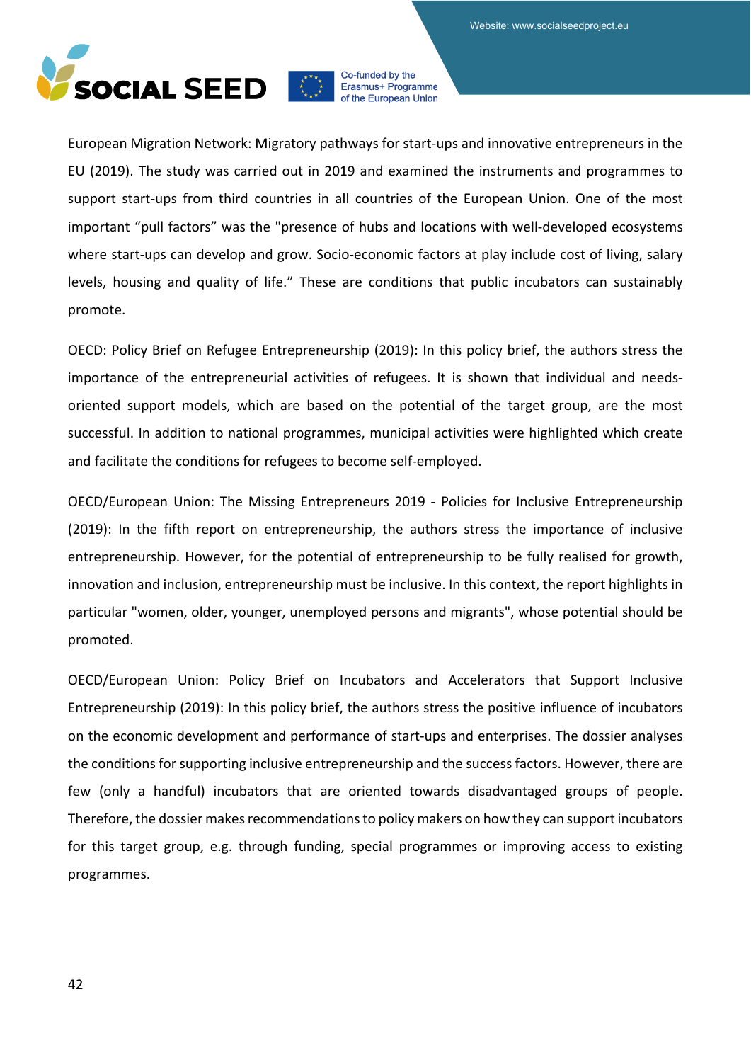European Migration Network: Migratory pathways for start-ups and innovative entrepreneurs in the EU (2019). The study was carried out in 2019 and examined the instruments and programmes to support start-ups from third countries in all countries of the European Union. One of the most important "pull factors" was the "presence of hubs and locations with well-developed ecosystems where start-ups can develop and grow. Socio-economic factors at play include cost of living, salary levels, housing and quality of life." These are conditions that public incubators can sustainably promote.

OECD: Policy Brief on Refugee Entrepreneurship (2019): In this policy brief, the authors stress the importance of the entrepreneurial activities of refugees. It is shown that individual and needs-oriented support models, which are based on the potential of the target group, are the most successful. In addition to national programmes, municipal activities were highlighted which create and facilitate the conditions for refugees to become self-employed.

OECD/European Union: The Missing Entrepreneurs 2019 - Policies for Inclusive Entrepreneurship (2019): In the fifth report on entrepreneurship, the authors stress the importance of inclusive entrepreneurship. However, for the potential of entrepreneurship to be fully realised for growth, innovation and inclusion, entrepreneurship must be inclusive. In this context, the report highlights in particular "women, older, younger, unemployed persons and migrants", whose potential should be promoted.

OECD/European Union: Policy Brief on Incubators and Accelerators that Support Inclusive Entrepreneurship (2019): In this policy brief, the authors stress the positive influence of incubators on the economic development and performance of start-ups and enterprises. The dossier analyses the conditions for supporting inclusive entrepreneurship and the success factors. However, there are few (only a handful) incubators that are oriented towards disadvantaged groups of people. Therefore, the dossier makes recommendations to policy makers on how they can support incubators for this target group, e.g. through funding, special programmes or improving access to existing programmes.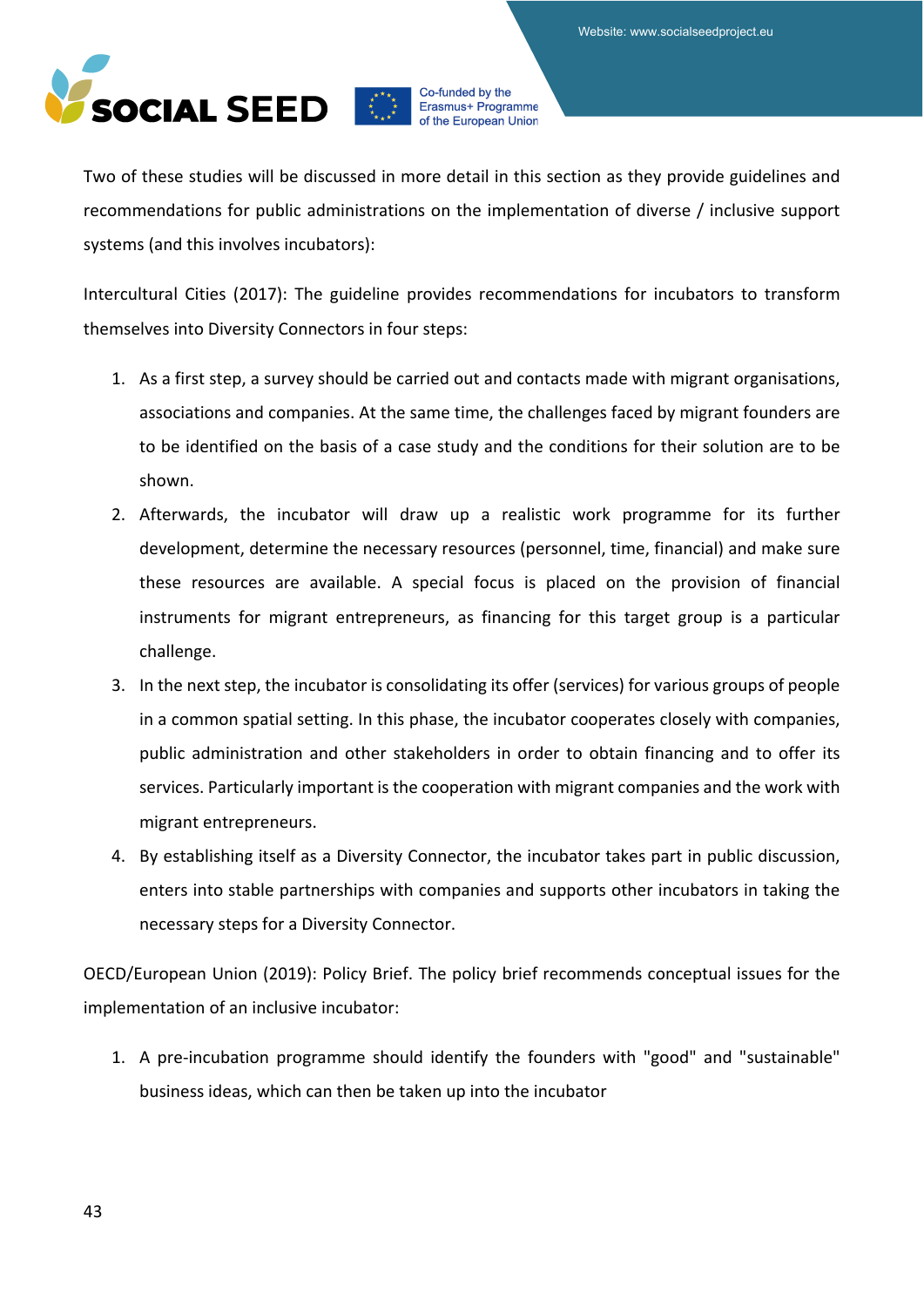Two of these studies will be discussed in more detail in this section as they provide guidelines and recommendations for public administrations on the implementation of diverse / inclusive support systems (and this involves incubators):

Intercultural Cities (2017): The guideline provides recommendations for incubators to transform themselves into Diversity Connectors in four steps:

1. As a first step, a survey should be carried out and contacts made with migrant organisations, associations and companies. At the same time, the challenges faced by migrant founders are to be identified on the basis of a case study and the conditions for their solution are to be shown.
2. Afterwards, the incubator will draw up a realistic work programme for its further development, determine the necessary resources (personnel, time, financial) and make sure these resources are available. A special focus is placed on the provision of financial instruments for migrant entrepreneurs, as financing for this target group is a particular challenge.
3. In the next step, the incubator is consolidating its offer (services) for various groups of people in a common spatial setting. In this phase, the incubator cooperates closely with companies, public administration and other stakeholders in order to obtain financing and to offer its services. Particularly important is the cooperation with migrant companies and the work with migrant entrepreneurs.
4. By establishing itself as a Diversity Connector, the incubator takes part in public discussion, enters into stable partnerships with companies and supports other incubators in taking the necessary steps for a Diversity Connector.

OECD/European Union (2019): Policy Brief. The policy brief recommends conceptual issues for the implementation of an inclusive incubator:

1. A pre-incubation programme should identify the founders with "good" and "sustainable" business ideas, which can then be taken up into the incubator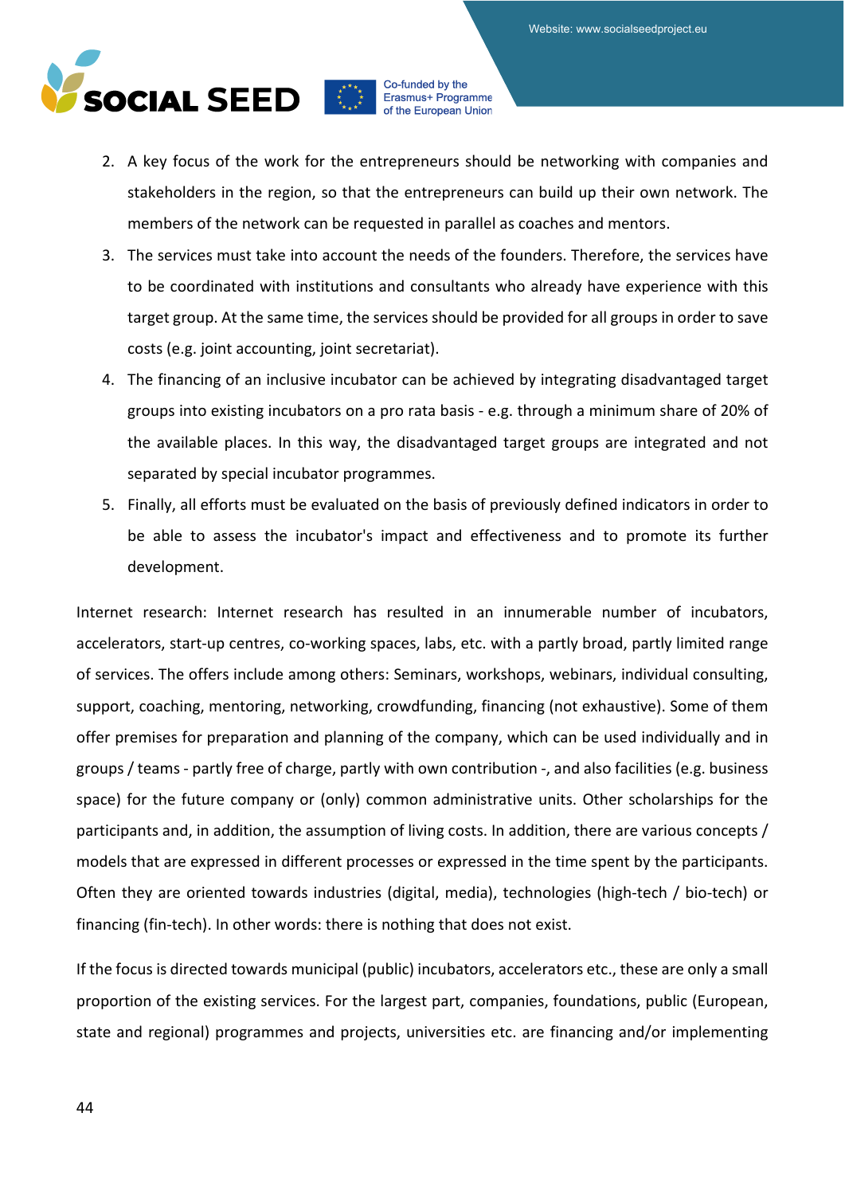2. A key focus of the work for the entrepreneurs should be networking with companies and stakeholders in the region, so that the entrepreneurs can build up their own network. The members of the network can be requested in parallel as coaches and mentors.
3. The services must take into account the needs of the founders. Therefore, the services have to be coordinated with institutions and consultants who already have experience with this target group. At the same time, the services should be provided for all groups in order to save costs (e.g. joint accounting, joint secretariat).
4. The financing of an inclusive incubator can be achieved by integrating disadvantaged target groups into existing incubators on a pro rata basis - e.g. through a minimum share of 20% of the available places. In this way, the disadvantaged target groups are integrated and not separated by special incubator programmes.
5. Finally, all efforts must be evaluated on the basis of previously defined indicators in order to be able to assess the incubator's impact and effectiveness and to promote its further development.

Internet research: Internet research has resulted in an innumerable number of incubators, accelerators, start-up centres, co-working spaces, labs, etc. with a partly broad, partly limited range of services. The offers include among others: Seminars, workshops, webinars, individual consulting, support, coaching, mentoring, networking, crowdfunding, financing (not exhaustive). Some of them offer premises for preparation and planning of the company, which can be used individually and in groups / teams - partly free of charge, partly with own contribution -, and also facilities (e.g. business space) for the future company or (only) common administrative units. Other scholarships for the participants and, in addition, the assumption of living costs. In addition, there are various concepts / models that are expressed in different processes or expressed in the time spent by the participants. Often they are oriented towards industries (digital, media), technologies (high-tech / bio-tech) or financing (fin-tech). In other words: there is nothing that does not exist.

If the focus is directed towards municipal (public) incubators, accelerators etc., these are only a small proportion of the existing services. For the largest part, companies, foundations, public (European, state and regional) programmes and projects, universities etc. are financing and/or implementing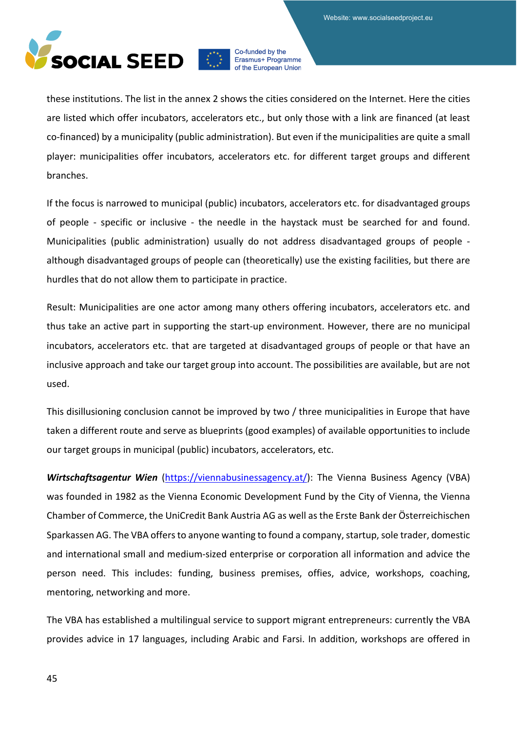these institutions. The list in the annex 2 shows the cities considered on the Internet. Here the cities are listed which offer incubators, accelerators etc., but only those with a link are financed (at least co-financed) by a municipality (public administration). But even if the municipalities are quite a small player: municipalities offer incubators, accelerators etc. for different target groups and different branches.

If the focus is narrowed to municipal (public) incubators, accelerators etc. for disadvantaged groups of people - specific or inclusive - the needle in the haystack must be searched for and found. Municipalities (public administration) usually do not address disadvantaged groups of people - although disadvantaged groups of people can (theoretically) use the existing facilities, but there are hurdles that do not allow them to participate in practice.

Result: Municipalities are one actor among many others offering incubators, accelerators etc. and thus take an active part in supporting the start-up environment. However, there are no municipal incubators, accelerators etc. that are targeted at disadvantaged groups of people or that have an inclusive approach and take our target group into account. The possibilities are available, but are not used.

This disillusioning conclusion cannot be improved by two / three municipalities in Europe that have taken a different route and serve as blueprints (good examples) of available opportunities to include our target groups in municipal (public) incubators, accelerators, etc.

***Wirtschaftsagentur Wien*** ([https://viennabusinessagency.at/](https://viennabusinessagency.at/)): The Vienna Business Agency (VBA) was founded in 1982 as the Vienna Economic Development Fund by the City of Vienna, the Vienna Chamber of Commerce, the UniCredit Bank Austria AG as well as the Erste Bank der Österreichischen Sparkassen AG. The VBA offers to anyone wanting to found a company, startup, sole trader, domestic and international small and medium-sized enterprise or corporation all information and advice the person need. This includes: funding, business premises, offices, advice, workshops, coaching, mentoring, networking and more.

The VBA has established a multilingual service to support migrant entrepreneurs: currently the VBA provides advice in 17 languages, including Arabic and Farsi. In addition, workshops are offered in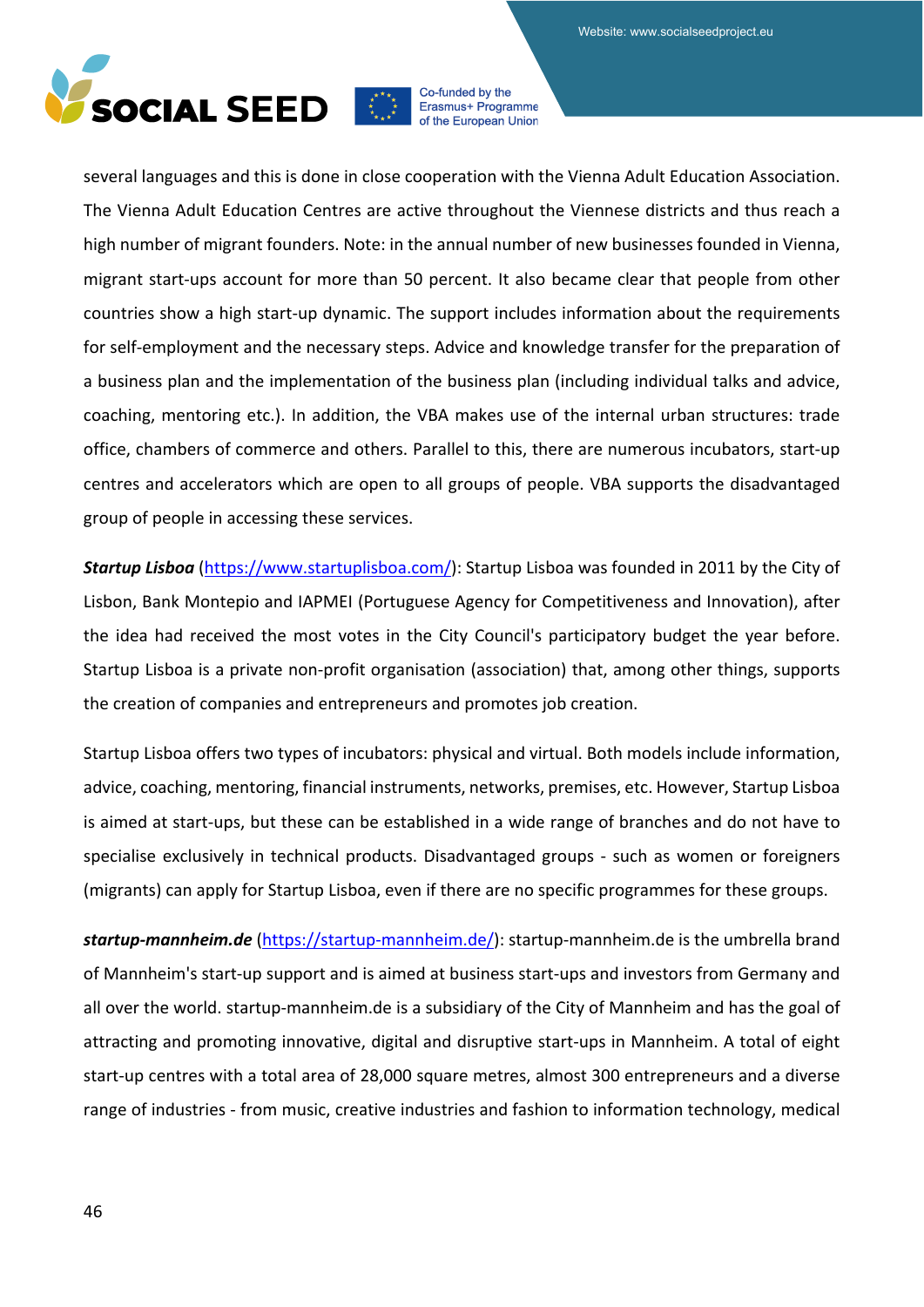several languages and this is done in close cooperation with the Vienna Adult Education Association. The Vienna Adult Education Centres are active throughout the Viennese districts and thus reach a high number of migrant founders. Note: in the annual number of new businesses founded in Vienna, migrant start-ups account for more than 50 percent. It also became clear that people from other countries show a high start-up dynamic. The support includes information about the requirements for self-employment and the necessary steps. Advice and knowledge transfer for the preparation of a business plan and the implementation of the business plan (including individual talks and advice, coaching, mentoring etc.). In addition, the VBA makes use of the internal urban structures: trade office, chambers of commerce and others. Parallel to this, there are numerous incubators, start-up centres and accelerators which are open to all groups of people. VBA supports the disadvantaged group of people in accessing these services.

***Startup Lisboa*** (https://www.startuplisboa.com/): Startup Lisboa was founded in 2011 by the City of Lisbon, Bank Montepio and IAPMEI (Portuguese Agency for Competitiveness and Innovation), after the idea had received the most votes in the City Council's participatory budget the year before. Startup Lisboa is a private non-profit organisation (association) that, among other things, supports the creation of companies and entrepreneurs and promotes job creation.

Startup Lisboa offers two types of incubators: physical and virtual. Both models include information, advice, coaching, mentoring, financial instruments, networks, premises, etc. However, Startup Lisboa is aimed at start-ups, but these can be established in a wide range of branches and do not have to specialise exclusively in technical products. Disadvantaged groups - such as women or foreigners (migrants) can apply for Startup Lisboa, even if there are no specific programmes for these groups.

***startup-mannheim.de*** (https://startup-mannheim.de/): startup-mannheim.de is the umbrella brand of Mannheim's start-up support and is aimed at business start-ups and investors from Germany and all over the world. startup-mannheim.de is a subsidiary of the City of Mannheim and has the goal of attracting and promoting innovative, digital and disruptive start-ups in Mannheim. A total of eight start-up centres with a total area of 28,000 square metres, almost 300 entrepreneurs and a diverse range of industries - from music, creative industries and fashion to information technology, medical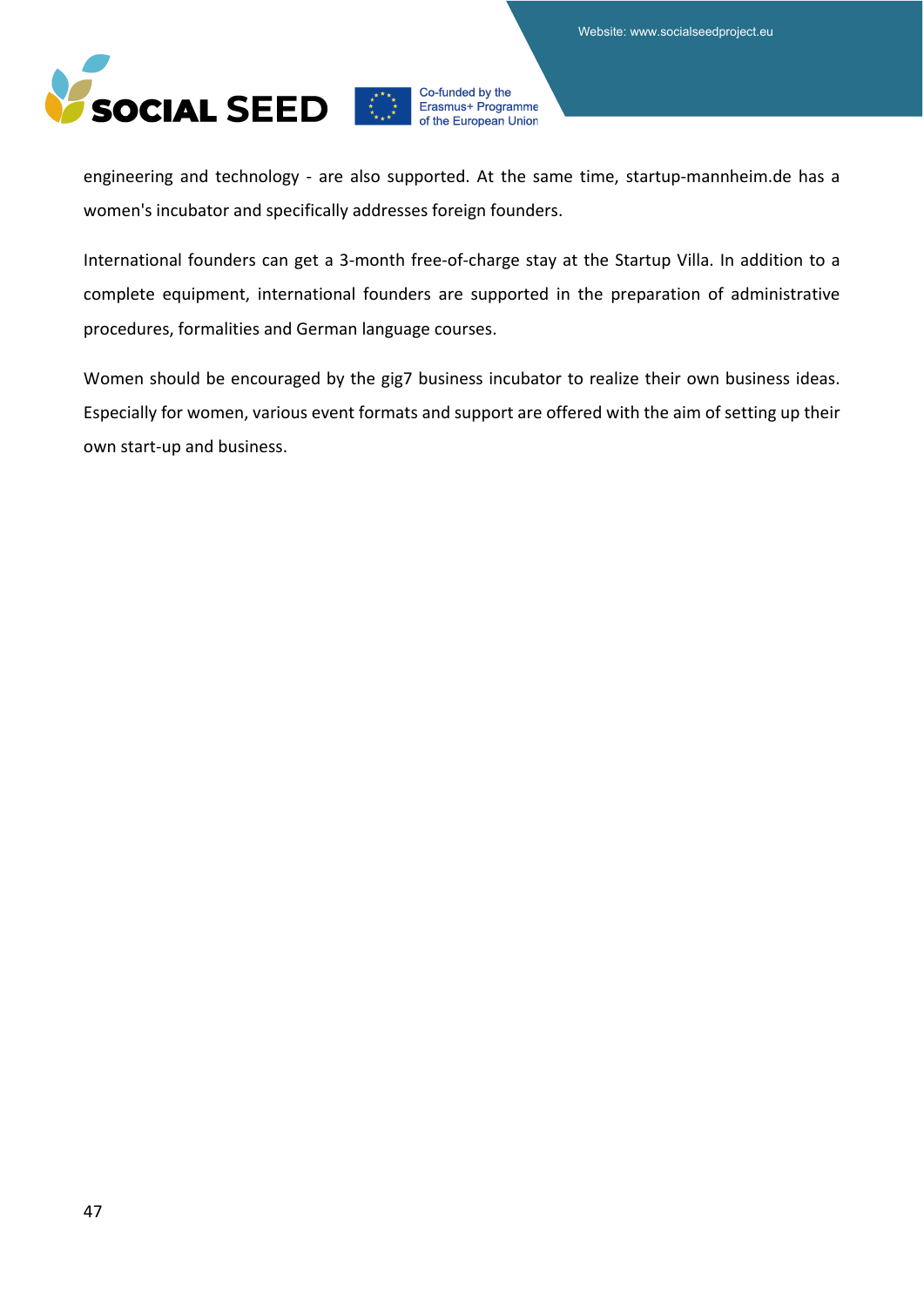engineering and technology - are also supported. At the same time, startup-mannheim.de has a women's incubator and specifically addresses foreign founders.

International founders can get a 3-month free-of-charge stay at the Startup Villa. In addition to a complete equipment, international founders are supported in the preparation of administrative procedures, formalities and German language courses.

Women should be encouraged by the gig7 business incubator to realize their own business ideas. Especially for women, various event formats and support are offered with the aim of setting up their own start-up and business.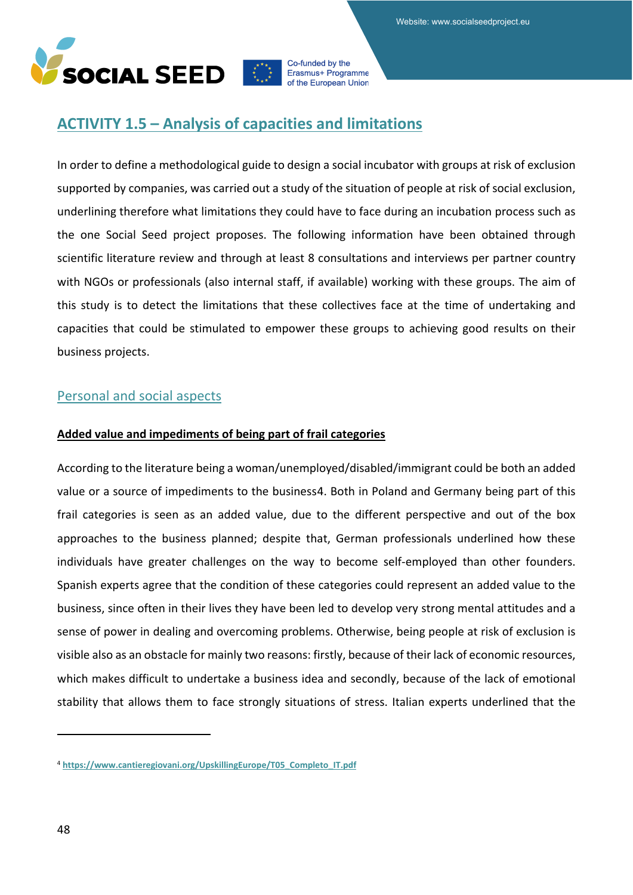## ACTIVITY 1.5 – Analysis of capacities and limitations

In order to define a methodological guide to design a social incubator with groups at risk of exclusion supported by companies, was carried out a study of the situation of people at risk of social exclusion, underlining therefore what limitations they could have to face during an incubation process such as the one Social Seed project proposes. The following information have been obtained through scientific literature review and through at least 8 consultations and interviews per partner country with NGOs or professionals (also internal staff, if available) working with these groups. The aim of this study is to detect the limitations that these collectives face at the time of undertaking and capacities that could be stimulated to empower these groups to achieving good results on their business projects.

### Personal and social aspects

**Added value and impediments of being part of frail categories**

According to the literature being a woman/unemployed/disabled/immigrant could be both an added value or a source of impediments to the business[4]. Both in Poland and Germany being part of this frail categories is seen as an added value, due to the different perspective and out of the box approaches to the business planned; despite that, German professionals underlined how these individuals have greater challenges on the way to become self-employed than other founders. Spanish experts agree that the condition of these categories could represent an added value to the business, since often in their lives they have been led to develop very strong mental attitudes and a sense of power in dealing and overcoming problems. Otherwise, being people at risk of exclusion is visible also as an obstacle for mainly two reasons: firstly, because of their lack of economic resources, which makes difficult to undertake a business idea and secondly, because of the lack of emotional stability that allows them to face strongly situations of stress. Italian experts underlined that the

[4] https://www.cantieregiovani.org/UpskillingEurope/T05_Completo_IT.pdf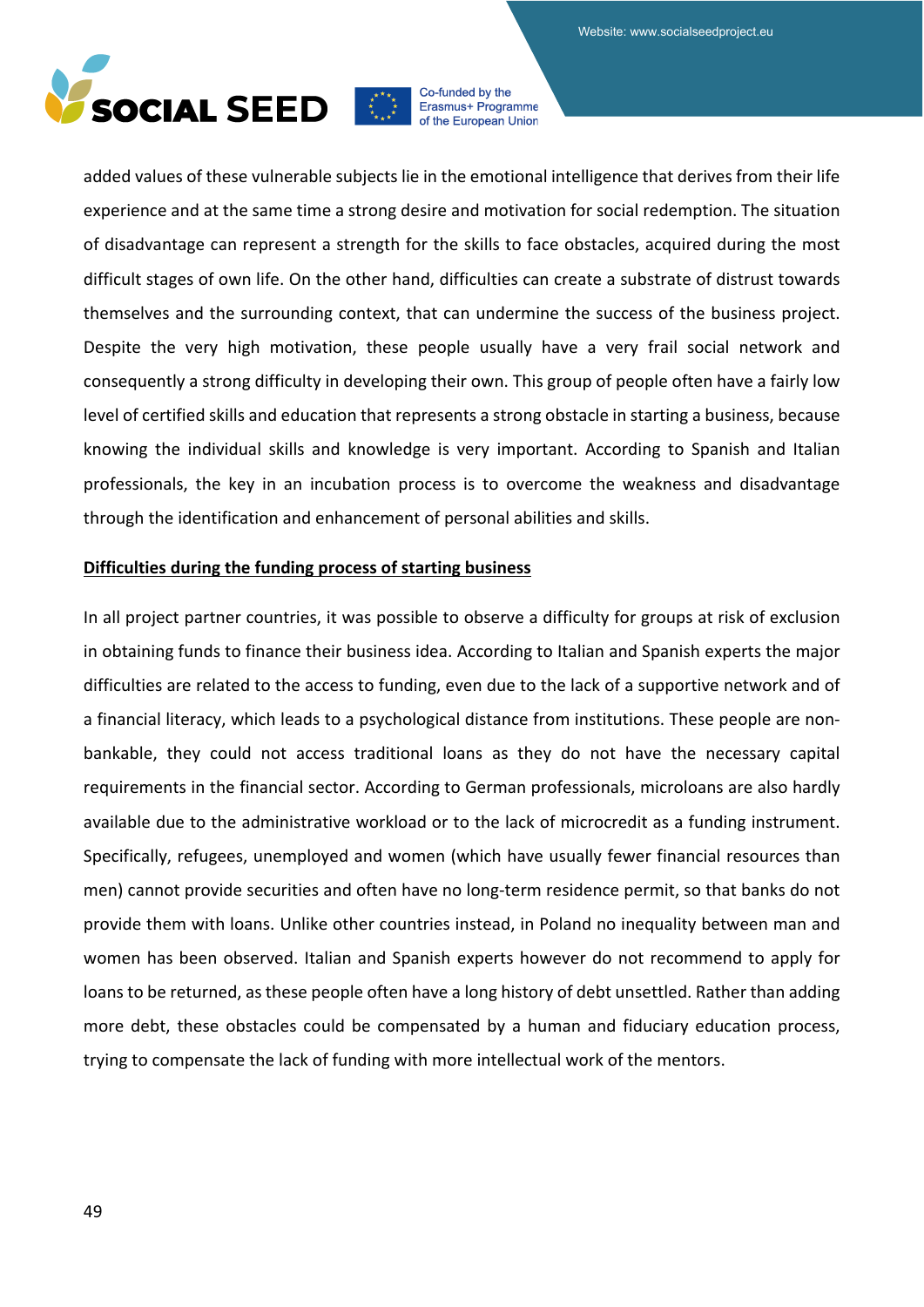added values of these vulnerable subjects lie in the emotional intelligence that derives from their life experience and at the same time a strong desire and motivation for social redemption. The situation of disadvantage can represent a strength for the skills to face obstacles, acquired during the most difficult stages of own life. On the other hand, difficulties can create a substrate of distrust towards themselves and the surrounding context, that can undermine the success of the business project. Despite the very high motivation, these people usually have a very frail social network and consequently a strong difficulty in developing their own. This group of people often have a fairly low level of certified skills and education that represents a strong obstacle in starting a business, because knowing the individual skills and knowledge is very important. According to Spanish and Italian professionals, the key in an incubation process is to overcome the weakness and disadvantage through the identification and enhancement of personal abilities and skills.

**Difficulties during the funding process of starting business**

In all project partner countries, it was possible to observe a difficulty for groups at risk of exclusion in obtaining funds to finance their business idea. According to Italian and Spanish experts the major difficulties are related to the access to funding, even due to the lack of a supportive network and of a financial literacy, which leads to a psychological distance from institutions. These people are non-bankable, they could not access traditional loans as they do not have the necessary capital requirements in the financial sector. According to German professionals, microloans are also hardly available due to the administrative workload or to the lack of microcredit as a funding instrument. Specifically, refugees, unemployed and women (which have usually fewer financial resources than men) cannot provide securities and often have no long-term residence permit, so that banks do not provide them with loans. Unlike other countries instead, in Poland no inequality between man and women has been observed. Italian and Spanish experts however do not recommend to apply for loans to be returned, as these people often have a long history of debt unsettled. Rather than adding more debt, these obstacles could be compensated by a human and fiduciary education process, trying to compensate the lack of funding with more intellectual work of the mentors.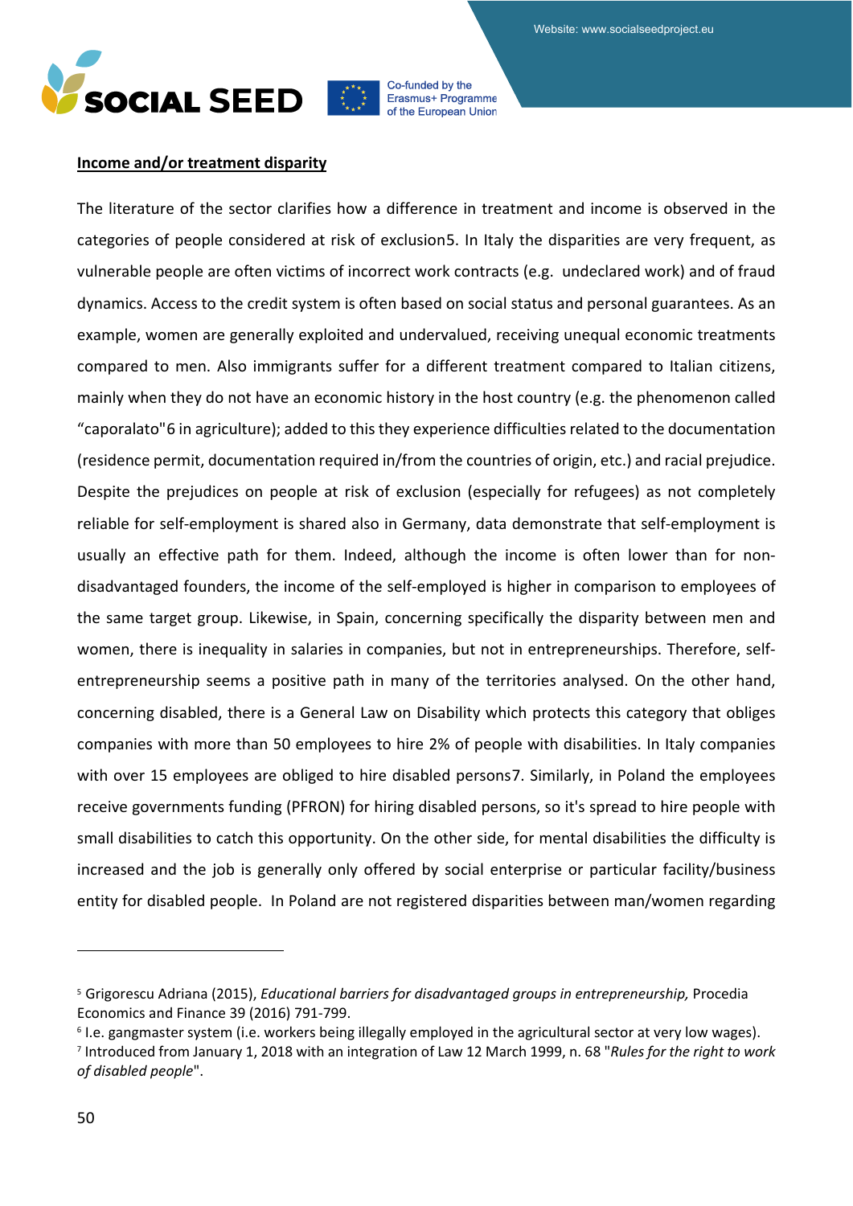**Income and/or treatment disparity**

The literature of the sector clarifies how a difference in treatment and income is observed in the categories of people considered at risk of exclusion[5]. In Italy the disparities are very frequent, as vulnerable people are often victims of incorrect work contracts (e.g. undeclared work) and of fraud dynamics. Access to the credit system is often based on social status and personal guarantees. As an example, women are generally exploited and undervalued, receiving unequal economic treatments compared to men. Also immigrants suffer for a different treatment compared to Italian citizens, mainly when they do not have an economic history in the host country (e.g. the phenomenon called "caporalato"[6] in agriculture); added to this they experience difficulties related to the documentation (residence permit, documentation required in/from the countries of origin, etc.) and racial prejudice. Despite the prejudices on people at risk of exclusion (especially for refugees) as not completely reliable for self-employment is shared also in Germany, data demonstrate that self-employment is usually an effective path for them. Indeed, although the income is often lower than for non-disadvantaged founders, the income of the self-employed is higher in comparison to employees of the same target group. Likewise, in Spain, concerning specifically the disparity between men and women, there is inequality in salaries in companies, but not in entrepreneurships. Therefore, self-entrepreneurship seems a positive path in many of the territories analysed. On the other hand, concerning disabled, there is a General Law on Disability which protects this category that obliges companies with more than 50 employees to hire 2% of people with disabilities. In Italy companies with over 15 employees are obliged to hire disabled persons[7]. Similarly, in Poland the employees receive governments funding (PFRON) for hiring disabled persons, so it's spread to hire people with small disabilities to catch this opportunity. On the other side, for mental disabilities the difficulty is increased and the job is generally only offered by social enterprise or particular facility/business entity for disabled people. In Poland are not registered disparities between man/women regarding

---

[5] Grigorescu Adriana (2015), *Educational barriers for disadvantaged groups in entrepreneurship,* Procedia Economics and Finance 39 (2016) 791-799.

[6] I.e. gangmaster system (i.e. workers being illegally employed in the agricultural sector at very low wages).

[7] Introduced from January 1, 2018 with an integration of Law 12 March 1999, n. 68 "*Rules for the right to work of disabled people*".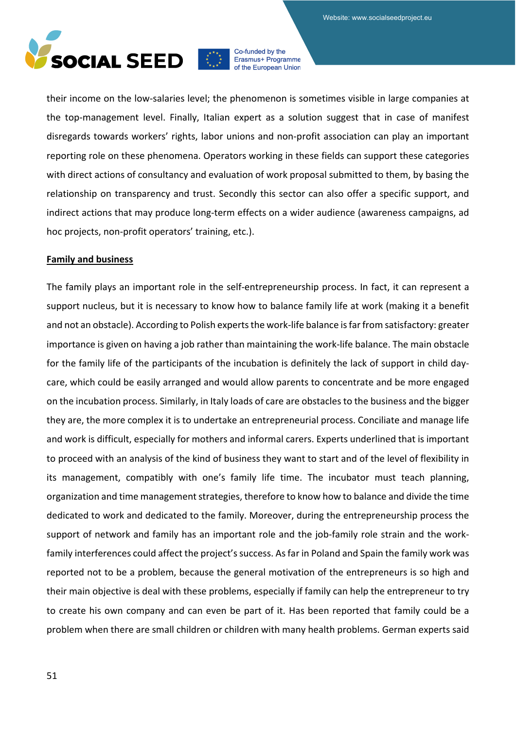their income on the low-salaries level; the phenomenon is sometimes visible in large companies at the top-management level. Finally, Italian expert as a solution suggest that in case of manifest disregards towards workers' rights, labor unions and non-profit association can play an important reporting role on these phenomena. Operators working in these fields can support these categories with direct actions of consultancy and evaluation of work proposal submitted to them, by basing the relationship on transparency and trust. Secondly this sector can also offer a specific support, and indirect actions that may produce long-term effects on a wider audience (awareness campaigns, ad hoc projects, non-profit operators' training, etc.).

**Family and business**

The family plays an important role in the self-entrepreneurship process. In fact, it can represent a support nucleus, but it is necessary to know how to balance family life at work (making it a benefit and not an obstacle). According to Polish experts the work-life balance is far from satisfactory: greater importance is given on having a job rather than maintaining the work-life balance. The main obstacle for the family life of the participants of the incubation is definitely the lack of support in child day-care, which could be easily arranged and would allow parents to concentrate and be more engaged on the incubation process. Similarly, in Italy loads of care are obstacles to the business and the bigger they are, the more complex it is to undertake an entrepreneurial process. Conciliate and manage life and work is difficult, especially for mothers and informal carers. Experts underlined that is important to proceed with an analysis of the kind of business they want to start and of the level of flexibility in its management, compatibly with one's family life time. The incubator must teach planning, organization and time management strategies, therefore to know how to balance and divide the time dedicated to work and dedicated to the family. Moreover, during the entrepreneurship process the support of network and family has an important role and the job-family role strain and the work-family interferences could affect the project's success. As far in Poland and Spain the family work was reported not to be a problem, because the general motivation of the entrepreneurs is so high and their main objective is deal with these problems, especially if family can help the entrepreneur to try to create his own company and can even be part of it. Has been reported that family could be a problem when there are small children or children with many health problems. German experts said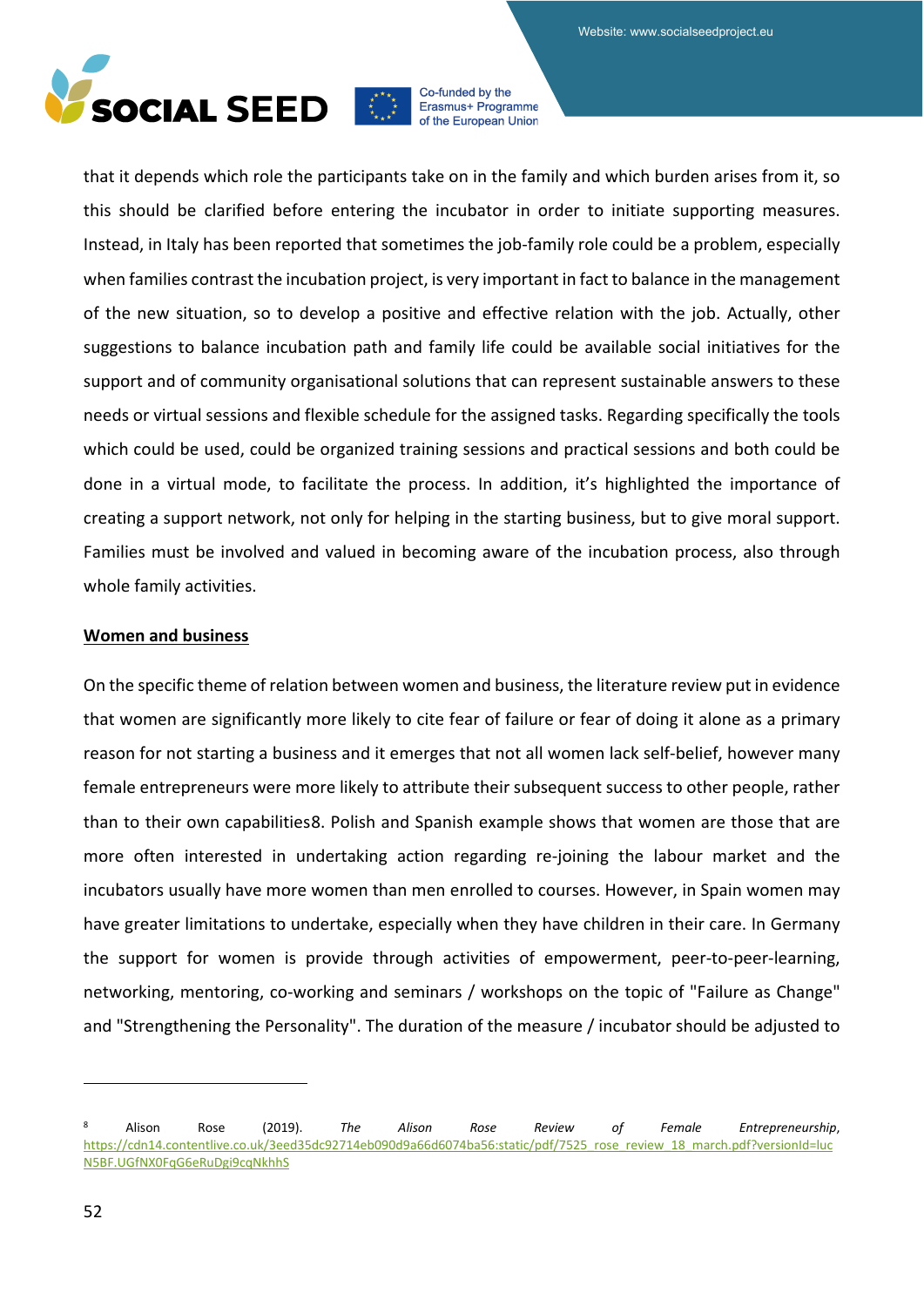that it depends which role the participants take on in the family and which burden arises from it, so this should be clarified before entering the incubator in order to initiate supporting measures. Instead, in Italy has been reported that sometimes the job-family role could be a problem, especially when families contrast the incubation project, is very important in fact to balance in the management of the new situation, so to develop a positive and effective relation with the job. Actually, other suggestions to balance incubation path and family life could be available social initiatives for the support and of community organisational solutions that can represent sustainable answers to these needs or virtual sessions and flexible schedule for the assigned tasks. Regarding specifically the tools which could be used, could be organized training sessions and practical sessions and both could be done in a virtual mode, to facilitate the process. In addition, it's highlighted the importance of creating a support network, not only for helping in the starting business, but to give moral support. Families must be involved and valued in becoming aware of the incubation process, also through whole family activities.

**Women and business**

On the specific theme of relation between women and business, the literature review put in evidence that women are significantly more likely to cite fear of failure or fear of doing it alone as a primary reason for not starting a business and it emerges that not all women lack self-belief, however many female entrepreneurs were more likely to attribute their subsequent success to other people, rather than to their own capabilities[8]. Polish and Spanish example shows that women are those that are more often interested in undertaking action regarding re-joining the labour market and the incubators usually have more women than men enrolled to courses. However, in Spain women may have greater limitations to undertake, especially when they have children in their care. In Germany the support for women is provide through activities of empowerment, peer-to-peer-learning, networking, mentoring, co-working and seminars / workshops on the topic of "Failure as Change" and "Strengthening the Personality". The duration of the measure / incubator should be adjusted to

---

[8] Alison Rose (2019). *The Alison Rose Review of Female Entrepreneurship*, https://cdn14.contentlive.co.uk/3eed35dc92714eb090d9a66d6074ba56:static/pdf/7525_rose_review_18_march.pdf?versionId=lucN5BF.UGfNX0FqG6eRuDgi9cqNkhhS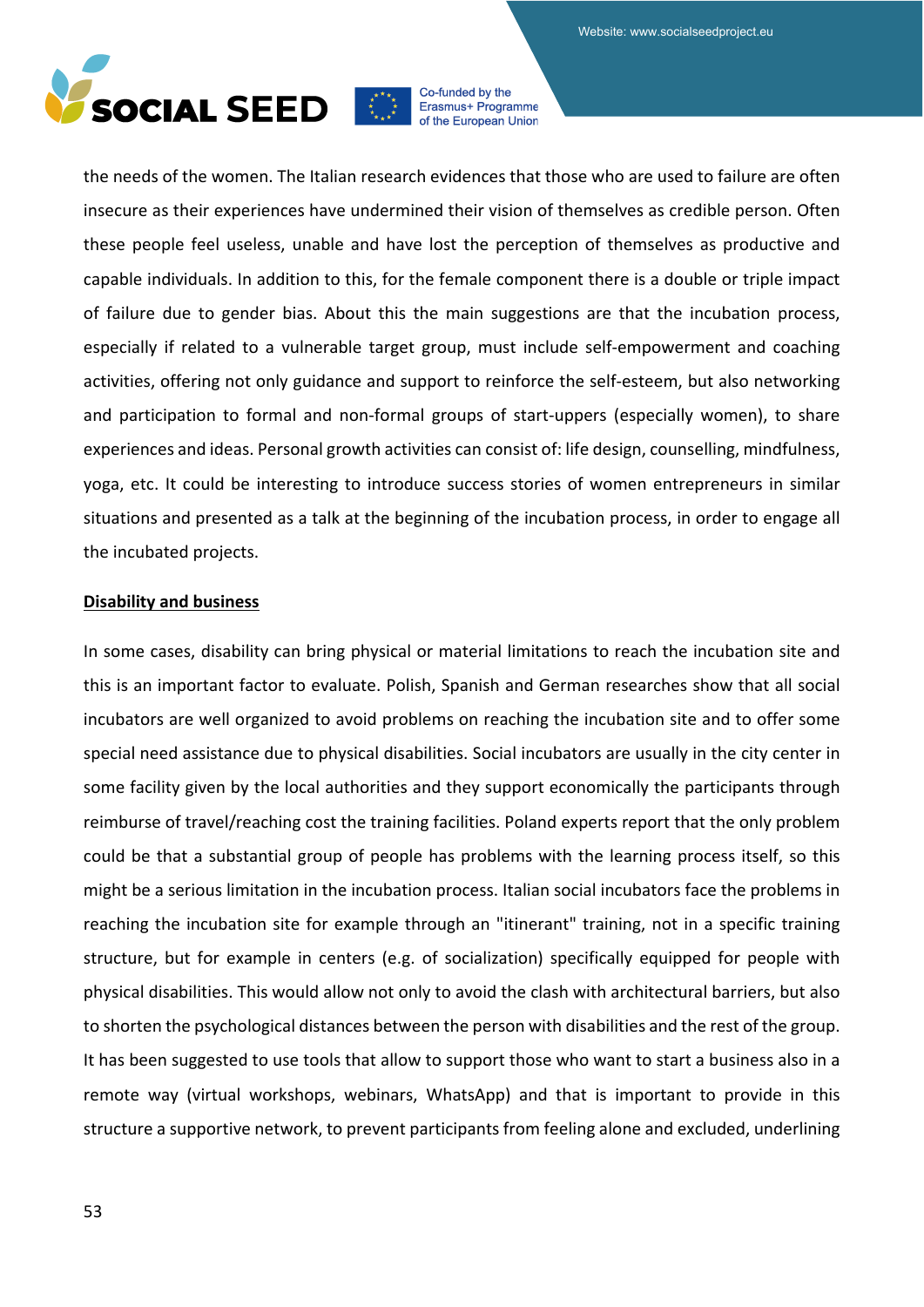the needs of the women. The Italian research evidences that those who are used to failure are often insecure as their experiences have undermined their vision of themselves as credible person. Often these people feel useless, unable and have lost the perception of themselves as productive and capable individuals. In addition to this, for the female component there is a double or triple impact of failure due to gender bias. About this the main suggestions are that the incubation process, especially if related to a vulnerable target group, must include self-empowerment and coaching activities, offering not only guidance and support to reinforce the self-esteem, but also networking and participation to formal and non-formal groups of start-uppers (especially women), to share experiences and ideas. Personal growth activities can consist of: life design, counselling, mindfulness, yoga, etc. It could be interesting to introduce success stories of women entrepreneurs in similar situations and presented as a talk at the beginning of the incubation process, in order to engage all the incubated projects.

**Disability and business**

In some cases, disability can bring physical or material limitations to reach the incubation site and this is an important factor to evaluate. Polish, Spanish and German researches show that all social incubators are well organized to avoid problems on reaching the incubation site and to offer some special need assistance due to physical disabilities. Social incubators are usually in the city center in some facility given by the local authorities and they support economically the participants through reimburse of travel/reaching cost the training facilities. Poland experts report that the only problem could be that a substantial group of people has problems with the learning process itself, so this might be a serious limitation in the incubation process. Italian social incubators face the problems in reaching the incubation site for example through an "itinerant" training, not in a specific training structure, but for example in centers (e.g. of socialization) specifically equipped for people with physical disabilities. This would allow not only to avoid the clash with architectural barriers, but also to shorten the psychological distances between the person with disabilities and the rest of the group. It has been suggested to use tools that allow to support those who want to start a business also in a remote way (virtual workshops, webinars, WhatsApp) and that is important to provide in this structure a supportive network, to prevent participants from feeling alone and excluded, underlining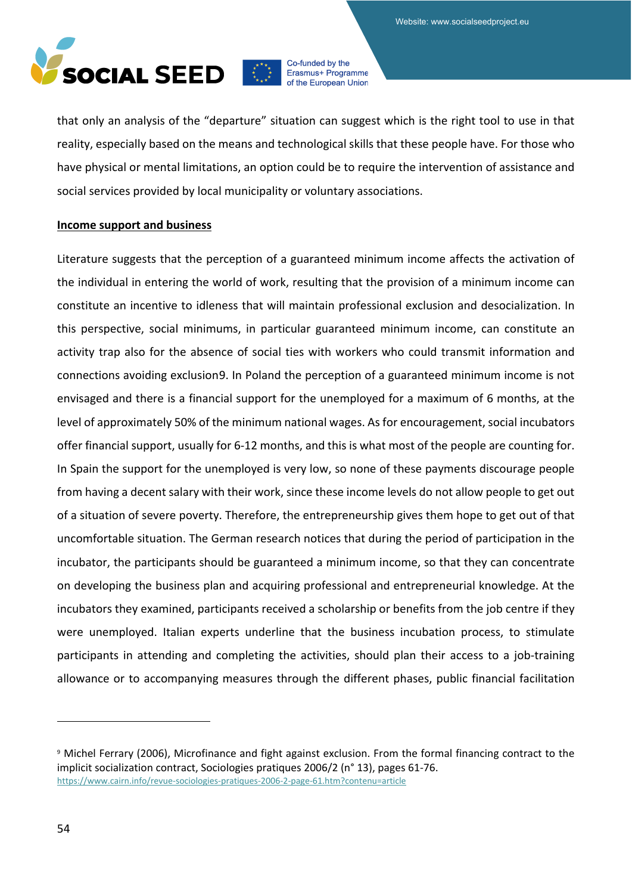that only an analysis of the "departure" situation can suggest which is the right tool to use in that reality, especially based on the means and technological skills that these people have. For those who have physical or mental limitations, an option could be to require the intervention of assistance and social services provided by local municipality or voluntary associations.

**Income support and business**

Literature suggests that the perception of a guaranteed minimum income affects the activation of the individual in entering the world of work, resulting that the provision of a minimum income can constitute an incentive to idleness that will maintain professional exclusion and desocialization. In this perspective, social minimums, in particular guaranteed minimum income, can constitute an activity trap also for the absence of social ties with workers who could transmit information and connections avoiding exclusion[9]. In Poland the perception of a guaranteed minimum income is not envisaged and there is a financial support for the unemployed for a maximum of 6 months, at the level of approximately 50% of the minimum national wages. As for encouragement, social incubators offer financial support, usually for 6-12 months, and this is what most of the people are counting for. In Spain the support for the unemployed is very low, so none of these payments discourage people from having a decent salary with their work, since these income levels do not allow people to get out of a situation of severe poverty. Therefore, the entrepreneurship gives them hope to get out of that uncomfortable situation. The German research notices that during the period of participation in the incubator, the participants should be guaranteed a minimum income, so that they can concentrate on developing the business plan and acquiring professional and entrepreneurial knowledge. At the incubators they examined, participants received a scholarship or benefits from the job centre if they were unemployed. Italian experts underline that the business incubation process, to stimulate participants in attending and completing the activities, should plan their access to a job-training allowance or to accompanying measures through the different phases, public financial facilitation

---

[9] Michel Ferrary (2006), Microfinance and fight against exclusion. From the formal financing contract to the implicit socialization contract, Sociologies pratiques 2006/2 (n° 13), pages 61-76. https://www.cairn.info/revue-sociologies-pratiques-2006-2-page-61.htm?contenu=article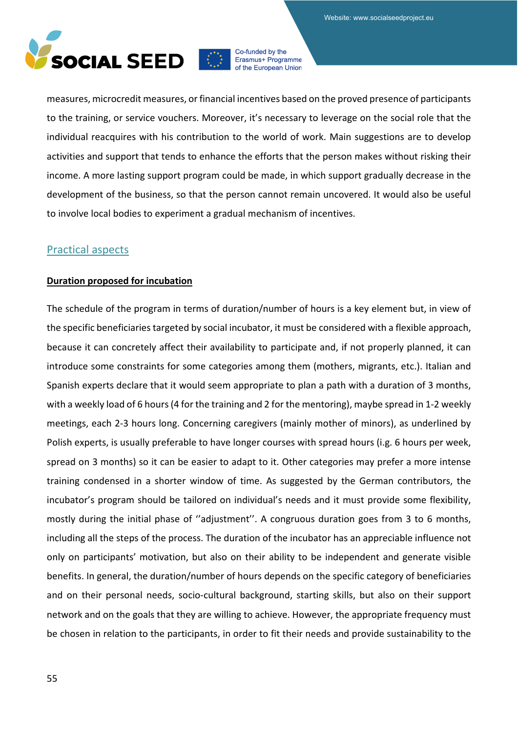measures, microcredit measures, or financial incentives based on the proved presence of participants to the training, or service vouchers. Moreover, it's necessary to leverage on the social role that the individual reacquires with his contribution to the world of work. Main suggestions are to develop activities and support that tends to enhance the efforts that the person makes without risking their income. A more lasting support program could be made, in which support gradually decrease in the development of the business, so that the person cannot remain uncovered. It would also be useful to involve local bodies to experiment a gradual mechanism of incentives.

## Practical aspects

**Duration proposed for incubation**

The schedule of the program in terms of duration/number of hours is a key element but, in view of the specific beneficiaries targeted by social incubator, it must be considered with a flexible approach, because it can concretely affect their availability to participate and, if not properly planned, it can introduce some constraints for some categories among them (mothers, migrants, etc.). Italian and Spanish experts declare that it would seem appropriate to plan a path with a duration of 3 months, with a weekly load of 6 hours (4 for the training and 2 for the mentoring), maybe spread in 1-2 weekly meetings, each 2-3 hours long. Concerning caregivers (mainly mother of minors), as underlined by Polish experts, is usually preferable to have longer courses with spread hours (i.e. 6 hours per week, spread on 3 months) so it can be easier to adapt to it. Other categories may prefer a more intense training condensed in a shorter window of time. As suggested by the German contributors, the incubator's program should be tailored on individual's needs and it must provide some flexibility, mostly during the initial phase of ''adjustment''. A congruous duration goes from 3 to 6 months, including all the steps of the process. The duration of the incubator has an appreciable influence not only on participants' motivation, but also on their ability to be independent and generate visible benefits. In general, the duration/number of hours depends on the specific category of beneficiaries and on their personal needs, socio-cultural background, starting skills, but also on their support network and on the goals that they are willing to achieve. However, the appropriate frequency must be chosen in relation to the participants, in order to fit their needs and provide sustainability to the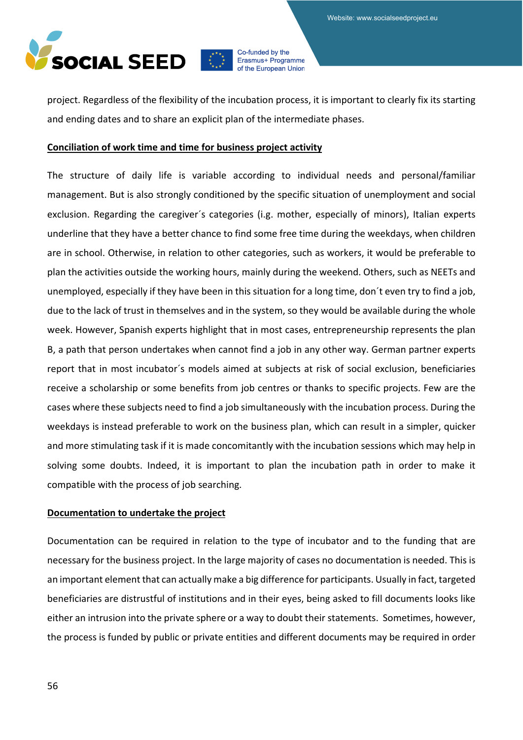project. Regardless of the flexibility of the incubation process, it is important to clearly fix its starting and ending dates and to share an explicit plan of the intermediate phases.

**Conciliation of work time and time for business project activity**

The structure of daily life is variable according to individual needs and personal/familiar management. But is also strongly conditioned by the specific situation of unemployment and social exclusion. Regarding the caregiver´s categories (i.e. mother, especially of minors), Italian experts underline that they have a better chance to find some free time during the weekdays, when children are in school. Otherwise, in relation to other categories, such as workers, it would be preferable to plan the activities outside the working hours, mainly during the weekend. Others, such as NEETs and unemployed, especially if they have been in this situation for a long time, don´t even try to find a job, due to the lack of trust in themselves and in the system, so they would be available during the whole week. However, Spanish experts highlight that in most cases, entrepreneurship represents the plan B, a path that person undertakes when cannot find a job in any other way. German partner experts report that in most incubator´s models aimed at subjects at risk of social exclusion, beneficiaries receive a scholarship or some benefits from job centres or thanks to specific projects. Few are the cases where these subjects need to find a job simultaneously with the incubation process. During the weekdays is instead preferable to work on the business plan, which can result in a simpler, quicker and more stimulating task if it is made concomitantly with the incubation sessions which may help in solving some doubts. Indeed, it is important to plan the incubation path in order to make it compatible with the process of job searching.

**Documentation to undertake the project**

Documentation can be required in relation to the type of incubator and to the funding that are necessary for the business project. In the large majority of cases no documentation is needed. This is an important element that can actually make a big difference for participants. Usually in fact, targeted beneficiaries are distrustful of institutions and in their eyes, being asked to fill documents looks like either an intrusion into the private sphere or a way to doubt their statements. Sometimes, however, the process is funded by public or private entities and different documents may be required in order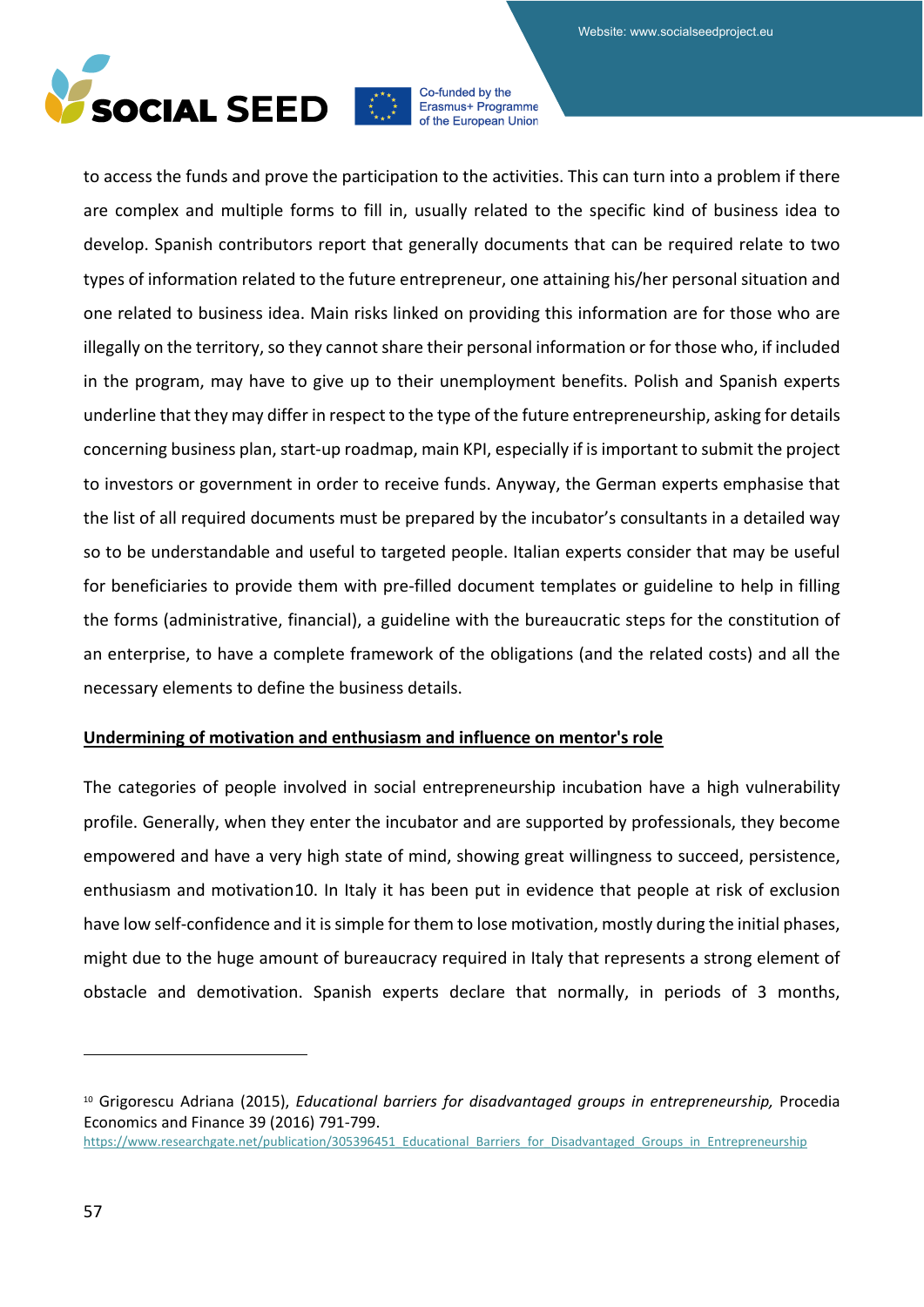to access the funds and prove the participation to the activities. This can turn into a problem if there are complex and multiple forms to fill in, usually related to the specific kind of business idea to develop. Spanish contributors report that generally documents that can be required relate to two types of information related to the future entrepreneur, one attaining his/her personal situation and one related to business idea. Main risks linked on providing this information are for those who are illegally on the territory, so they cannot share their personal information or for those who, if included in the program, may have to give up to their unemployment benefits. Polish and Spanish experts underline that they may differ in respect to the type of the future entrepreneurship, asking for details concerning business plan, start-up roadmap, main KPI, especially if is important to submit the project to investors or government in order to receive funds. Anyway, the German experts emphasise that the list of all required documents must be prepared by the incubator's consultants in a detailed way so to be understandable and useful to targeted people. Italian experts consider that may be useful for beneficiaries to provide them with pre-filled document templates or guideline to help in filling the forms (administrative, financial), a guideline with the bureaucratic steps for the constitution of an enterprise, to have a complete framework of the obligations (and the related costs) and all the necessary elements to define the business details.

**Undermining of motivation and enthusiasm and influence on mentor's role**

The categories of people involved in social entrepreneurship incubation have a high vulnerability profile. Generally, when they enter the incubator and are supported by professionals, they become empowered and have a very high state of mind, showing great willingness to succeed, persistence, enthusiasm and motivation[10]. In Italy it has been put in evidence that people at risk of exclusion have low self-confidence and it is simple for them to lose motivation, mostly during the initial phases, might due to the huge amount of bureaucracy required in Italy that represents a strong element of obstacle and demotivation. Spanish experts declare that normally, in periods of 3 months,

---

[10] Grigorescu Adriana (2015), *Educational barriers for disadvantaged groups in entrepreneurship,* Procedia Economics and Finance 39 (2016) 791-799.
https://www.researchgate.net/publication/305396451_Educational_Barriers_for_Disadvantaged_Groups_in_Entrepreneurship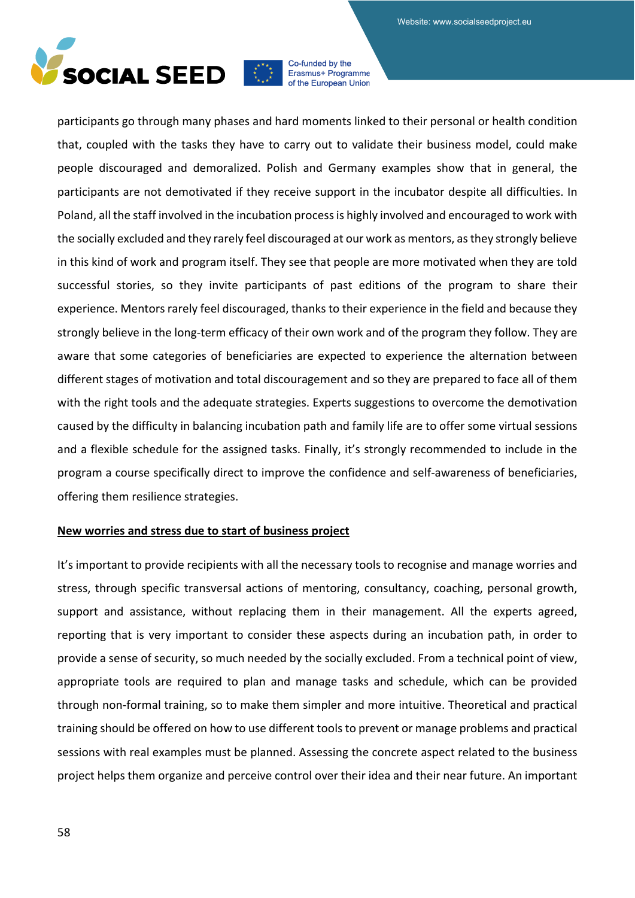participants go through many phases and hard moments linked to their personal or health condition that, coupled with the tasks they have to carry out to validate their business model, could make people discouraged and demoralized. Polish and Germany examples show that in general, the participants are not demotivated if they receive support in the incubator despite all difficulties. In Poland, all the staff involved in the incubation process is highly involved and encouraged to work with the socially excluded and they rarely feel discouraged at our work as mentors, as they strongly believe in this kind of work and program itself. They see that people are more motivated when they are told successful stories, so they invite participants of past editions of the program to share their experience. Mentors rarely feel discouraged, thanks to their experience in the field and because they strongly believe in the long-term efficacy of their own work and of the program they follow. They are aware that some categories of beneficiaries are expected to experience the alternation between different stages of motivation and total discouragement and so they are prepared to face all of them with the right tools and the adequate strategies. Experts suggestions to overcome the demotivation caused by the difficulty in balancing incubation path and family life are to offer some virtual sessions and a flexible schedule for the assigned tasks. Finally, it's strongly recommended to include in the program a course specifically direct to improve the confidence and self-awareness of beneficiaries, offering them resilience strategies.

**New worries and stress due to start of business project**

It's important to provide recipients with all the necessary tools to recognise and manage worries and stress, through specific transversal actions of mentoring, consultancy, coaching, personal growth, support and assistance, without replacing them in their management. All the experts agreed, reporting that is very important to consider these aspects during an incubation path, in order to provide a sense of security, so much needed by the socially excluded. From a technical point of view, appropriate tools are required to plan and manage tasks and schedule, which can be provided through non-formal training, so to make them simpler and more intuitive. Theoretical and practical training should be offered on how to use different tools to prevent or manage problems and practical sessions with real examples must be planned. Assessing the concrete aspect related to the business project helps them organize and perceive control over their idea and their near future. An important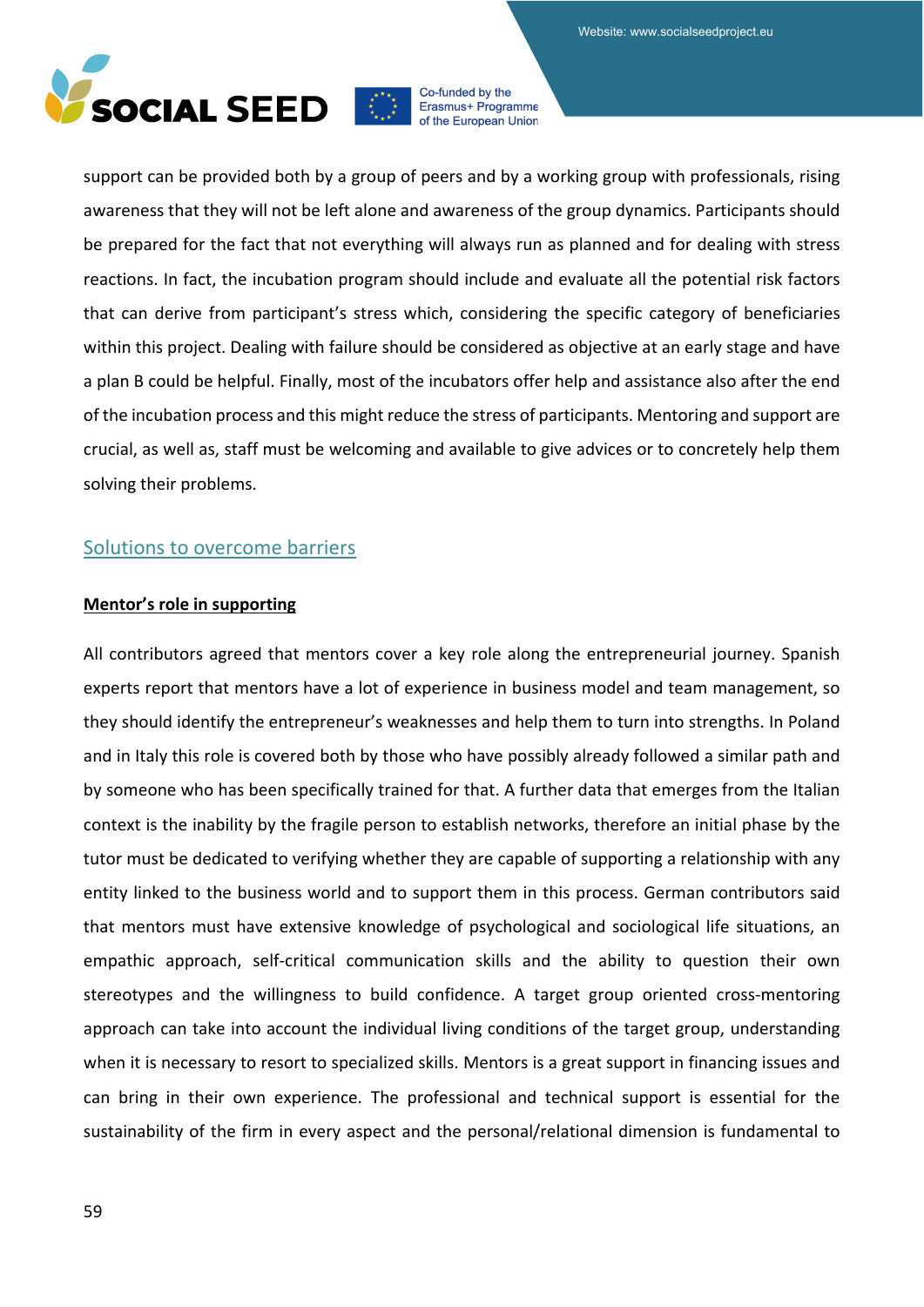support can be provided both by a group of peers and by a working group with professionals, rising awareness that they will not be left alone and awareness of the group dynamics. Participants should be prepared for the fact that not everything will always run as planned and for dealing with stress reactions. In fact, the incubation program should include and evaluate all the potential risk factors that can derive from participant's stress which, considering the specific category of beneficiaries within this project. Dealing with failure should be considered as objective at an early stage and have a plan B could be helpful. Finally, most of the incubators offer help and assistance also after the end of the incubation process and this might reduce the stress of participants. Mentoring and support are crucial, as well as, staff must be welcoming and available to give advices or to concretely help them solving their problems.

## Solutions to overcome barriers

### Mentor's role in supporting

All contributors agreed that mentors cover a key role along the entrepreneurial journey. Spanish experts report that mentors have a lot of experience in business model and team management, so they should identify the entrepreneur's weaknesses and help them to turn into strengths. In Poland and in Italy this role is covered both by those who have possibly already followed a similar path and by someone who has been specifically trained for that. A further data that emerges from the Italian context is the inability by the fragile person to establish networks, therefore an initial phase by the tutor must be dedicated to verifying whether they are capable of supporting a relationship with any entity linked to the business world and to support them in this process. German contributors said that mentors must have extensive knowledge of psychological and sociological life situations, an empathic approach, self-critical communication skills and the ability to question their own stereotypes and the willingness to build confidence. A target group oriented cross-mentoring approach can take into account the individual living conditions of the target group, understanding when it is necessary to resort to specialized skills. Mentors is a great support in financing issues and can bring in their own experience. The professional and technical support is essential for the sustainability of the firm in every aspect and the personal/relational dimension is fundamental to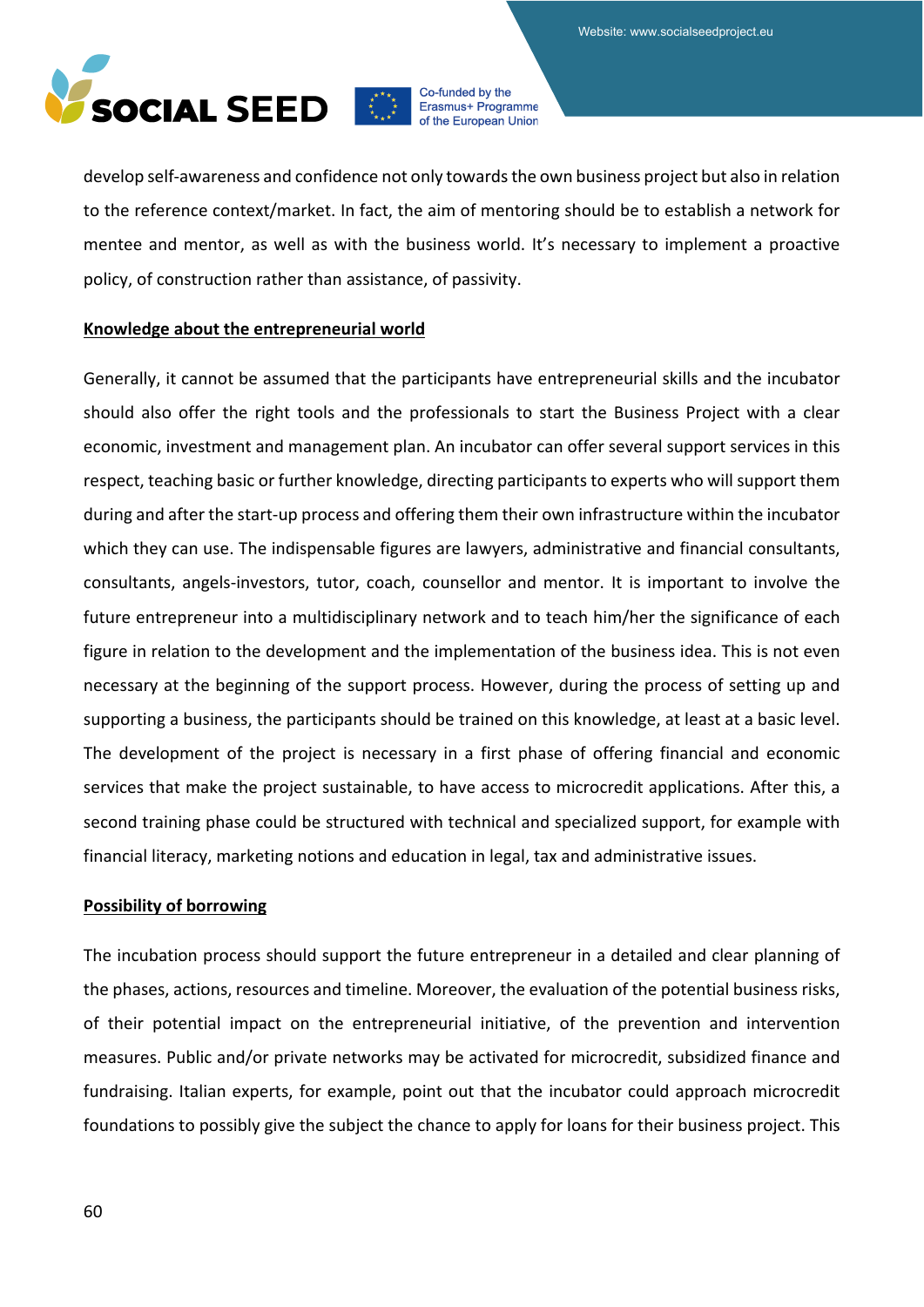develop self-awareness and confidence not only towards the own business project but also in relation to the reference context/market. In fact, the aim of mentoring should be to establish a network for mentee and mentor, as well as with the business world. It's necessary to implement a proactive policy, of construction rather than assistance, of passivity.

**Knowledge about the entrepreneurial world**

Generally, it cannot be assumed that the participants have entrepreneurial skills and the incubator should also offer the right tools and the professionals to start the Business Project with a clear economic, investment and management plan. An incubator can offer several support services in this respect, teaching basic or further knowledge, directing participants to experts who will support them during and after the start-up process and offering them their own infrastructure within the incubator which they can use. The indispensable figures are lawyers, administrative and financial consultants, consultants, angels-investors, tutor, coach, counsellor and mentor. It is important to involve the future entrepreneur into a multidisciplinary network and to teach him/her the significance of each figure in relation to the development and the implementation of the business idea. This is not even necessary at the beginning of the support process. However, during the process of setting up and supporting a business, the participants should be trained on this knowledge, at least at a basic level. The development of the project is necessary in a first phase of offering financial and economic services that make the project sustainable, to have access to microcredit applications. After this, a second training phase could be structured with technical and specialized support, for example with financial literacy, marketing notions and education in legal, tax and administrative issues.

**Possibility of borrowing**

The incubation process should support the future entrepreneur in a detailed and clear planning of the phases, actions, resources and timeline. Moreover, the evaluation of the potential business risks, of their potential impact on the entrepreneurial initiative, of the prevention and intervention measures. Public and/or private networks may be activated for microcredit, subsidized finance and fundraising. Italian experts, for example, point out that the incubator could approach microcredit foundations to possibly give the subject the chance to apply for loans for their business project. This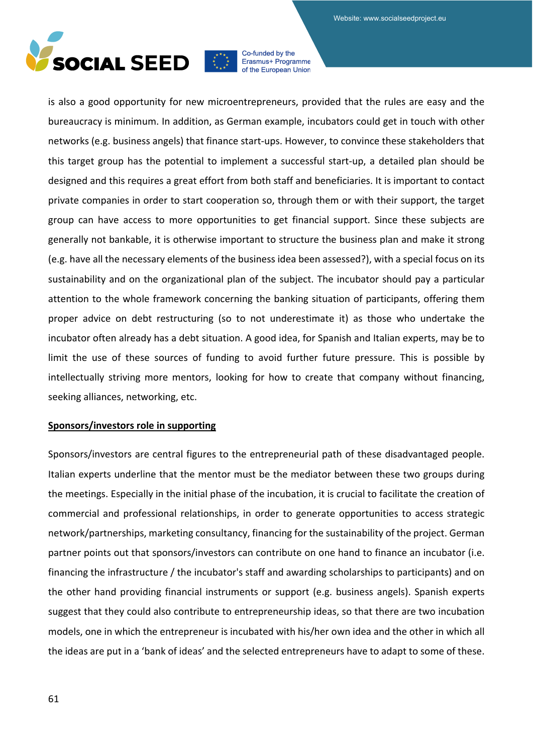is also a good opportunity for new microentrepreneurs, provided that the rules are easy and the bureaucracy is minimum. In addition, as German example, incubators could get in touch with other networks (e.g. business angels) that finance start-ups. However, to convince these stakeholders that this target group has the potential to implement a successful start-up, a detailed plan should be designed and this requires a great effort from both staff and beneficiaries. It is important to contact private companies in order to start cooperation so, through them or with their support, the target group can have access to more opportunities to get financial support. Since these subjects are generally not bankable, it is otherwise important to structure the business plan and make it strong (e.g. have all the necessary elements of the business idea been assessed?), with a special focus on its sustainability and on the organizational plan of the subject. The incubator should pay a particular attention to the whole framework concerning the banking situation of participants, offering them proper advice on debt restructuring (so to not underestimate it) as those who undertake the incubator often already has a debt situation. A good idea, for Spanish and Italian experts, may be to limit the use of these sources of funding to avoid further future pressure. This is possible by intellectually striving more mentors, looking for how to create that company without financing, seeking alliances, networking, etc.

**Sponsors/investors role in supporting**

Sponsors/investors are central figures to the entrepreneurial path of these disadvantaged people. Italian experts underline that the mentor must be the mediator between these two groups during the meetings. Especially in the initial phase of the incubation, it is crucial to facilitate the creation of commercial and professional relationships, in order to generate opportunities to access strategic network/partnerships, marketing consultancy, financing for the sustainability of the project. German partner points out that sponsors/investors can contribute on one hand to finance an incubator (i.e. financing the infrastructure / the incubator's staff and awarding scholarships to participants) and on the other hand providing financial instruments or support (e.g. business angels). Spanish experts suggest that they could also contribute to entrepreneurship ideas, so that there are two incubation models, one in which the entrepreneur is incubated with his/her own idea and the other in which all the ideas are put in a 'bank of ideas' and the selected entrepreneurs have to adapt to some of these.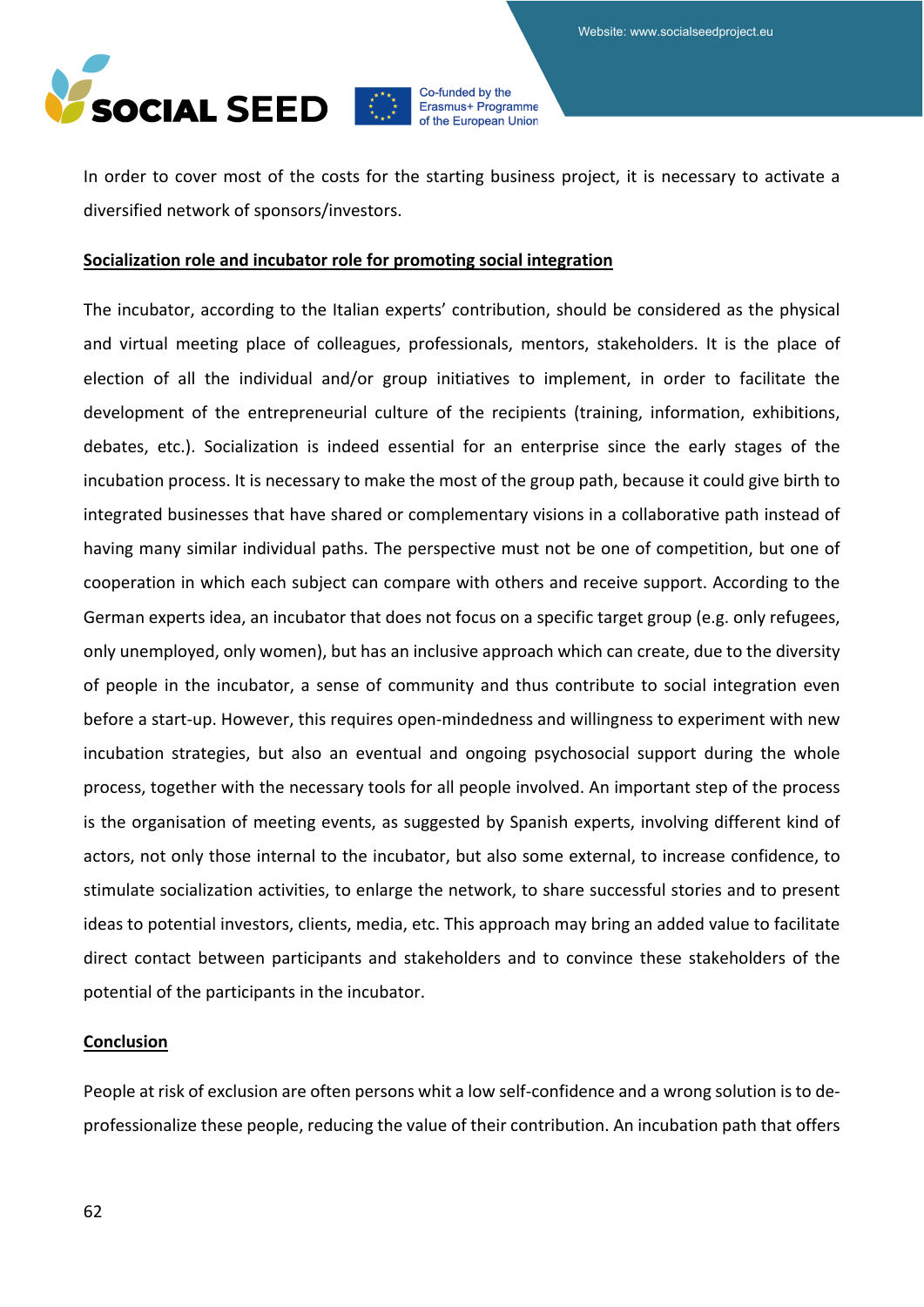In order to cover most of the costs for the starting business project, it is necessary to activate a diversified network of sponsors/investors.

**Socialization role and incubator role for promoting social integration**

The incubator, according to the Italian experts' contribution, should be considered as the physical and virtual meeting place of colleagues, professionals, mentors, stakeholders. It is the place of election of all the individual and/or group initiatives to implement, in order to facilitate the development of the entrepreneurial culture of the recipients (training, information, exhibitions, debates, etc.). Socialization is indeed essential for an enterprise since the early stages of the incubation process. It is necessary to make the most of the group path, because it could give birth to integrated businesses that have shared or complementary visions in a collaborative path instead of having many similar individual paths. The perspective must not be one of competition, but one of cooperation in which each subject can compare with others and receive support. According to the German experts idea, an incubator that does not focus on a specific target group (e.g. only refugees, only unemployed, only women), but has an inclusive approach which can create, due to the diversity of people in the incubator, a sense of community and thus contribute to social integration even before a start-up. However, this requires open-mindedness and willingness to experiment with new incubation strategies, but also an eventual and ongoing psychosocial support during the whole process, together with the necessary tools for all people involved. An important step of the process is the organisation of meeting events, as suggested by Spanish experts, involving different kind of actors, not only those internal to the incubator, but also some external, to increase confidence, to stimulate socialization activities, to enlarge the network, to share successful stories and to present ideas to potential investors, clients, media, etc. This approach may bring an added value to facilitate direct contact between participants and stakeholders and to convince these stakeholders of the potential of the participants in the incubator.

**Conclusion**

People at risk of exclusion are often persons whit a low self-confidence and a wrong solution is to de-professionalize these people, reducing the value of their contribution. An incubation path that offers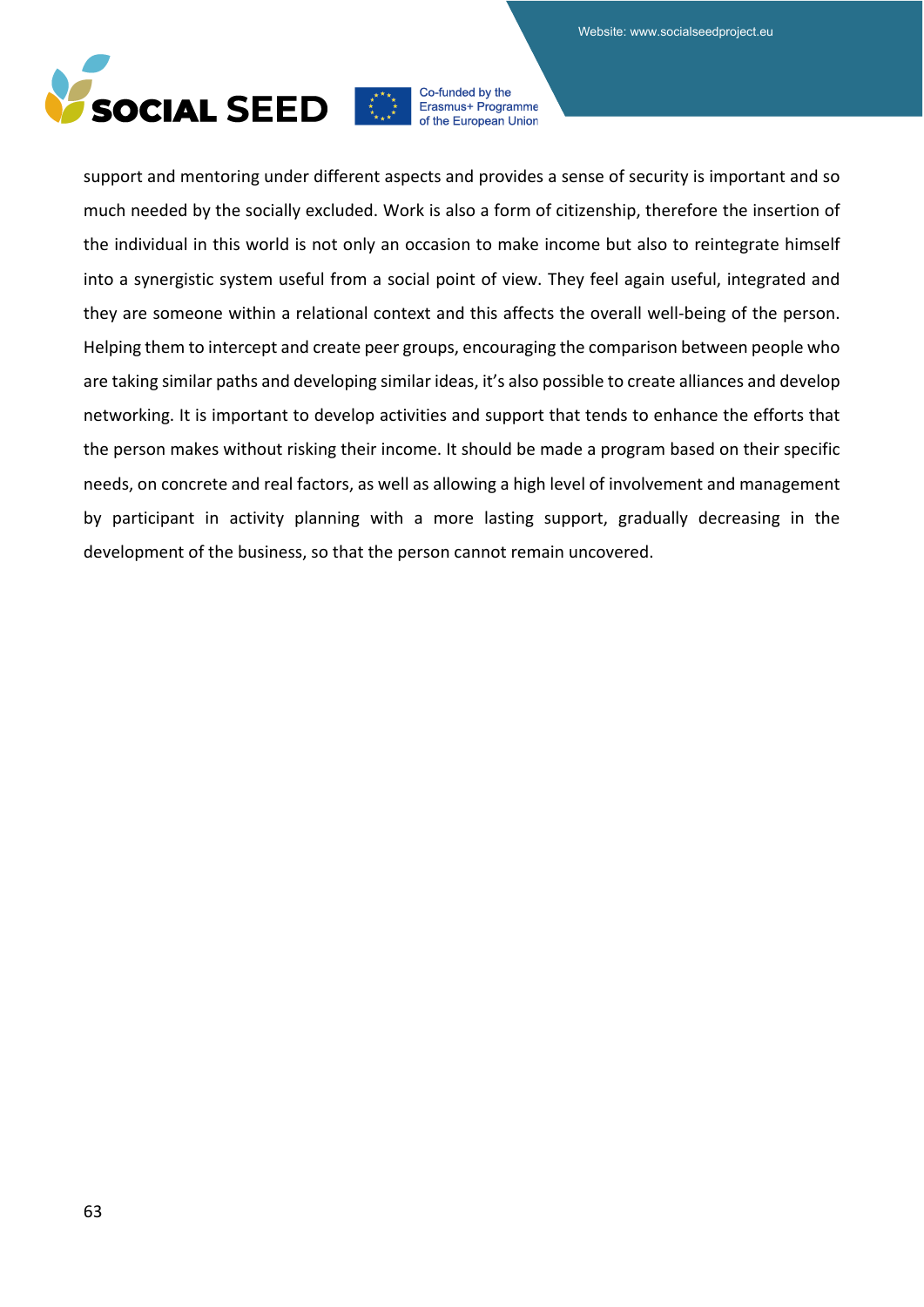support and mentoring under different aspects and provides a sense of security is important and so much needed by the socially excluded. Work is also a form of citizenship, therefore the insertion of the individual in this world is not only an occasion to make income but also to reintegrate himself into a synergistic system useful from a social point of view. They feel again useful, integrated and they are someone within a relational context and this affects the overall well-being of the person. Helping them to intercept and create peer groups, encouraging the comparison between people who are taking similar paths and developing similar ideas, it's also possible to create alliances and develop networking. It is important to develop activities and support that tends to enhance the efforts that the person makes without risking their income. It should be made a program based on their specific needs, on concrete and real factors, as well as allowing a high level of involvement and management by participant in activity planning with a more lasting support, gradually decreasing in the development of the business, so that the person cannot remain uncovered.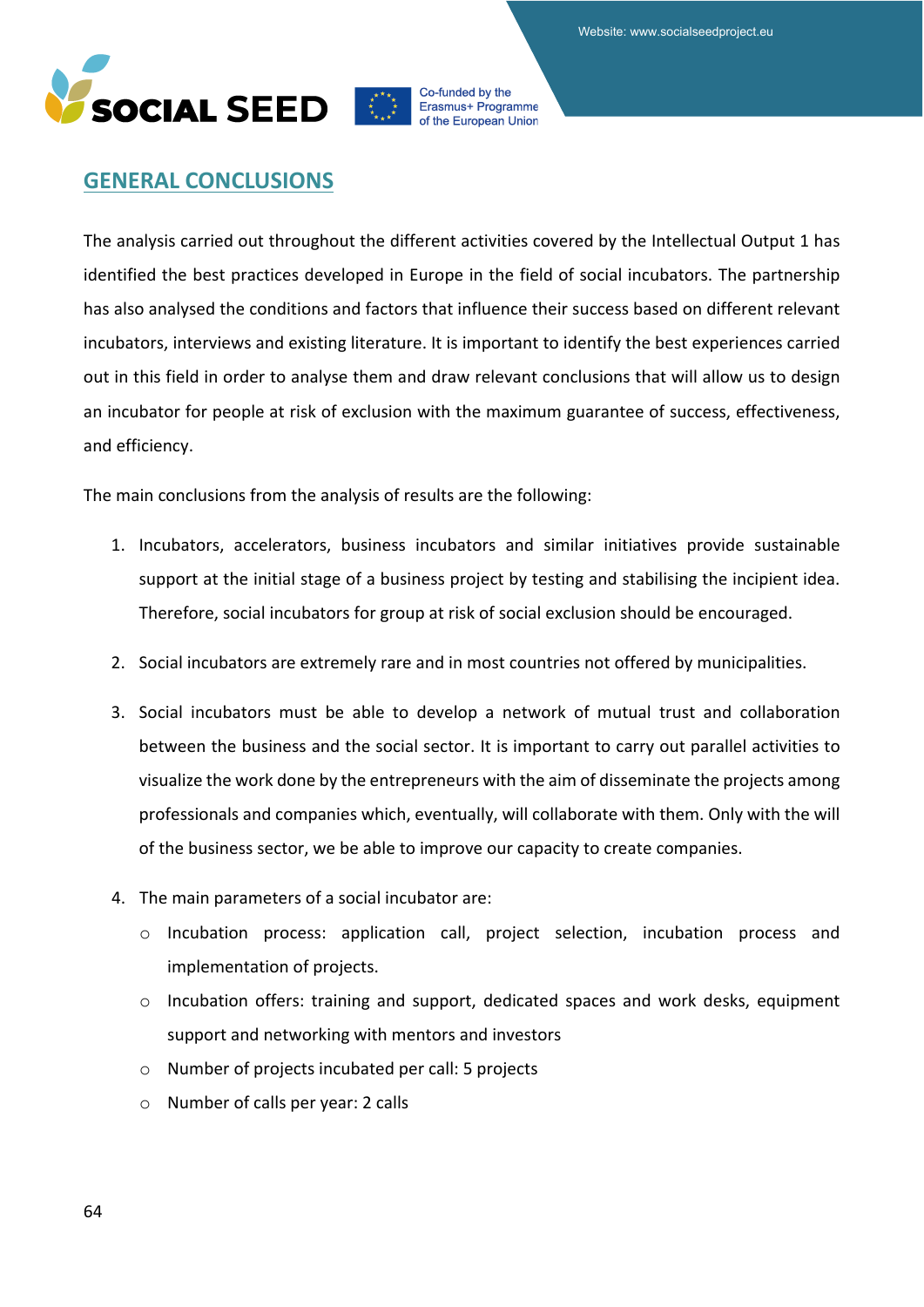## GENERAL CONCLUSIONS

The analysis carried out throughout the different activities covered by the Intellectual Output 1 has identified the best practices developed in Europe in the field of social incubators. The partnership has also analysed the conditions and factors that influence their success based on different relevant incubators, interviews and existing literature. It is important to identify the best experiences carried out in this field in order to analyse them and draw relevant conclusions that will allow us to design an incubator for people at risk of exclusion with the maximum guarantee of success, effectiveness, and efficiency.

The main conclusions from the analysis of results are the following:

1. Incubators, accelerators, business incubators and similar initiatives provide sustainable support at the initial stage of a business project by testing and stabilising the incipient idea. Therefore, social incubators for group at risk of social exclusion should be encouraged.

2. Social incubators are extremely rare and in most countries not offered by municipalities.

3. Social incubators must be able to develop a network of mutual trust and collaboration between the business and the social sector. It is important to carry out parallel activities to visualize the work done by the entrepreneurs with the aim of disseminate the projects among professionals and companies which, eventually, will collaborate with them. Only with the will of the business sector, we be able to improve our capacity to create companies.

4. The main parameters of a social incubator are:
   - Incubation process: application call, project selection, incubation process and implementation of projects.
   - Incubation offers: training and support, dedicated spaces and work desks, equipment support and networking with mentors and investors
   - Number of projects incubated per call: 5 projects
   - Number of calls per year: 2 calls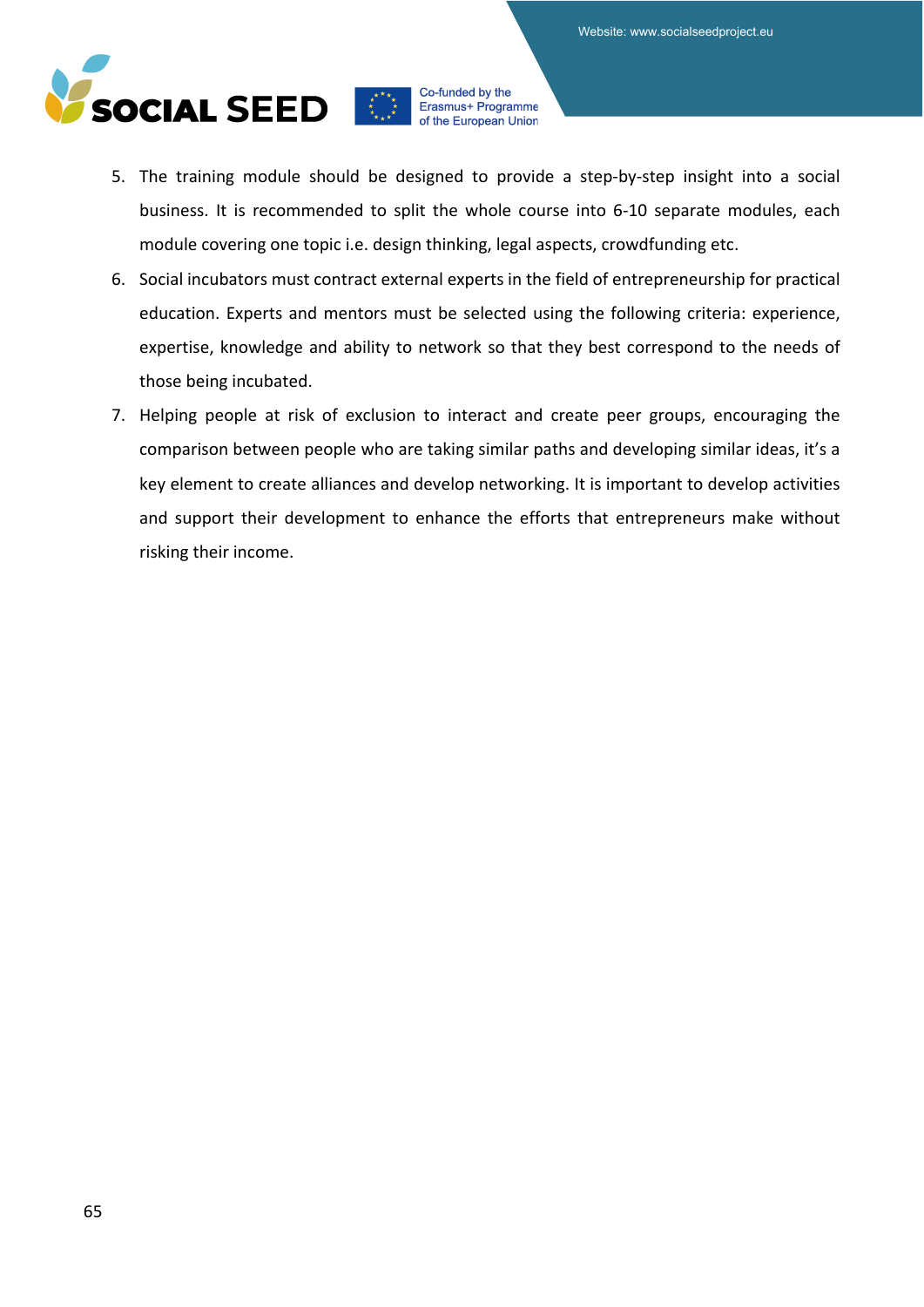5. The training module should be designed to provide a step-by-step insight into a social business. It is recommended to split the whole course into 6-10 separate modules, each module covering one topic i.e. design thinking, legal aspects, crowdfunding etc.
6. Social incubators must contract external experts in the field of entrepreneurship for practical education. Experts and mentors must be selected using the following criteria: experience, expertise, knowledge and ability to network so that they best correspond to the needs of those being incubated.
7. Helping people at risk of exclusion to interact and create peer groups, encouraging the comparison between people who are taking similar paths and developing similar ideas, it's a key element to create alliances and develop networking. It is important to develop activities and support their development to enhance the efforts that entrepreneurs make without risking their income.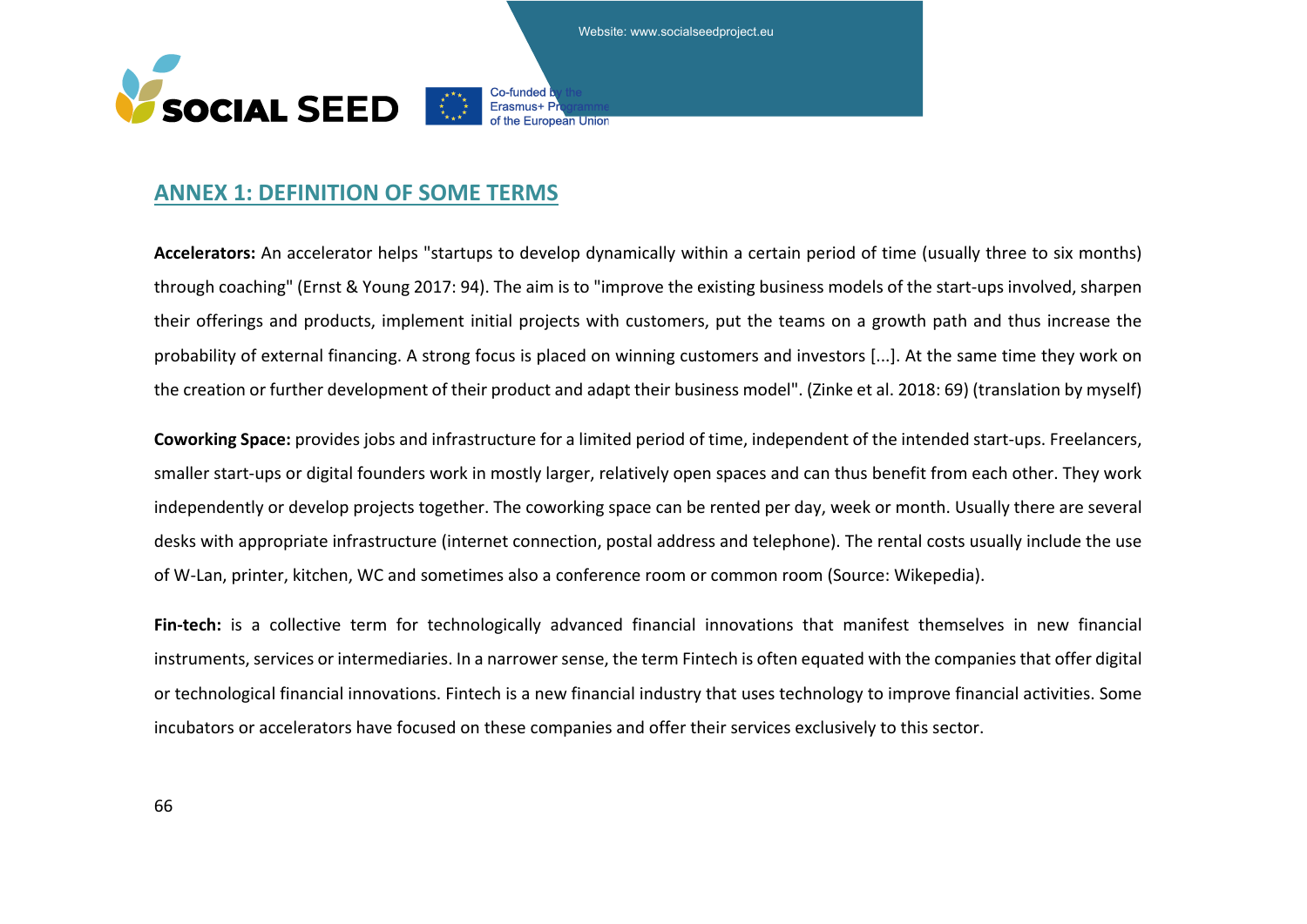## ANNEX 1: DEFINITION OF SOME TERMS

**Accelerators:** An accelerator helps "startups to develop dynamically within a certain period of time (usually three to six months) through coaching" (Ernst & Young 2017: 94). The aim is to "improve the existing business models of the start-ups involved, sharpen their offerings and products, implement initial projects with customers, put the teams on a growth path and thus increase the probability of external financing. A strong focus is placed on winning customers and investors [...]. At the same time they work on the creation or further development of their product and adapt their business model". (Zinke et al. 2018: 69) (translation by myself)

**Coworking Space:** provides jobs and infrastructure for a limited period of time, independent of the intended start-ups. Freelancers, smaller start-ups or digital founders work in mostly larger, relatively open spaces and can thus benefit from each other. They work independently or develop projects together. The coworking space can be rented per day, week or month. Usually there are several desks with appropriate infrastructure (internet connection, postal address and telephone). The rental costs usually include the use of W-Lan, printer, kitchen, WC and sometimes also a conference room or common room (Source: Wikepedia).

**Fin-tech:** is a collective term for technologically advanced financial innovations that manifest themselves in new financial instruments, services or intermediaries. In a narrower sense, the term Fintech is often equated with the companies that offer digital or technological financial innovations. Fintech is a new financial industry that uses technology to improve financial activities. Some incubators or accelerators have focused on these companies and offer their services exclusively to this sector.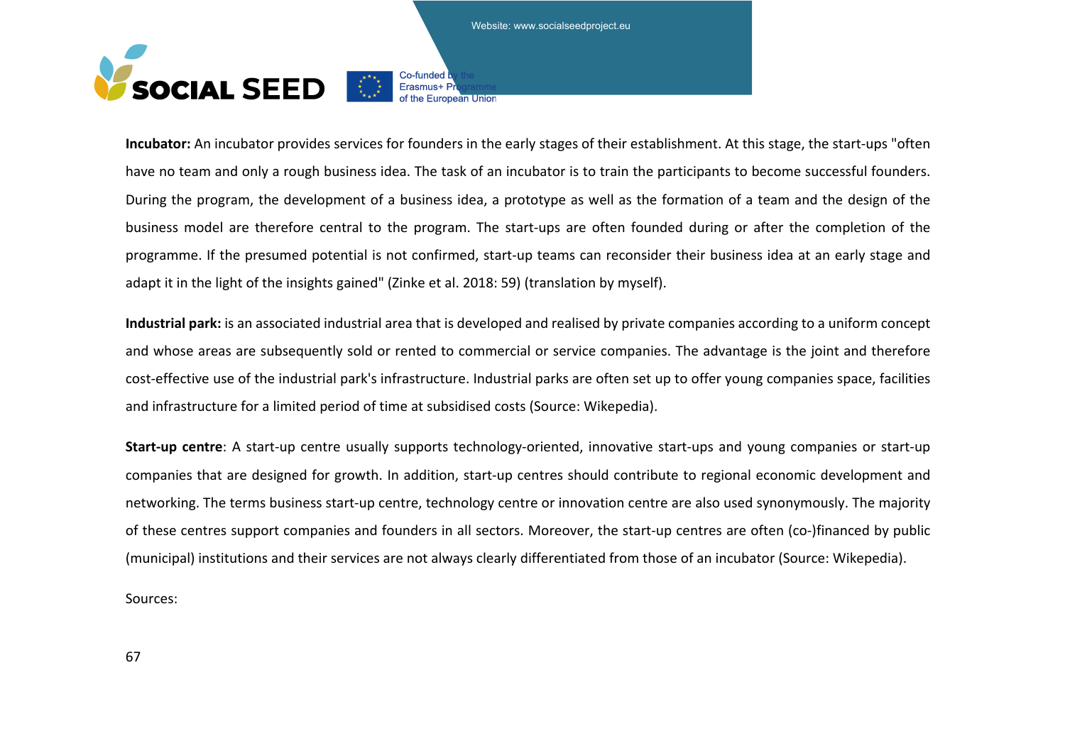**Incubator:** An incubator provides services for founders in the early stages of their establishment. At this stage, the start-ups "often have no team and only a rough business idea. The task of an incubator is to train the participants to become successful founders. During the program, the development of a business idea, a prototype as well as the formation of a team and the design of the business model are therefore central to the program. The start-ups are often founded during or after the completion of the programme. If the presumed potential is not confirmed, start-up teams can reconsider their business idea at an early stage and adapt it in the light of the insights gained" (Zinke et al. 2018: 59) (translation by myself).

**Industrial park:** is an associated industrial area that is developed and realised by private companies according to a uniform concept and whose areas are subsequently sold or rented to commercial or service companies. The advantage is the joint and therefore cost-effective use of the industrial park's infrastructure. Industrial parks are often set up to offer young companies space, facilities and infrastructure for a limited period of time at subsidised costs (Source: Wikepedia).

**Start-up centre**: A start-up centre usually supports technology-oriented, innovative start-ups and young companies or start-up companies that are designed for growth. In addition, start-up centres should contribute to regional economic development and networking. The terms business start-up centre, technology centre or innovation centre are also used synonymously. The majority of these centres support companies and founders in all sectors. Moreover, the start-up centres are often (co-)financed by public (municipal) institutions and their services are not always clearly differentiated from those of an incubator (Source: Wikepedia).

Sources: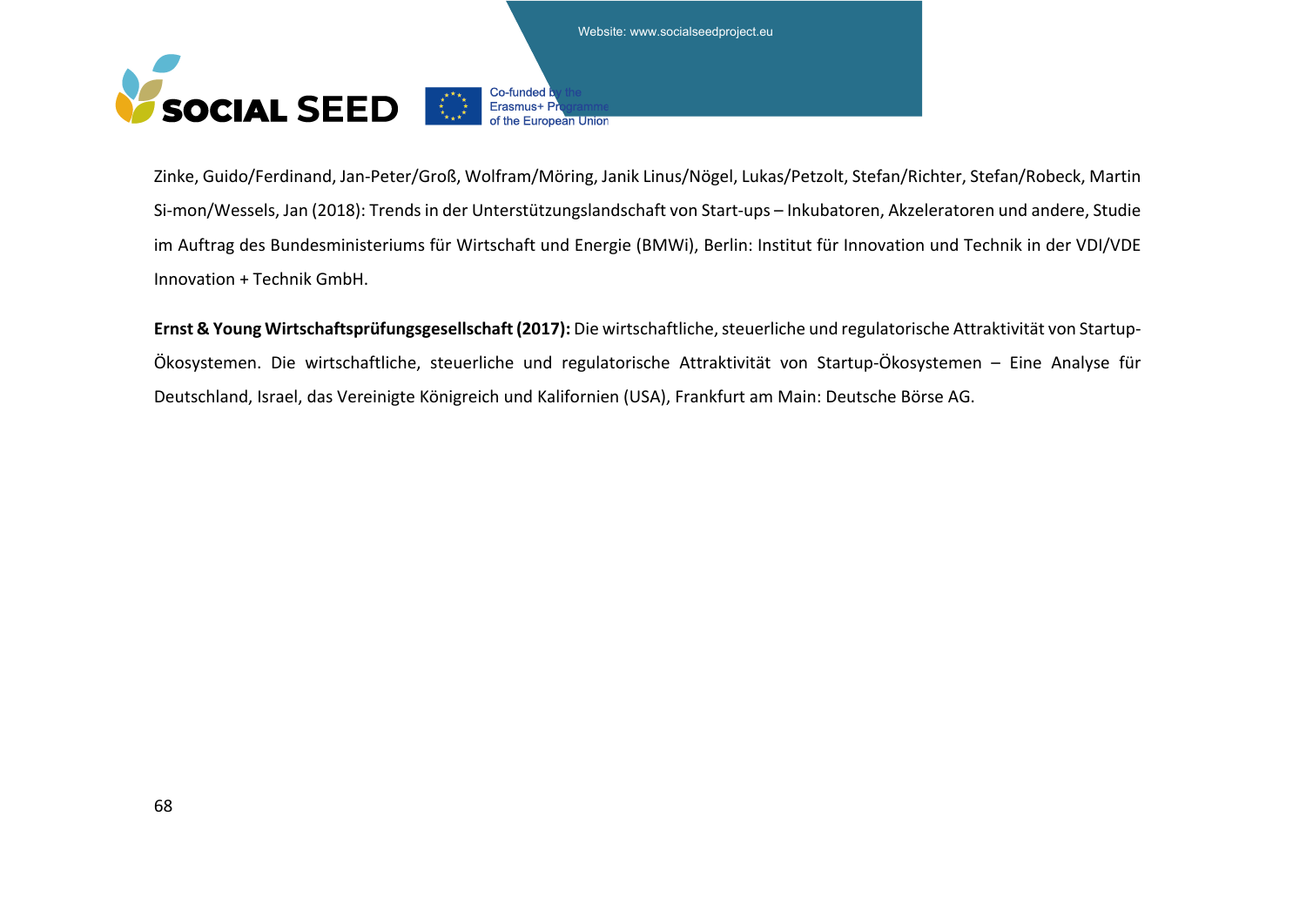Zinke, Guido/Ferdinand, Jan-Peter/Groß, Wolfram/Möring, Janik Linus/Nögel, Lukas/Petzolt, Stefan/Richter, Stefan/Robeck, Martin Si-mon/Wessels, Jan (2018): Trends in der Unterstützungslandschaft von Start-ups – Inkubatoren, Akzeleratoren und andere, Studie im Auftrag des Bundesministeriums für Wirtschaft und Energie (BMWi), Berlin: Institut für Innovation und Technik in der VDI/VDE Innovation + Technik GmbH.

**Ernst & Young Wirtschaftsprüfungsgesellschaft (2017):** Die wirtschaftliche, steuerliche und regulatorische Attraktivität von Startup-Ökosystemen. Die wirtschaftliche, steuerliche und regulatorische Attraktivität von Startup-Ökosystemen – Eine Analyse für Deutschland, Israel, das Vereinigte Königreich und Kalifornien (USA), Frankfurt am Main: Deutsche Börse AG.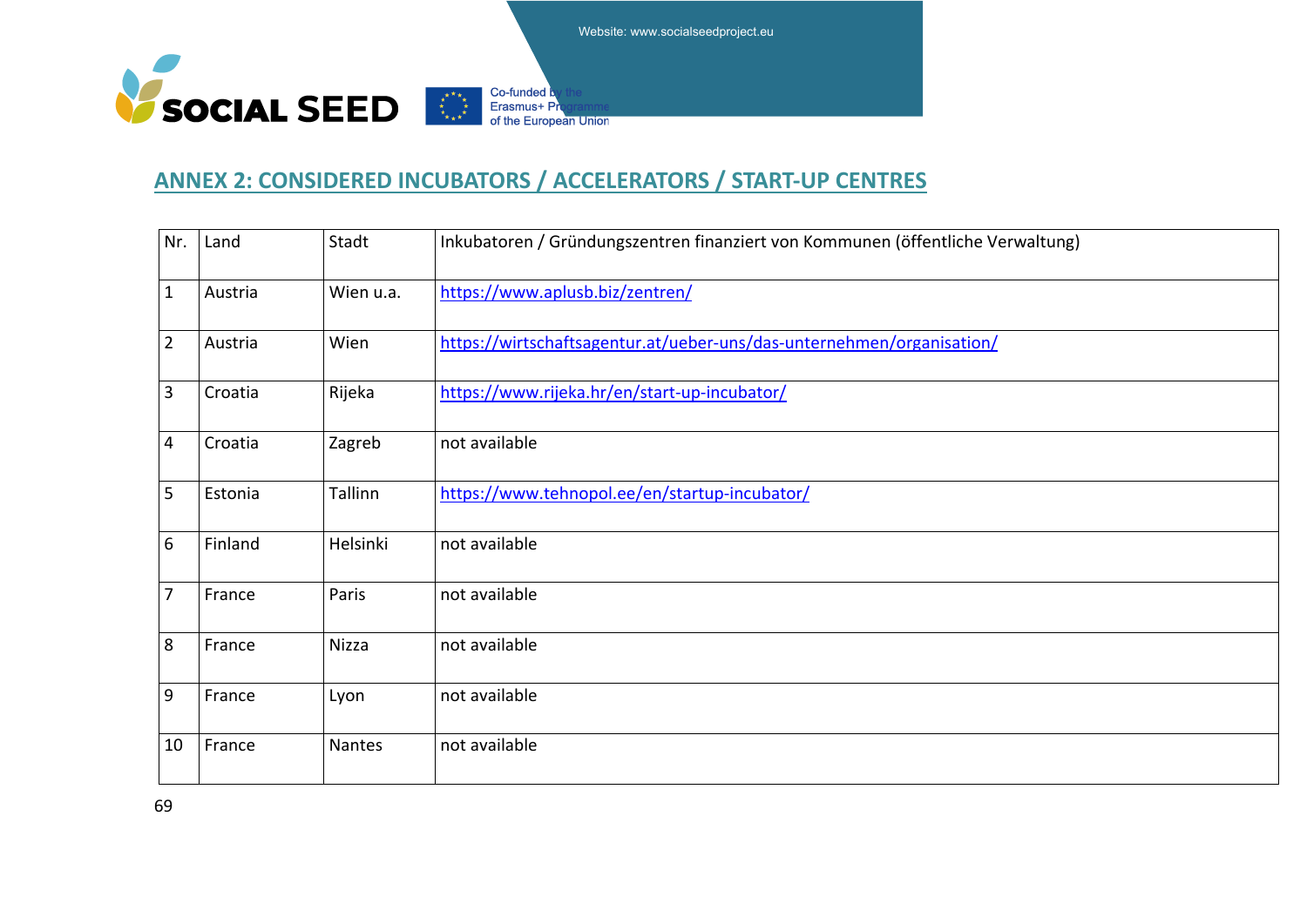## ANNEX 2: CONSIDERED INCUBATORS / ACCELERATORS / START-UP CENTRES

| Nr. | Land | Stadt | Inkubatoren / Gründungszentren finanziert von Kommunen (öffentliche Verwaltung) |
|---|---|---|---|
| 1 | Austria | Wien u.a. | https://www.aplusb.biz/zentren/ |
| 2 | Austria | Wien | https://wirtschaftsagentur.at/ueber-uns/das-unternehmen/organisation/ |
| 3 | Croatia | Rijeka | https://www.rijeka.hr/en/start-up-incubator/ |
| 4 | Croatia | Zagreb | not available |
| 5 | Estonia | Tallinn | https://www.tehnopol.ee/en/startup-incubator/ |
| 6 | Finland | Helsinki | not available |
| 7 | France | Paris | not available |
| 8 | France | Nizza | not available |
| 9 | France | Lyon | not available |
| 10 | France | Nantes | not available |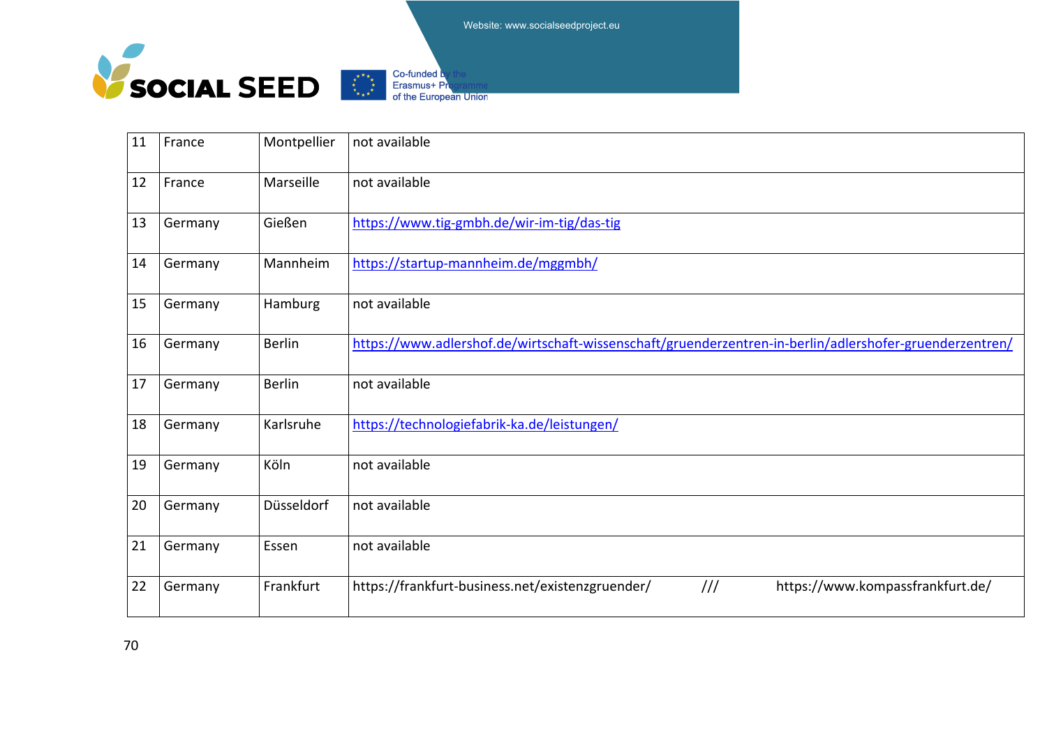| 11 | France | Montpellier | not available |
|---|---|---|---|
| 12 | France | Marseille | not available |
| 13 | Germany | Gießen | https://www.tig-gmbh.de/wir-im-tig/das-tig |
| 14 | Germany | Mannheim | https://startup-mannheim.de/mggmbh/ |
| 15 | Germany | Hamburg | not available |
| 16 | Germany | Berlin | https://www.adlershof.de/wirtschaft-wissenschaft/gruenderzentren-in-berlin/adlershofer-gruenderzentren/ |
| 17 | Germany | Berlin | not available |
| 18 | Germany | Karlsruhe | https://technologiefabrik-ka.de/leistungen/ |
| 19 | Germany | Köln | not available |
| 20 | Germany | Düsseldorf | not available |
| 21 | Germany | Essen | not available |
| 22 | Germany | Frankfurt | https://frankfurt-business.net/existenzgruender/ /// https://www.kompassfrankfurt.de/ |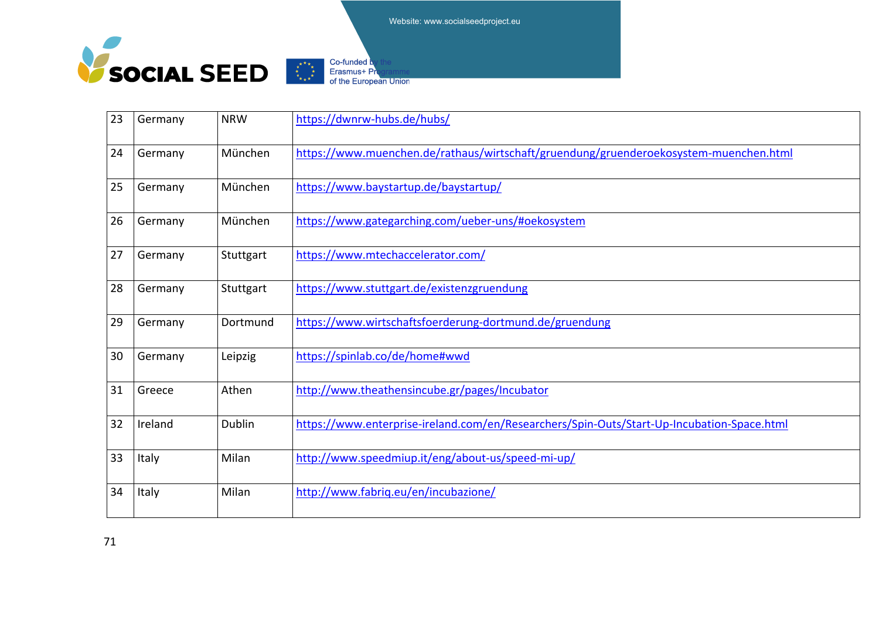| 23 | Germany | NRW | https://dwnrw-hubs.de/hubs/ |
|---|---|---|---|
| 24 | Germany | München | https://www.muenchen.de/rathaus/wirtschaft/gruendung/gruenderoekosystem-muenchen.html |
| 25 | Germany | München | https://www.baystartup.de/baystartup/ |
| 26 | Germany | München | https://www.gategarching.com/ueber-uns/#oekosystem |
| 27 | Germany | Stuttgart | https://www.mtechaccelerator.com/ |
| 28 | Germany | Stuttgart | https://www.stuttgart.de/existenzgruendung |
| 29 | Germany | Dortmund | https://www.wirtschaftsfoerderung-dortmund.de/gruendung |
| 30 | Germany | Leipzig | https://spinlab.co/de/home#wwd |
| 31 | Greece | Athen | http://www.theathensincube.gr/pages/Incubator |
| 32 | Ireland | Dublin | https://www.enterprise-ireland.com/en/Researchers/Spin-Outs/Start-Up-Incubation-Space.html |
| 33 | Italy | Milan | http://www.speedmiup.it/eng/about-us/speed-mi-up/ |
| 34 | Italy | Milan | http://www.fabriq.eu/en/incubazione/ |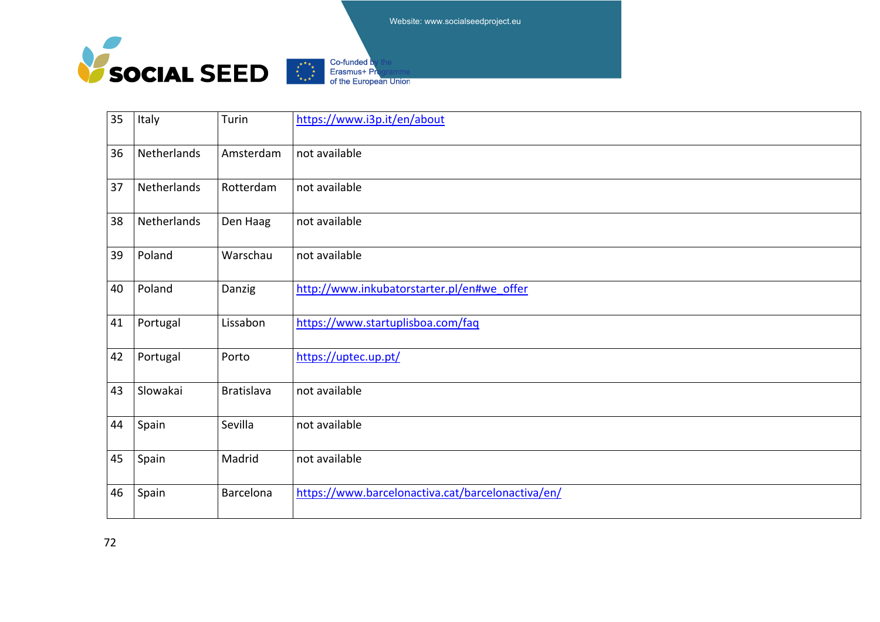| 35 | Italy | Turin | https://www.i3p.it/en/about |
|---|---|---|---|
| 36 | Netherlands | Amsterdam | not available |
| 37 | Netherlands | Rotterdam | not available |
| 38 | Netherlands | Den Haag | not available |
| 39 | Poland | Warschau | not available |
| 40 | Poland | Danzig | http://www.inkubatorstarter.pl/en#we_offer |
| 41 | Portugal | Lissabon | https://www.startuplisboa.com/faq |
| 42 | Portugal | Porto | https://uptec.up.pt/ |
| 43 | Slowakai | Bratislava | not available |
| 44 | Spain | Sevilla | not available |
| 45 | Spain | Madrid | not available |
| 46 | Spain | Barcelona | https://www.barcelonactiva.cat/barcelonactiva/en/ |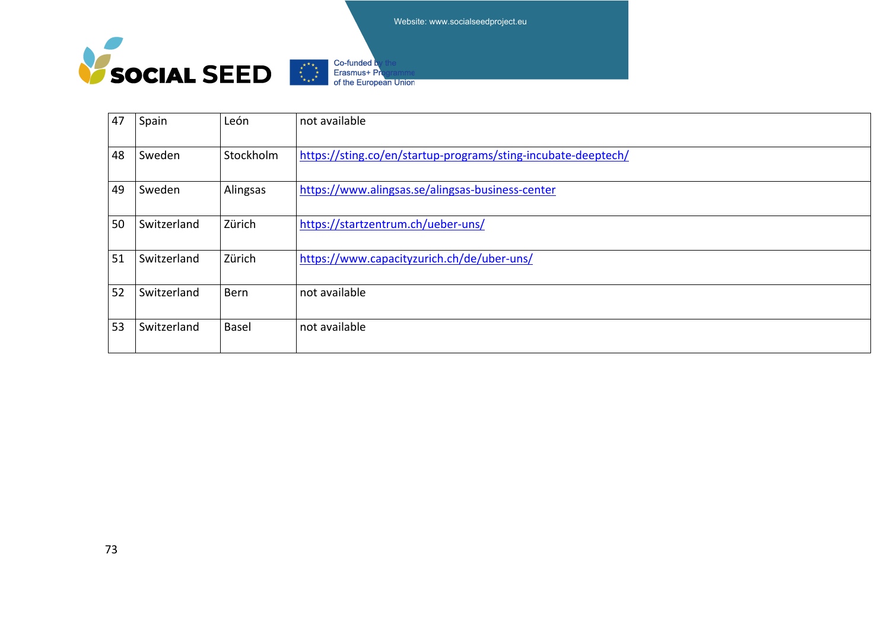| | | | |
|---|---|---|---|
| 47 | Spain | León | not available |
| 48 | Sweden | Stockholm | https://sting.co/en/startup-programs/sting-incubate-deeptech/ |
| 49 | Sweden | Alingsas | https://www.alingsas.se/alingsas-business-center |
| 50 | Switzerland | Zürich | https://startzentrum.ch/ueber-uns/ |
| 51 | Switzerland | Zürich | https://www.capacityzurich.ch/de/uber-uns/ |
| 52 | Switzerland | Bern | not available |
| 53 | Switzerland | Basel | not available |